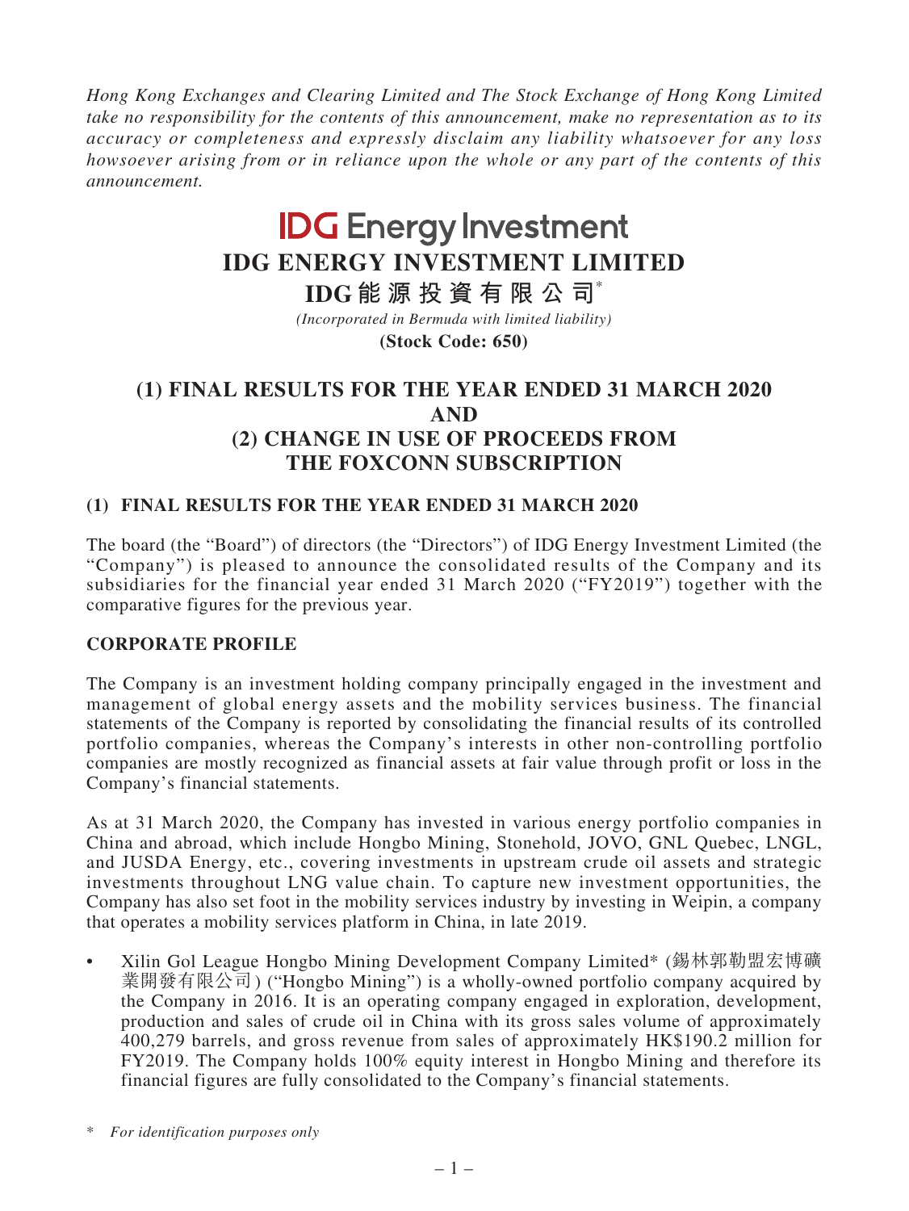*Hong Kong Exchanges and Clearing Limited and The Stock Exchange of Hong Kong Limited take no responsibility for the contents of this announcement, make no representation as to its accuracy or completeness and expressly disclaim any liability whatsoever for any loss howsoever arising from or in reliance upon the whole or any part of the contents of this announcement.*

**IDG Energy Investment**

# IDG ENERGY INVESTMENT LIMITED

# IDG能源投資有限公司*

*(Incorporated in Bermuda with limited liability)*

**(Stock Code: 650)**

# (1) FINAL RESULTS FOR THE YEAR ENDED 31 MARCH 2020 AND (2) CHANGE IN USE OF PROCEEDS FROM THE FOXCONN SUBSCRIPTION

## (1) FINAL RESULTS FOR THE YEAR ENDED 31 MARCH 2020

The board (the "Board") of directors (the "Directors") of IDG Energy Investment Limited (the "Company") is pleased to announce the consolidated results of the Company and its subsidiaries for the financial year ended 31 March 2020 ("FY2019") together with the comparative figures for the previous year.

## CORPORATE PROFILE

The Company is an investment holding company principally engaged in the investment and management of global energy assets and the mobility services business. The financial statements of the Company is reported by consolidating the financial results of its controlled portfolio companies, whereas the Company's interests in other non-controlling portfolio companies are mostly recognized as financial assets at fair value through profit or loss in the Company's financial statements.

As at 31 March 2020, the Company has invested in various energy portfolio companies in China and abroad, which include Hongbo Mining, Stonehold, JOVO, GNL Quebec, LNGL, and JUSDA Energy, etc., covering investments in upstream crude oil assets and strategic investments throughout LNG value chain. To capture new investment opportunities, the Company has also set foot in the mobility services industry by investing in Weipin, a company that operates a mobility services platform in China, in late 2019.

- Xilin Gol League Hongbo Mining Development Company Limited* (錫林郭勒盟宏博礦業開發有限公司) ("Hongbo Mining") is a wholly-owned portfolio company acquired by the Company in 2016. It is an operating company engaged in exploration, development, production and sales of crude oil in China with its gross sales volume of approximately 400,279 barrels, and gross revenue from sales of approximately HK$190.2 million for FY2019. The Company holds 100% equity interest in Hongbo Mining and therefore its financial figures are fully consolidated to the Company's financial statements.

\* *For identification purposes only*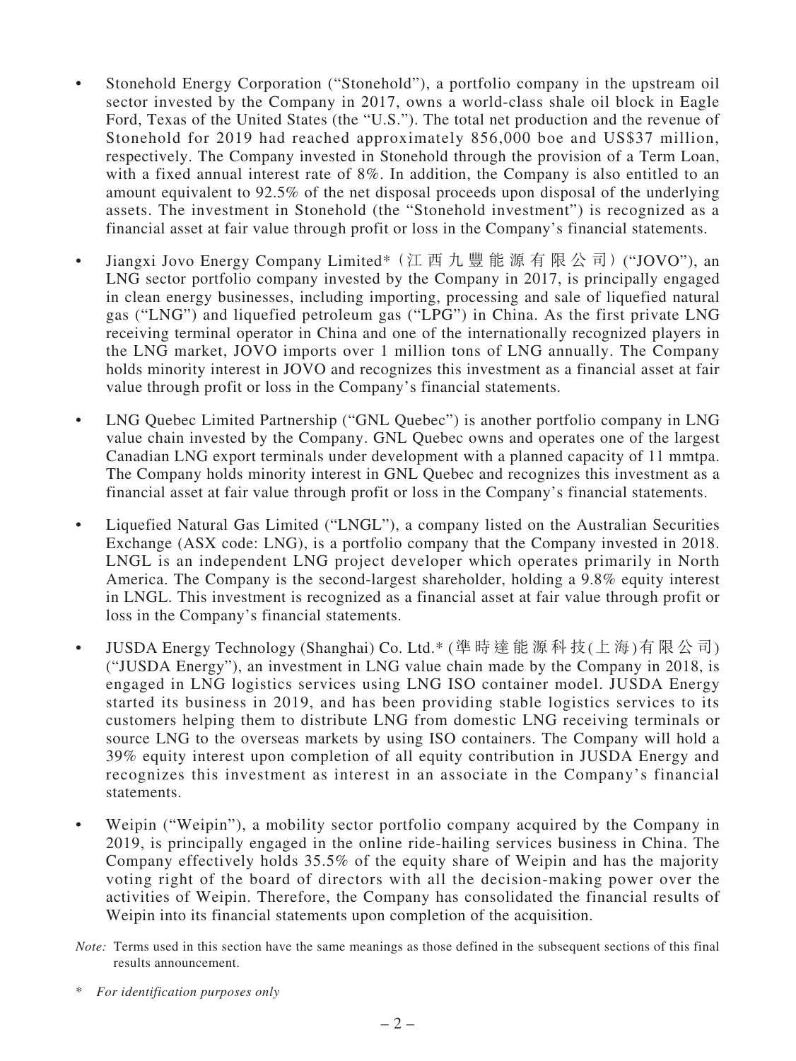- Stonehold Energy Corporation ("Stonehold"), a portfolio company in the upstream oil sector invested by the Company in 2017, owns a world-class shale oil block in Eagle Ford, Texas of the United States (the "U.S."). The total net production and the revenue of Stonehold for 2019 had reached approximately 856,000 boe and US$37 million, respectively. The Company invested in Stonehold through the provision of a Term Loan, with a fixed annual interest rate of 8%. In addition, the Company is also entitled to an amount equivalent to 92.5% of the net disposal proceeds upon disposal of the underlying assets. The investment in Stonehold (the "Stonehold investment") is recognized as a financial asset at fair value through profit or loss in the Company's financial statements.

- Jiangxi Jovo Energy Company Limited*（江西九豐能源有限公司）("JOVO"), an LNG sector portfolio company invested by the Company in 2017, is principally engaged in clean energy businesses, including importing, processing and sale of liquefied natural gas ("LNG") and liquefied petroleum gas ("LPG") in China. As the first private LNG receiving terminal operator in China and one of the internationally recognized players in the LNG market, JOVO imports over 1 million tons of LNG annually. The Company holds minority interest in JOVO and recognizes this investment as a financial asset at fair value through profit or loss in the Company's financial statements.

- LNG Quebec Limited Partnership ("GNL Quebec") is another portfolio company in LNG value chain invested by the Company. GNL Quebec owns and operates one of the largest Canadian LNG export terminals under development with a planned capacity of 11 mmtpa. The Company holds minority interest in GNL Quebec and recognizes this investment as a financial asset at fair value through profit or loss in the Company's financial statements.

- Liquefied Natural Gas Limited ("LNGL"), a company listed on the Australian Securities Exchange (ASX code: LNG), is a portfolio company that the Company invested in 2018. LNGL is an independent LNG project developer which operates primarily in North America. The Company is the second-largest shareholder, holding a 9.8% equity interest in LNGL. This investment is recognized as a financial asset at fair value through profit or loss in the Company's financial statements.

- JUSDA Energy Technology (Shanghai) Co. Ltd.* (準時達能源科技(上海)有限公司) ("JUSDA Energy"), an investment in LNG value chain made by the Company in 2018, is engaged in LNG logistics services using LNG ISO container model. JUSDA Energy started its business in 2019, and has been providing stable logistics services to its customers helping them to distribute LNG from domestic LNG receiving terminals or source LNG to the overseas markets by using ISO containers. The Company will hold a 39% equity interest upon completion of all equity contribution in JUSDA Energy and recognizes this investment as interest in an associate in the Company's financial statements.

- Weipin ("Weipin"), a mobility sector portfolio company acquired by the Company in 2019, is principally engaged in the online ride-hailing services business in China. The Company effectively holds 35.5% of the equity share of Weipin and has the majority voting right of the board of directors with all the decision-making power over the activities of Weipin. Therefore, the Company has consolidated the financial results of Weipin into its financial statements upon completion of the acquisition.

*Note:* Terms used in this section have the same meanings as those defined in the subsequent sections of this final results announcement.

\* *For identification purposes only*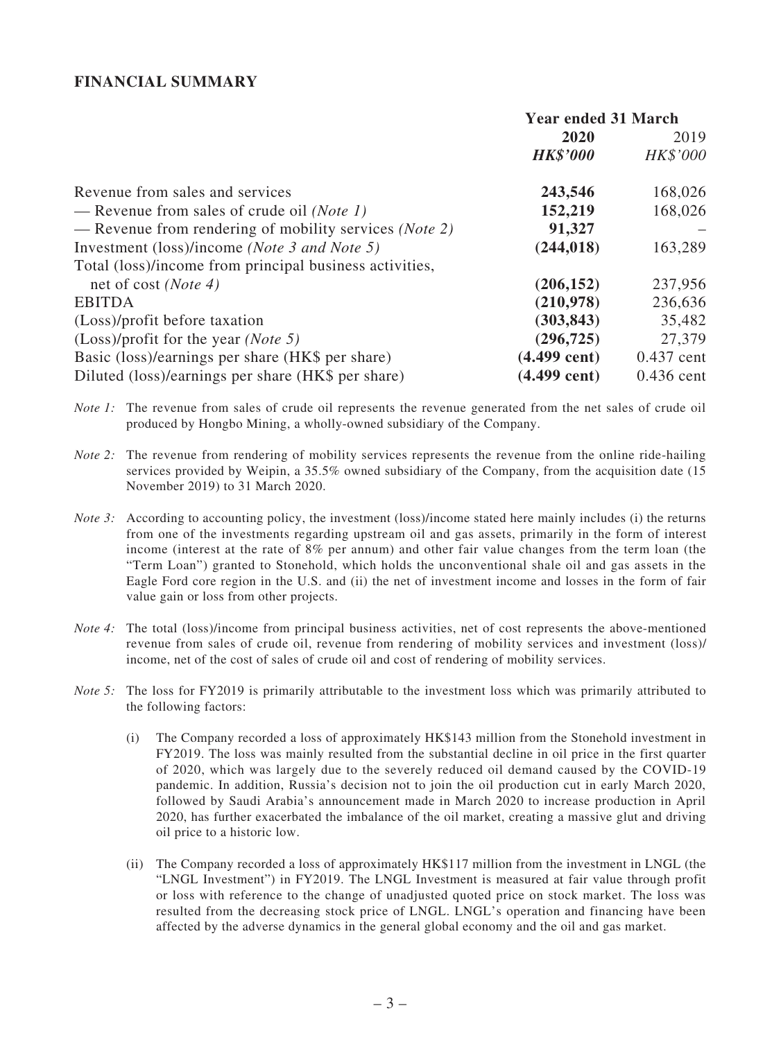## FINANCIAL SUMMARY

| | Year ended 31 March | |
|---|---|---|
| | **2020** | 2019 |
| | ***HK$'000*** | *HK$'000* |
| Revenue from sales and services | **243,546** | 168,026 |
| — Revenue from sales of crude oil *(Note 1)* | **152,219** | 168,026 |
| — Revenue from rendering of mobility services *(Note 2)* | **91,327** | – |
| Investment (loss)/income *(Note 3 and Note 5)* | **(244,018)** | 163,289 |
| Total (loss)/income from principal business activities, net of cost *(Note 4)* | **(206,152)** | 237,956 |
| EBITDA | **(210,978)** | 236,636 |
| (Loss)/profit before taxation | **(303,843)** | 35,482 |
| (Loss)/profit for the year *(Note 5)* | **(296,725)** | 27,379 |
| Basic (loss)/earnings per share (HK$ per share) | **(4.499 cent)** | 0.437 cent |
| Diluted (loss)/earnings per share (HK$ per share) | **(4.499 cent)** | 0.436 cent |

*Note 1:* The revenue from sales of crude oil represents the revenue generated from the net sales of crude oil produced by Hongbo Mining, a wholly-owned subsidiary of the Company.

*Note 2:* The revenue from rendering of mobility services represents the revenue from the online ride-hailing services provided by Weipin, a 35.5% owned subsidiary of the Company, from the acquisition date (15 November 2019) to 31 March 2020.

*Note 3:* According to accounting policy, the investment (loss)/income stated here mainly includes (i) the returns from one of the investments regarding upstream oil and gas assets, primarily in the form of interest income (interest at the rate of 8% per annum) and other fair value changes from the term loan (the "Term Loan") granted to Stonehold, which holds the unconventional shale oil and gas assets in the Eagle Ford core region in the U.S. and (ii) the net of investment income and losses in the form of fair value gain or loss from other projects.

*Note 4:* The total (loss)/income from principal business activities, net of cost represents the above-mentioned revenue from sales of crude oil, revenue from rendering of mobility services and investment (loss)/ income, net of the cost of sales of crude oil and cost of rendering of mobility services.

*Note 5:* The loss for FY2019 is primarily attributable to the investment loss which was primarily attributed to the following factors:

(i) The Company recorded a loss of approximately HK$143 million from the Stonehold investment in FY2019. The loss was mainly resulted from the substantial decline in oil price in the first quarter of 2020, which was largely due to the severely reduced oil demand caused by the COVID-19 pandemic. In addition, Russia's decision not to join the oil production cut in early March 2020, followed by Saudi Arabia's announcement made in March 2020 to increase production in April 2020, has further exacerbated the imbalance of the oil market, creating a massive glut and driving oil price to a historic low.

(ii) The Company recorded a loss of approximately HK$117 million from the investment in LNGL (the "LNGL Investment") in FY2019. The LNGL Investment is measured at fair value through profit or loss with reference to the change of unadjusted quoted price on stock market. The loss was resulted from the decreasing stock price of LNGL. LNGL's operation and financing have been affected by the adverse dynamics in the general global economy and the oil and gas market.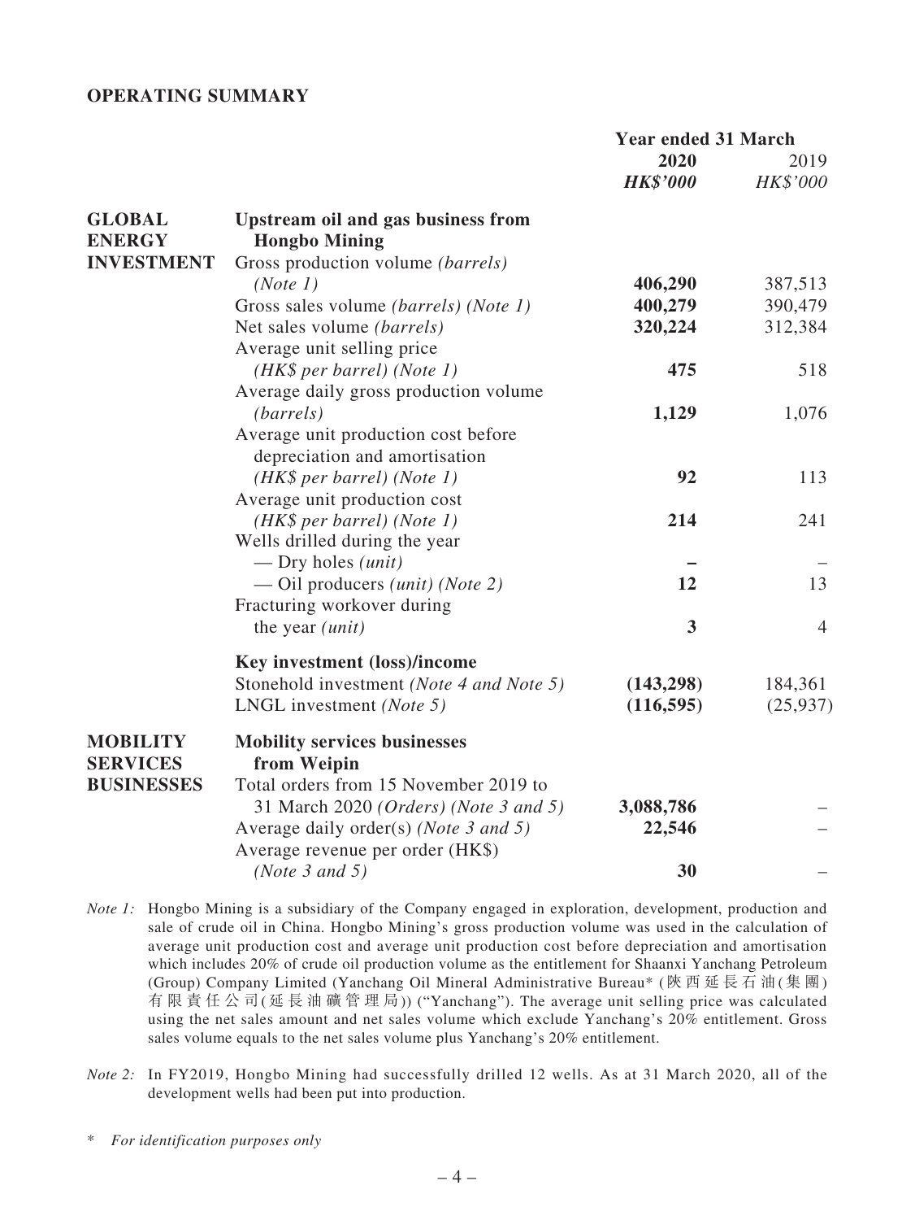## OPERATING SUMMARY

| | | Year ended 31 March | |
|---|---|---|---|
| | | **2020** | 2019 |
| | | ***HK$'000*** | *HK$'000* |
| **GLOBAL ENERGY INVESTMENT** | **Upstream oil and gas business from Hongbo Mining** | | |
| | Gross production volume *(barrels)* *(Note 1)* | **406,290** | 387,513 |
| | Gross sales volume *(barrels) (Note 1)* | **400,279** | 390,479 |
| | Net sales volume *(barrels)* | **320,224** | 312,384 |
| | Average unit selling price *(HK$ per barrel) (Note 1)* | **475** | 518 |
| | Average daily gross production volume *(barrels)* | **1,129** | 1,076 |
| | Average unit production cost before depreciation and amortisation *(HK$ per barrel) (Note 1)* | **92** | 113 |
| | Average unit production cost *(HK$ per barrel) (Note 1)* | **214** | 241 |
| | Wells drilled during the year | | |
| | — Dry holes *(unit)* | **–** | – |
| | — Oil producers *(unit) (Note 2)* | **12** | 13 |
| | Fracturing workover during the year *(unit)* | **3** | 4 |
| | **Key investment (loss)/income** | | |
| | Stonehold investment *(Note 4 and Note 5)* | **(143,298)** | 184,361 |
| | LNGL investment *(Note 5)* | **(116,595)** | (25,937) |
| **MOBILITY SERVICES BUSINESSES** | **Mobility services businesses from Weipin** | | |
| | Total orders from 15 November 2019 to 31 March 2020 *(Orders) (Note 3 and 5)* | **3,088,786** | – |
| | Average daily order(s) *(Note 3 and 5)* | **22,546** | – |
| | Average revenue per order (HK$) *(Note 3 and 5)* | **30** | – |

*Note 1:* Hongbo Mining is a subsidiary of the Company engaged in exploration, development, production and sale of crude oil in China. Hongbo Mining's gross production volume was used in the calculation of average unit production cost and average unit production cost before depreciation and amortisation which includes 20% of crude oil production volume as the entitlement for Shaanxi Yanchang Petroleum (Group) Company Limited (Yanchang Oil Mineral Administrative Bureau* (陝西延長石油(集團)有限責任公司(延長油礦管理局)) ("Yanchang"). The average unit selling price was calculated using the net sales amount and net sales volume which exclude Yanchang's 20% entitlement. Gross sales volume equals to the net sales volume plus Yanchang's 20% entitlement.

*Note 2:* In FY2019, Hongbo Mining had successfully drilled 12 wells. As at 31 March 2020, all of the development wells had been put into production.

\* *For identification purposes only*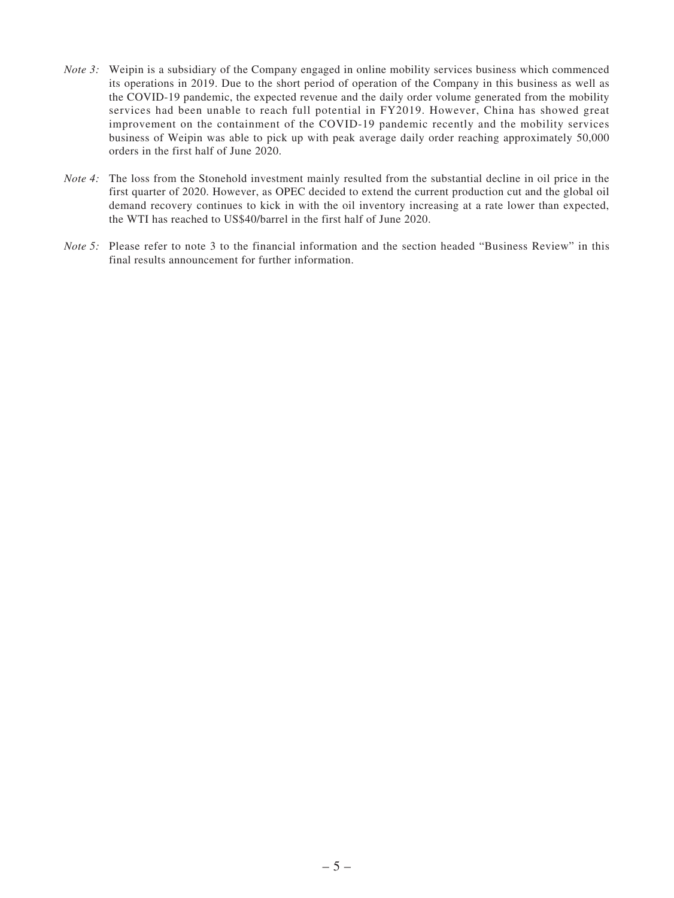*Note 3:* Weipin is a subsidiary of the Company engaged in online mobility services business which commenced its operations in 2019. Due to the short period of operation of the Company in this business as well as the COVID-19 pandemic, the expected revenue and the daily order volume generated from the mobility services had been unable to reach full potential in FY2019. However, China has showed great improvement on the containment of the COVID-19 pandemic recently and the mobility services business of Weipin was able to pick up with peak average daily order reaching approximately 50,000 orders in the first half of June 2020.

*Note 4:* The loss from the Stonehold investment mainly resulted from the substantial decline in oil price in the first quarter of 2020. However, as OPEC decided to extend the current production cut and the global oil demand recovery continues to kick in with the oil inventory increasing at a rate lower than expected, the WTI has reached to US$40/barrel in the first half of June 2020.

*Note 5:* Please refer to note 3 to the financial information and the section headed "Business Review" in this final results announcement for further information.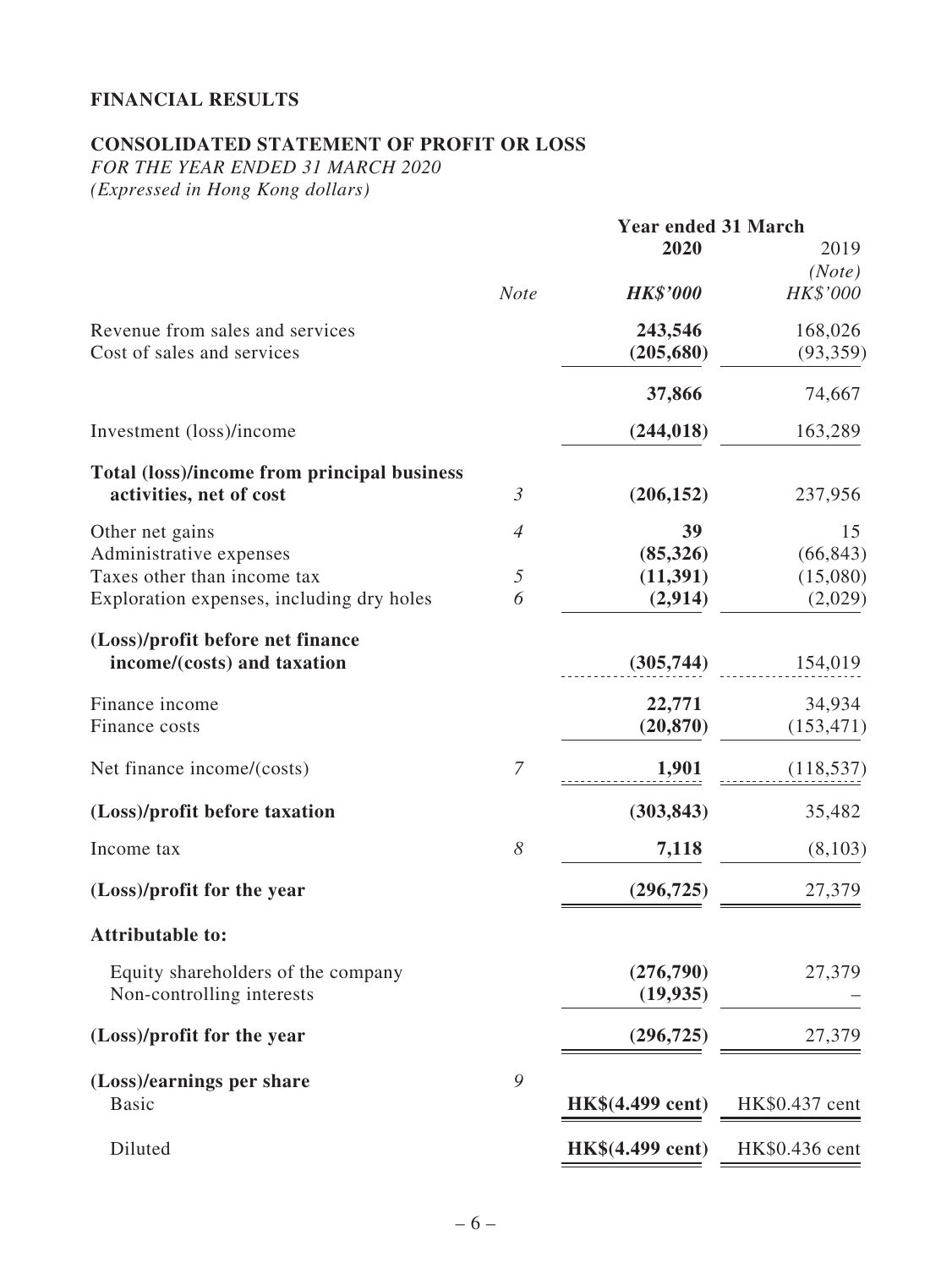## FINANCIAL RESULTS

### CONSOLIDATED STATEMENT OF PROFIT OR LOSS

*FOR THE YEAR ENDED 31 MARCH 2020*
*(Expressed in Hong Kong dollars)*

| | | Year ended 31 March | |
|---|---|---|---|
| | | **2020** | 2019 |
| | | | *(Note)* |
| | *Note* | ***HK$'000*** | *HK$'000* |
| Revenue from sales and services | | **243,546** | 168,026 |
| Cost of sales and services | | **(205,680)** | (93,359) |
| | | **37,866** | 74,667 |
| Investment (loss)/income | | **(244,018)** | 163,289 |
| **Total (loss)/income from principal business activities, net of cost** | *3* | **(206,152)** | 237,956 |
| Other net gains | *4* | **39** | 15 |
| Administrative expenses | | **(85,326)** | (66,843) |
| Taxes other than income tax | *5* | **(11,391)** | (15,080) |
| Exploration expenses, including dry holes | *6* | **(2,914)** | (2,029) |
| **(Loss)/profit before net finance income/(costs) and taxation** | | **(305,744)** | 154,019 |
| Finance income | | **22,771** | 34,934 |
| Finance costs | | **(20,870)** | (153,471) |
| Net finance income/(costs) | *7* | **1,901** | (118,537) |
| **(Loss)/profit before taxation** | | **(303,843)** | 35,482 |
| Income tax | *8* | **7,118** | (8,103) |
| **(Loss)/profit for the year** | | **(296,725)** | 27,379 |
| **Attributable to:** | | | |
| Equity shareholders of the company | | **(276,790)** | 27,379 |
| Non-controlling interests | | **(19,935)** | – |
| **(Loss)/profit for the year** | | **(296,725)** | 27,379 |
| **(Loss)/earnings per share** | *9* | | |
| Basic | | **HK$(4.499 cent)** | HK$0.437 cent |
| Diluted | | **HK$(4.499 cent)** | HK$0.436 cent |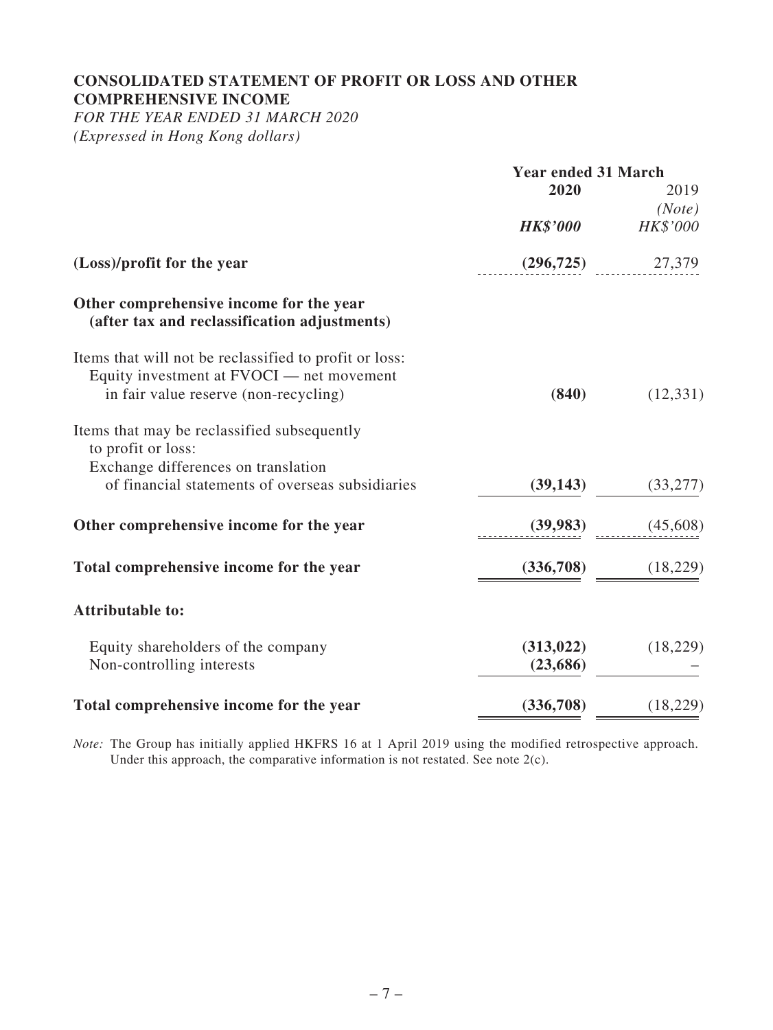## CONSOLIDATED STATEMENT OF PROFIT OR LOSS AND OTHER COMPREHENSIVE INCOME

*FOR THE YEAR ENDED 31 MARCH 2020*

*(Expressed in Hong Kong dollars)*

| | Year ended 31 March | |
|---|---|---|
| | **2020** | 2019 *(Note)* |
| | ***HK$'000*** | *HK$'000* |
| **(Loss)/profit for the year** | **(296,725)** | 27,379 |
| **Other comprehensive income for the year (after tax and reclassification adjustments)** | | |
| Items that will not be reclassified to profit or loss: | | |
| Equity investment at FVOCI — net movement in fair value reserve (non-recycling) | **(840)** | (12,331) |
| Items that may be reclassified subsequently to profit or loss: | | |
| Exchange differences on translation of financial statements of overseas subsidiaries | **(39,143)** | (33,277) |
| **Other comprehensive income for the year** | **(39,983)** | (45,608) |
| **Total comprehensive income for the year** | **(336,708)** | (18,229) |
| **Attributable to:** | | |
| Equity shareholders of the company | **(313,022)** | (18,229) |
| Non-controlling interests | **(23,686)** | – |
| **Total comprehensive income for the year** | **(336,708)** | (18,229) |

*Note:* The Group has initially applied HKFRS 16 at 1 April 2019 using the modified retrospective approach. Under this approach, the comparative information is not restated. See note 2(c).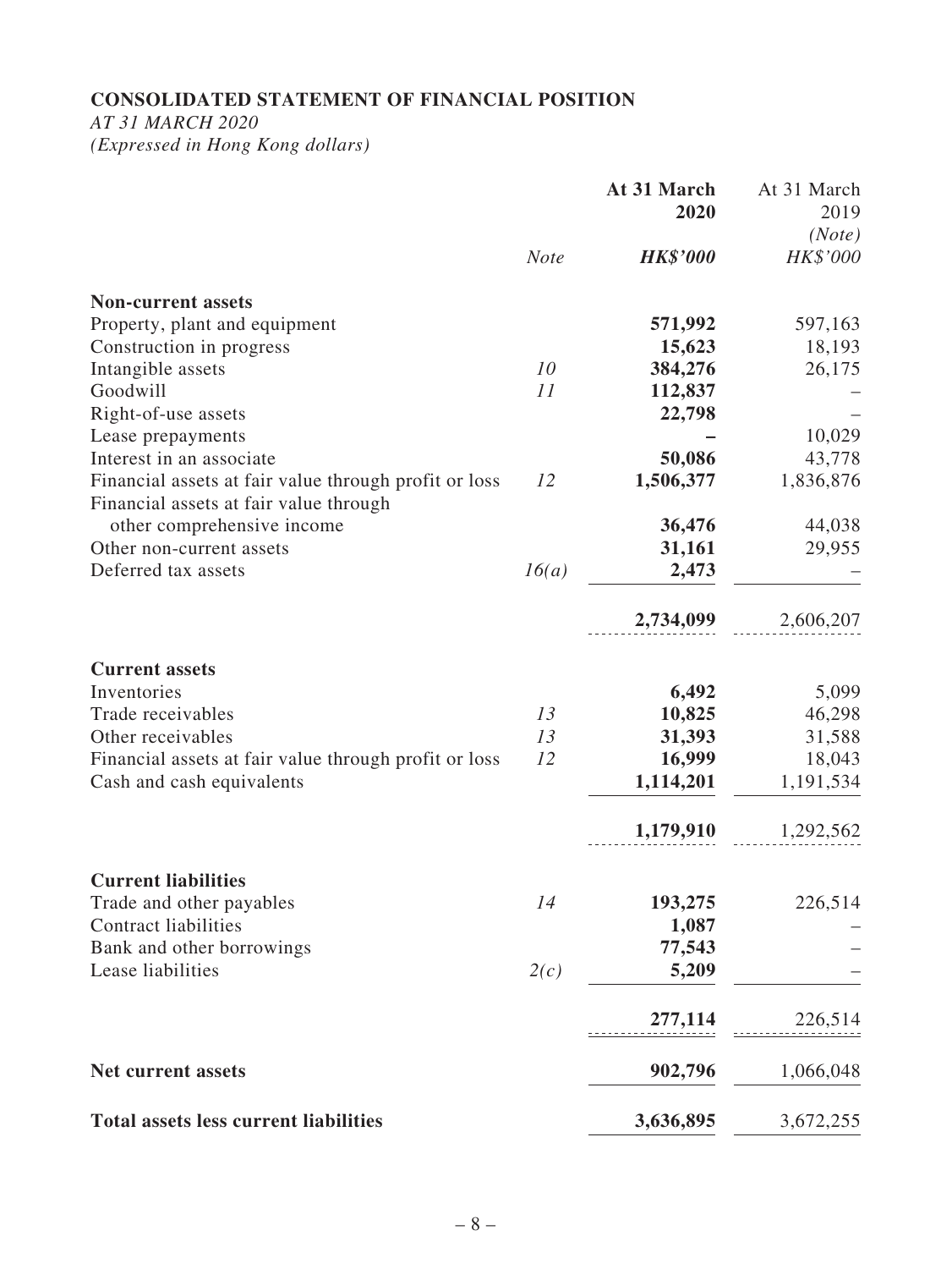# CONSOLIDATED STATEMENT OF FINANCIAL POSITION

*AT 31 MARCH 2020*

*(Expressed in Hong Kong dollars)*

| | Note | At 31 March 2020 | At 31 March 2019 (Note) |
|---|---|---|---|
| | | ***HK$'000*** | *HK$'000* |
| **Non-current assets** | | | |
| Property, plant and equipment | | **571,992** | 597,163 |
| Construction in progress | | **15,623** | 18,193 |
| Intangible assets | *10* | **384,276** | 26,175 |
| Goodwill | *11* | **112,837** | – |
| Right-of-use assets | | **22,798** | – |
| Lease prepayments | | **–** | 10,029 |
| Interest in an associate | | **50,086** | 43,778 |
| Financial assets at fair value through profit or loss | *12* | **1,506,377** | 1,836,876 |
| Financial assets at fair value through other comprehensive income | | **36,476** | 44,038 |
| Other non-current assets | | **31,161** | 29,955 |
| Deferred tax assets | *16(a)* | **2,473** | – |
| | | **2,734,099** | 2,606,207 |
| **Current assets** | | | |
| Inventories | | **6,492** | 5,099 |
| Trade receivables | *13* | **10,825** | 46,298 |
| Other receivables | *13* | **31,393** | 31,588 |
| Financial assets at fair value through profit or loss | *12* | **16,999** | 18,043 |
| Cash and cash equivalents | | **1,114,201** | 1,191,534 |
| | | **1,179,910** | 1,292,562 |
| **Current liabilities** | | | |
| Trade and other payables | *14* | **193,275** | 226,514 |
| Contract liabilities | | **1,087** | – |
| Bank and other borrowings | | **77,543** | – |
| Lease liabilities | *2(c)* | **5,209** | – |
| | | **277,114** | 226,514 |
| **Net current assets** | | **902,796** | 1,066,048 |
| **Total assets less current liabilities** | | **3,636,895** | 3,672,255 |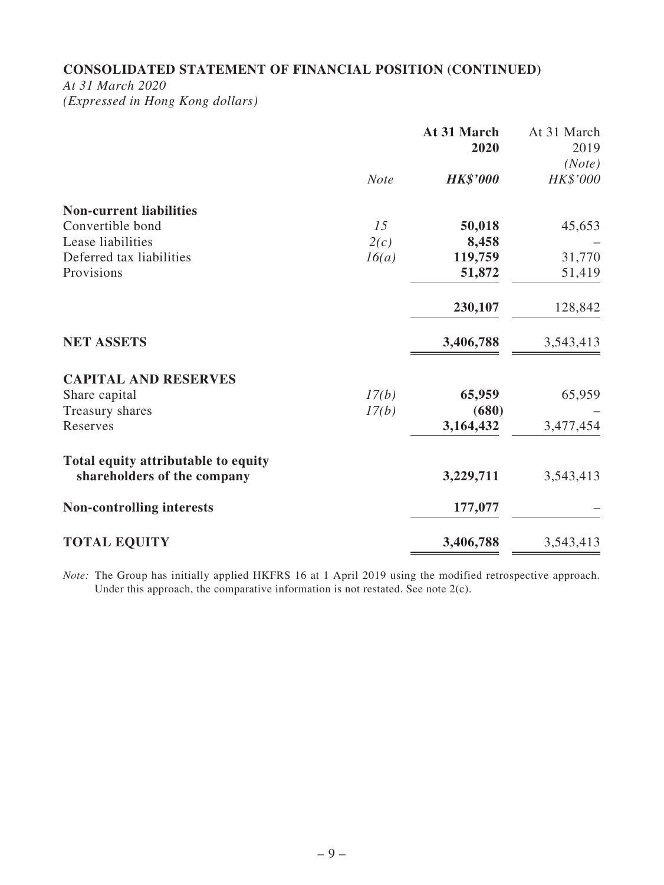## CONSOLIDATED STATEMENT OF FINANCIAL POSITION (CONTINUED)

*At 31 March 2020*
*(Expressed in Hong Kong dollars)*

| | *Note* | **At 31 March 2020** ***HK$'000*** | At 31 March 2019 *(Note)* *HK$'000* |
|---|---|---|---|
| **Non-current liabilities** | | | |
| Convertible bond | *15* | **50,018** | 45,653 |
| Lease liabilities | *2(c)* | **8,458** | – |
| Deferred tax liabilities | *16(a)* | **119,759** | 31,770 |
| Provisions | | **51,872** | 51,419 |
| | | **230,107** | 128,842 |
| **NET ASSETS** | | **3,406,788** | 3,543,413 |
| **CAPITAL AND RESERVES** | | | |
| Share capital | *17(b)* | **65,959** | 65,959 |
| Treasury shares | *17(b)* | **(680)** | – |
| Reserves | | **3,164,432** | 3,477,454 |
| **Total equity attributable to equity shareholders of the company** | | **3,229,711** | 3,543,413 |
| **Non-controlling interests** | | **177,077** | – |
| **TOTAL EQUITY** | | **3,406,788** | 3,543,413 |

*Note:* The Group has initially applied HKFRS 16 at 1 April 2019 using the modified retrospective approach. Under this approach, the comparative information is not restated. See note 2(c).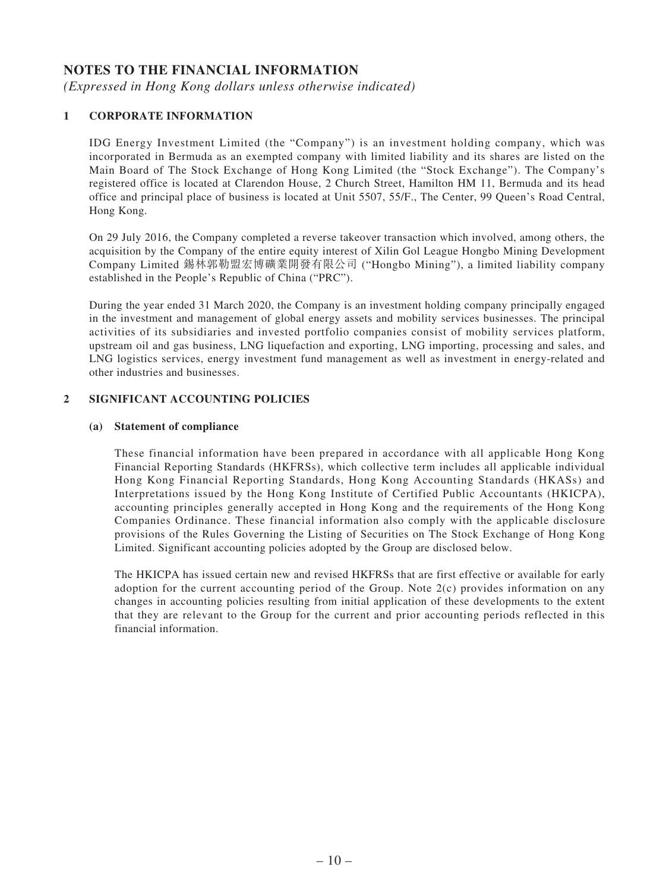# NOTES TO THE FINANCIAL INFORMATION

*(Expressed in Hong Kong dollars unless otherwise indicated)*

## 1 CORPORATE INFORMATION

IDG Energy Investment Limited (the "Company") is an investment holding company, which was incorporated in Bermuda as an exempted company with limited liability and its shares are listed on the Main Board of The Stock Exchange of Hong Kong Limited (the "Stock Exchange"). The Company's registered office is located at Clarendon House, 2 Church Street, Hamilton HM 11, Bermuda and its head office and principal place of business is located at Unit 5507, 55/F., The Center, 99 Queen's Road Central, Hong Kong.

On 29 July 2016, the Company completed a reverse takeover transaction which involved, among others, the acquisition by the Company of the entire equity interest of Xilin Gol League Hongbo Mining Development Company Limited 錫林郭勒盟宏博礦業開發有限公司 ("Hongbo Mining"), a limited liability company established in the People's Republic of China ("PRC").

During the year ended 31 March 2020, the Company is an investment holding company principally engaged in the investment and management of global energy assets and mobility services businesses. The principal activities of its subsidiaries and invested portfolio companies consist of mobility services platform, upstream oil and gas business, LNG liquefaction and exporting, LNG importing, processing and sales, and LNG logistics services, energy investment fund management as well as investment in energy-related and other industries and businesses.

## 2 SIGNIFICANT ACCOUNTING POLICIES

### (a) Statement of compliance

These financial information have been prepared in accordance with all applicable Hong Kong Financial Reporting Standards (HKFRSs), which collective term includes all applicable individual Hong Kong Financial Reporting Standards, Hong Kong Accounting Standards (HKASs) and Interpretations issued by the Hong Kong Institute of Certified Public Accountants (HKICPA), accounting principles generally accepted in Hong Kong and the requirements of the Hong Kong Companies Ordinance. These financial information also comply with the applicable disclosure provisions of the Rules Governing the Listing of Securities on The Stock Exchange of Hong Kong Limited. Significant accounting policies adopted by the Group are disclosed below.

The HKICPA has issued certain new and revised HKFRSs that are first effective or available for early adoption for the current accounting period of the Group. Note 2(c) provides information on any changes in accounting policies resulting from initial application of these developments to the extent that they are relevant to the Group for the current and prior accounting periods reflected in this financial information.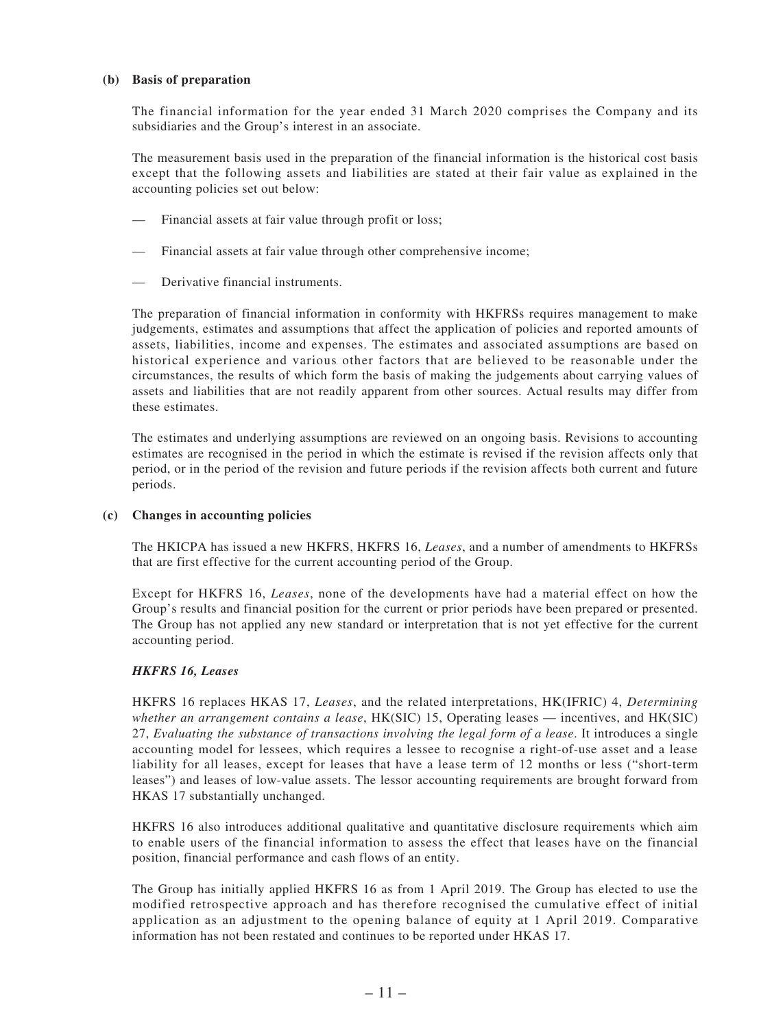**(b) Basis of preparation**

The financial information for the year ended 31 March 2020 comprises the Company and its subsidiaries and the Group's interest in an associate.

The measurement basis used in the preparation of the financial information is the historical cost basis except that the following assets and liabilities are stated at their fair value as explained in the accounting policies set out below:

— Financial assets at fair value through profit or loss;

— Financial assets at fair value through other comprehensive income;

— Derivative financial instruments.

The preparation of financial information in conformity with HKFRSs requires management to make judgements, estimates and assumptions that affect the application of policies and reported amounts of assets, liabilities, income and expenses. The estimates and associated assumptions are based on historical experience and various other factors that are believed to be reasonable under the circumstances, the results of which form the basis of making the judgements about carrying values of assets and liabilities that are not readily apparent from other sources. Actual results may differ from these estimates.

The estimates and underlying assumptions are reviewed on an ongoing basis. Revisions to accounting estimates are recognised in the period in which the estimate is revised if the revision affects only that period, or in the period of the revision and future periods if the revision affects both current and future periods.

**(c) Changes in accounting policies**

The HKICPA has issued a new HKFRS, HKFRS 16, *Leases*, and a number of amendments to HKFRSs that are first effective for the current accounting period of the Group.

Except for HKFRS 16, *Leases*, none of the developments have had a material effect on how the Group's results and financial position for the current or prior periods have been prepared or presented. The Group has not applied any new standard or interpretation that is not yet effective for the current accounting period.

***HKFRS 16, Leases***

HKFRS 16 replaces HKAS 17, *Leases*, and the related interpretations, HK(IFRIC) 4, *Determining whether an arrangement contains a lease*, HK(SIC) 15, Operating leases — incentives, and HK(SIC) 27, *Evaluating the substance of transactions involving the legal form of a lease*. It introduces a single accounting model for lessees, which requires a lessee to recognise a right-of-use asset and a lease liability for all leases, except for leases that have a lease term of 12 months or less ("short-term leases") and leases of low-value assets. The lessor accounting requirements are brought forward from HKAS 17 substantially unchanged.

HKFRS 16 also introduces additional qualitative and quantitative disclosure requirements which aim to enable users of the financial information to assess the effect that leases have on the financial position, financial performance and cash flows of an entity.

The Group has initially applied HKFRS 16 as from 1 April 2019. The Group has elected to use the modified retrospective approach and has therefore recognised the cumulative effect of initial application as an adjustment to the opening balance of equity at 1 April 2019. Comparative information has not been restated and continues to be reported under HKAS 17.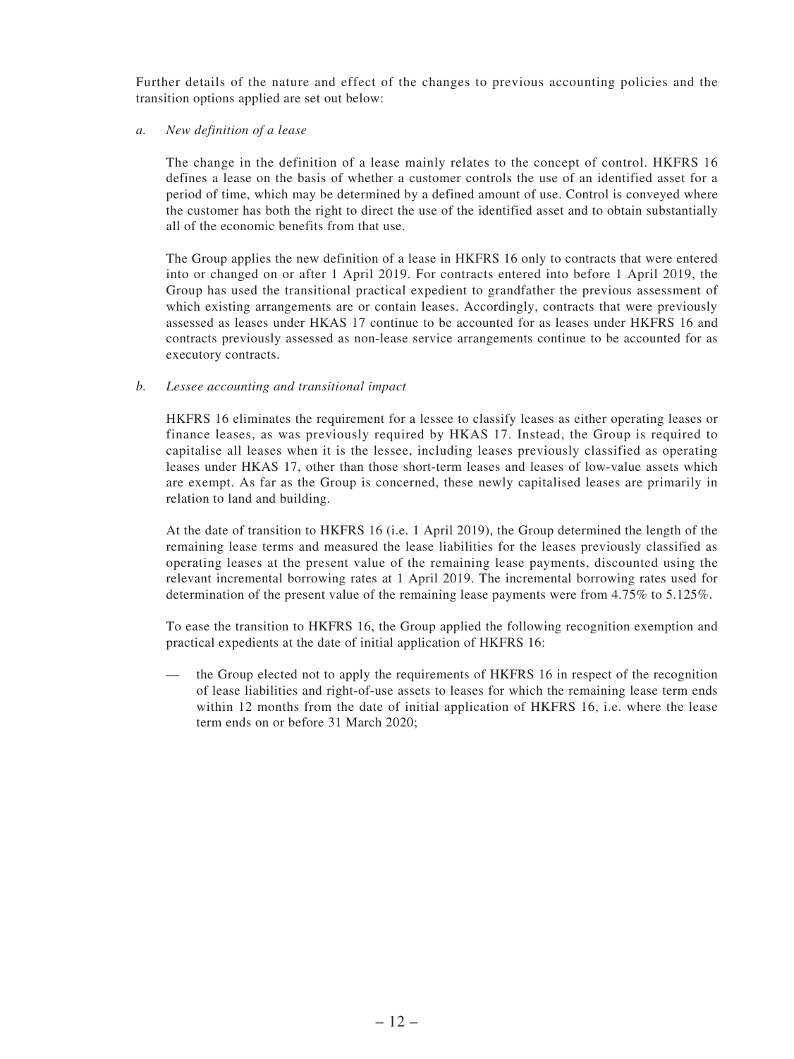Further details of the nature and effect of the changes to previous accounting policies and the transition options applied are set out below:

*a. New definition of a lease*

The change in the definition of a lease mainly relates to the concept of control. HKFRS 16 defines a lease on the basis of whether a customer controls the use of an identified asset for a period of time, which may be determined by a defined amount of use. Control is conveyed where the customer has both the right to direct the use of the identified asset and to obtain substantially all of the economic benefits from that use.

The Group applies the new definition of a lease in HKFRS 16 only to contracts that were entered into or changed on or after 1 April 2019. For contracts entered into before 1 April 2019, the Group has used the transitional practical expedient to grandfather the previous assessment of which existing arrangements are or contain leases. Accordingly, contracts that were previously assessed as leases under HKAS 17 continue to be accounted for as leases under HKFRS 16 and contracts previously assessed as non-lease service arrangements continue to be accounted for as executory contracts.

*b. Lessee accounting and transitional impact*

HKFRS 16 eliminates the requirement for a lessee to classify leases as either operating leases or finance leases, as was previously required by HKAS 17. Instead, the Group is required to capitalise all leases when it is the lessee, including leases previously classified as operating leases under HKAS 17, other than those short-term leases and leases of low-value assets which are exempt. As far as the Group is concerned, these newly capitalised leases are primarily in relation to land and building.

At the date of transition to HKFRS 16 (i.e. 1 April 2019), the Group determined the length of the remaining lease terms and measured the lease liabilities for the leases previously classified as operating leases at the present value of the remaining lease payments, discounted using the relevant incremental borrowing rates at 1 April 2019. The incremental borrowing rates used for determination of the present value of the remaining lease payments were from 4.75% to 5.125%.

To ease the transition to HKFRS 16, the Group applied the following recognition exemption and practical expedients at the date of initial application of HKFRS 16:

— the Group elected not to apply the requirements of HKFRS 16 in respect of the recognition of lease liabilities and right-of-use assets to leases for which the remaining lease term ends within 12 months from the date of initial application of HKFRS 16, i.e. where the lease term ends on or before 31 March 2020;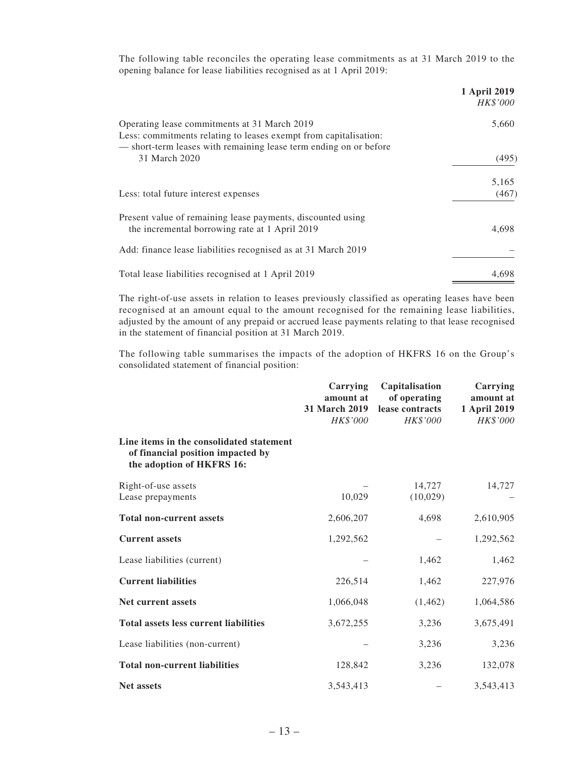The following table reconciles the operating lease commitments as at 31 March 2019 to the opening balance for lease liabilities recognised as at 1 April 2019:

| | 1 April 2019 |
|---|---|
| | *HK$'000* |
| Operating lease commitments at 31 March 2019 | 5,660 |
| Less: commitments relating to leases exempt from capitalisation: | |
| — short-term leases with remaining lease term ending on or before 31 March 2020 | (495) |
| | 5,165 |
| Less: total future interest expenses | (467) |
| Present value of remaining lease payments, discounted using the incremental borrowing rate at 1 April 2019 | 4,698 |
| Add: finance lease liabilities recognised as at 31 March 2019 | – |
| Total lease liabilities recognised at 1 April 2019 | 4,698 |

The right-of-use assets in relation to leases previously classified as operating leases have been recognised at an amount equal to the amount recognised for the remaining lease liabilities, adjusted by the amount of any prepaid or accrued lease payments relating to that lease recognised in the statement of financial position at 31 March 2019.

The following table summarises the impacts of the adoption of HKFRS 16 on the Group's consolidated statement of financial position:

| | Carrying amount at 31 March 2019 | Capitalisation of operating lease contracts | Carrying amount at 1 April 2019 |
|---|---|---|---|
| | *HK$'000* | *HK$'000* | *HK$'000* |
| **Line items in the consolidated statement of financial position impacted by the adoption of HKFRS 16:** | | | |
| Right-of-use assets | – | 14,727 | 14,727 |
| Lease prepayments | 10,029 | (10,029) | – |
| **Total non-current assets** | 2,606,207 | 4,698 | 2,610,905 |
| **Current assets** | 1,292,562 | – | 1,292,562 |
| Lease liabilities (current) | – | 1,462 | 1,462 |
| **Current liabilities** | 226,514 | 1,462 | 227,976 |
| **Net current assets** | 1,066,048 | (1,462) | 1,064,586 |
| **Total assets less current liabilities** | 3,672,255 | 3,236 | 3,675,491 |
| Lease liabilities (non-current) | – | 3,236 | 3,236 |
| **Total non-current liabilities** | 128,842 | 3,236 | 132,078 |
| **Net assets** | 3,543,413 | – | 3,543,413 |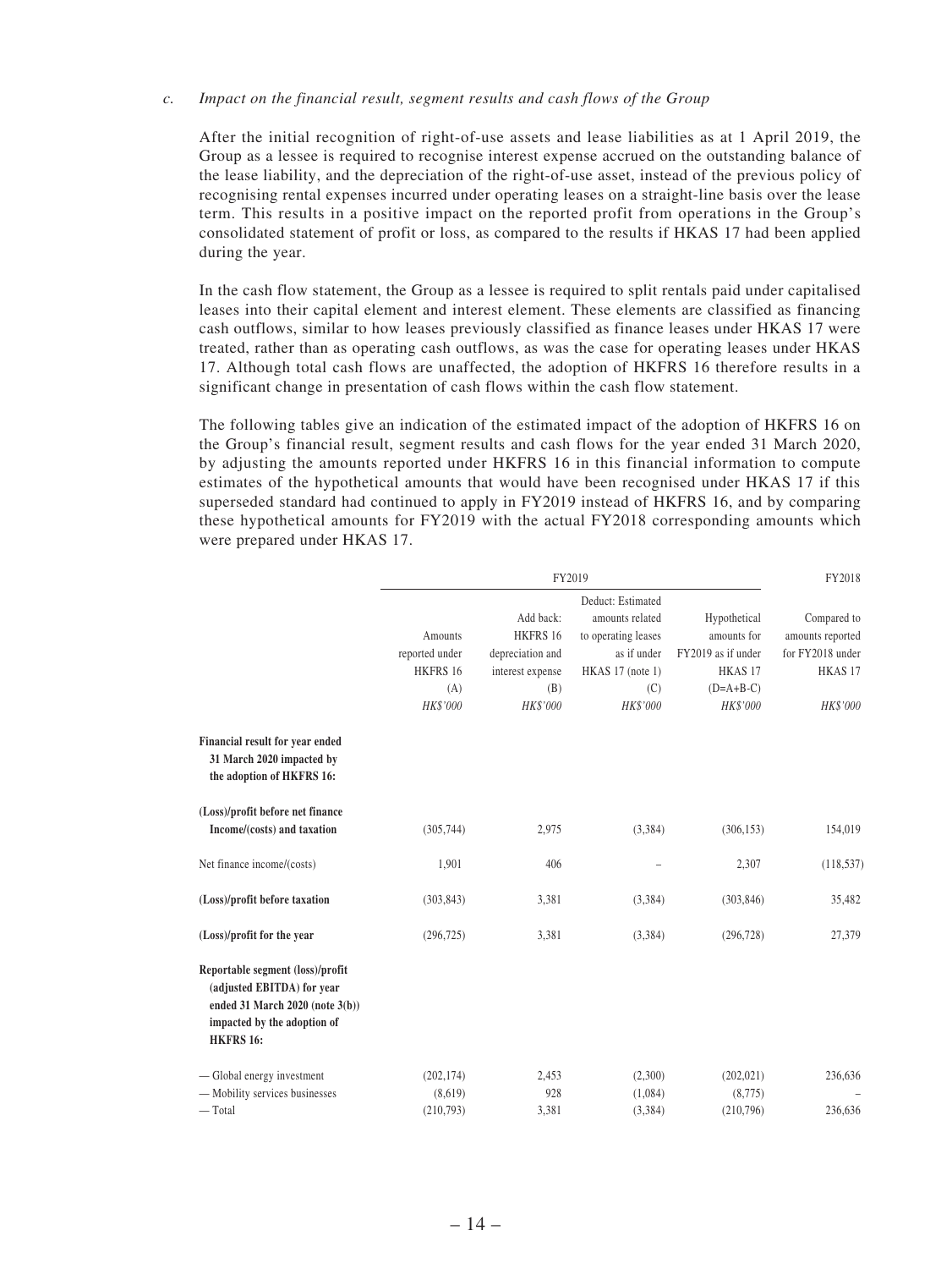*c. Impact on the financial result, segment results and cash flows of the Group*

After the initial recognition of right-of-use assets and lease liabilities as at 1 April 2019, the Group as a lessee is required to recognise interest expense accrued on the outstanding balance of the lease liability, and the depreciation of the right-of-use asset, instead of the previous policy of recognising rental expenses incurred under operating leases on a straight-line basis over the lease term. This results in a positive impact on the reported profit from operations in the Group's consolidated statement of profit or loss, as compared to the results if HKAS 17 had been applied during the year.

In the cash flow statement, the Group as a lessee is required to split rentals paid under capitalised leases into their capital element and interest element. These elements are classified as financing cash outflows, similar to how leases previously classified as finance leases under HKAS 17 were treated, rather than as operating cash outflows, as was the case for operating leases under HKAS 17. Although total cash flows are unaffected, the adoption of HKFRS 16 therefore results in a significant change in presentation of cash flows within the cash flow statement.

The following tables give an indication of the estimated impact of the adoption of HKFRS 16 on the Group's financial result, segment results and cash flows for the year ended 31 March 2020, by adjusting the amounts reported under HKFRS 16 in this financial information to compute estimates of the hypothetical amounts that would have been recognised under HKAS 17 if this superseded standard had continued to apply in FY2019 instead of HKFRS 16, and by comparing these hypothetical amounts for FY2019 with the actual FY2018 corresponding amounts which were prepared under HKAS 17.

| | FY2019 | | | | FY2018 |
|---|---|---|---|---|---|
| | Amounts reported under HKFRS 16 (A) | Add back: HKFRS 16 depreciation and interest expense (B) | Deduct: Estimated amounts related to operating leases as if under HKAS 17 (note 1) (C) | Hypothetical amounts for FY2019 as if under HKAS 17 (D=A+B-C) | Compared to amounts reported for FY2018 under HKAS 17 |
| | *HK$'000* | *HK$'000* | *HK$'000* | *HK$'000* | *HK$'000* |
| **Financial result for year ended 31 March 2020 impacted by the adoption of HKFRS 16:** | | | | | |
| **(Loss)/profit before net finance Income/(costs) and taxation** | (305,744) | 2,975 | (3,384) | (306,153) | 154,019 |
| Net finance income/(costs) | 1,901 | 406 | – | 2,307 | (118,537) |
| **(Loss)/profit before taxation** | (303,843) | 3,381 | (3,384) | (303,846) | 35,482 |
| **(Loss)/profit for the year** | (296,725) | 3,381 | (3,384) | (296,728) | 27,379 |
| **Reportable segment (loss)/profit (adjusted EBITDA) for year ended 31 March 2020 (note 3(b)) impacted by the adoption of HKFRS 16:** | | | | | |
| — Global energy investment | (202,174) | 2,453 | (2,300) | (202,021) | 236,636 |
| — Mobility services businesses | (8,619) | 928 | (1,084) | (8,775) | – |
| — Total | (210,793) | 3,381 | (3,384) | (210,796) | 236,636 |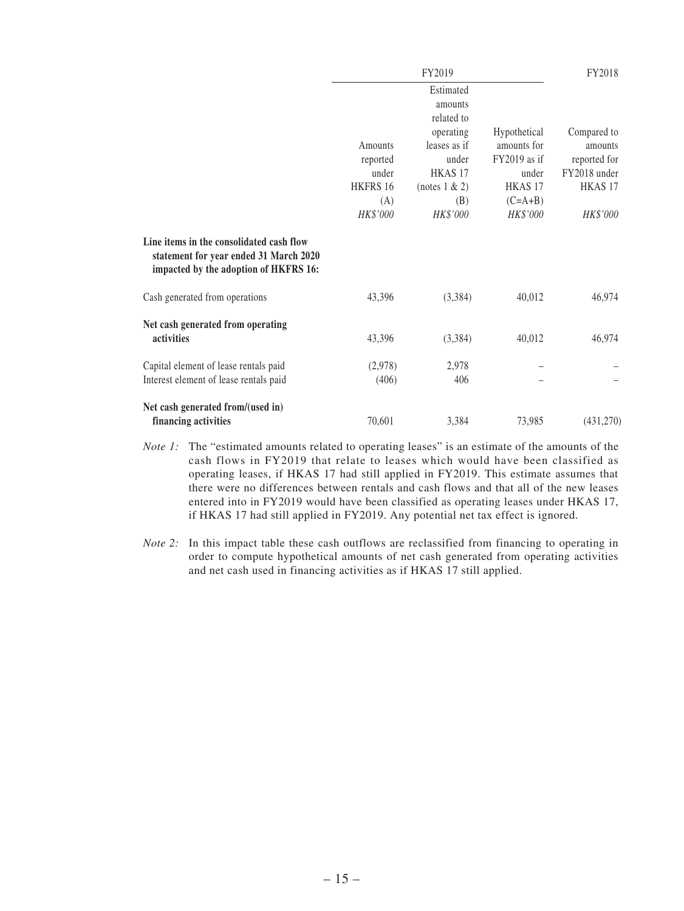| | FY2019 | | | FY2018 |
|---|---|---|---|---|
| | Amounts reported under HKFRS 16 (A) *HK$'000* | Estimated amounts related to operating leases as if under HKAS 17 (notes 1 & 2) (B) *HK$'000* | Hypothetical amounts for FY2019 as if under HKAS 17 (C=A+B) *HK$'000* | Compared to amounts reported for FY2018 under HKAS 17 *HK$'000* |
| **Line items in the consolidated cash flow statement for year ended 31 March 2020 impacted by the adoption of HKFRS 16:** | | | | |
| Cash generated from operations | 43,396 | (3,384) | 40,012 | 46,974 |
| **Net cash generated from operating activities** | 43,396 | (3,384) | 40,012 | 46,974 |
| Capital element of lease rentals paid | (2,978) | 2,978 | – | – |
| Interest element of lease rentals paid | (406) | 406 | – | – |
| **Net cash generated from/(used in) financing activities** | 70,601 | 3,384 | 73,985 | (431,270) |

*Note 1:* The "estimated amounts related to operating leases" is an estimate of the amounts of the cash flows in FY2019 that relate to leases which would have been classified as operating leases, if HKAS 17 had still applied in FY2019. This estimate assumes that there were no differences between rentals and cash flows and that all of the new leases entered into in FY2019 would have been classified as operating leases under HKAS 17, if HKAS 17 had still applied in FY2019. Any potential net tax effect is ignored.

*Note 2:* In this impact table these cash outflows are reclassified from financing to operating in order to compute hypothetical amounts of net cash generated from operating activities and net cash used in financing activities as if HKAS 17 still applied.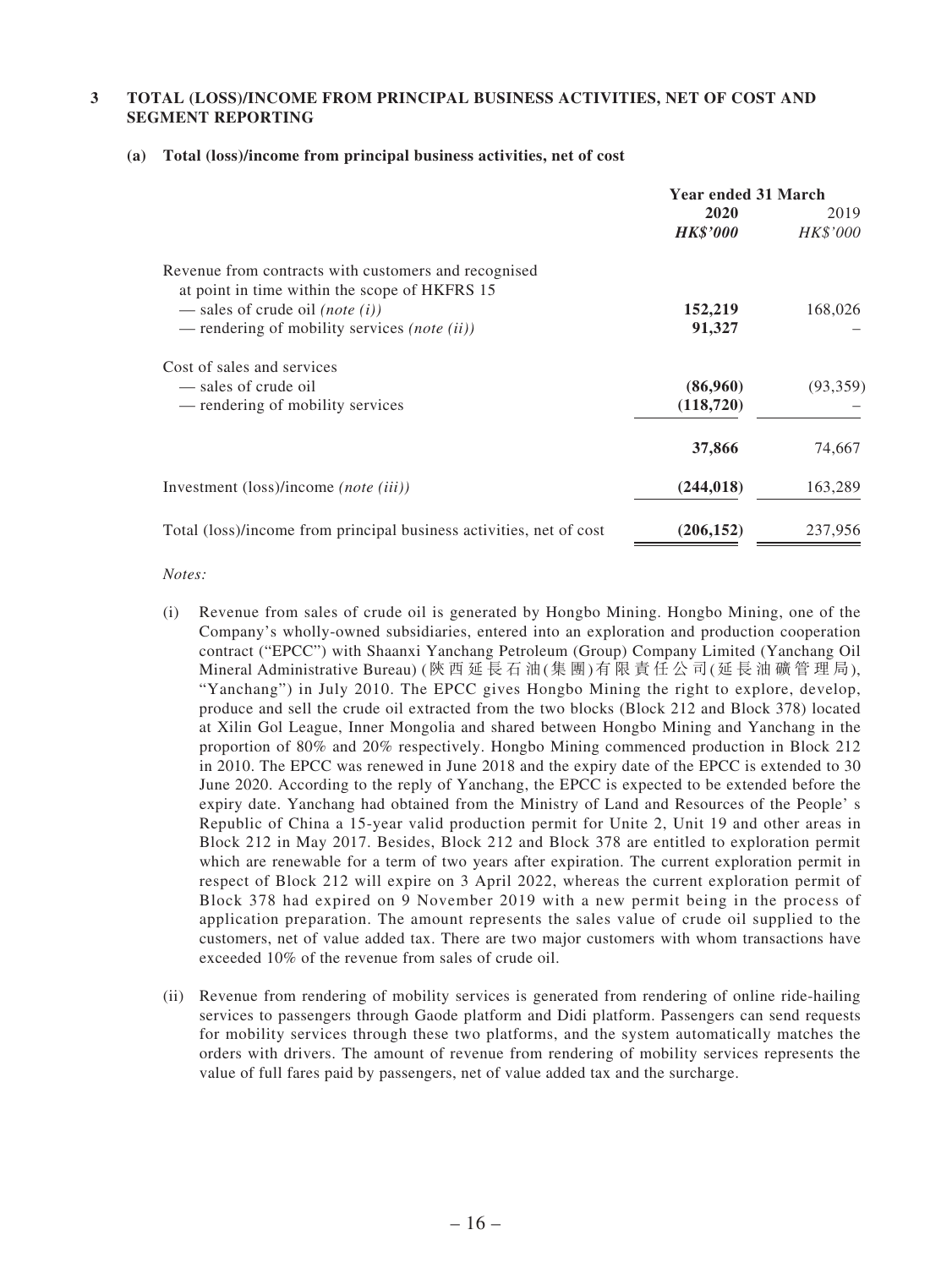## 3 TOTAL (LOSS)/INCOME FROM PRINCIPAL BUSINESS ACTIVITIES, NET OF COST AND SEGMENT REPORTING

### (a) Total (loss)/income from principal business activities, net of cost

| | Year ended 31 March | |
|---|---|---|
| | **2020** | 2019 |
| | ***HK$'000*** | *HK$'000* |
| Revenue from contracts with customers and recognised at point in time within the scope of HKFRS 15 | | |
| — sales of crude oil *(note (i))* | **152,219** | 168,026 |
| — rendering of mobility services *(note (ii))* | **91,327** | – |
| Cost of sales and services | | |
| — sales of crude oil | **(86,960)** | (93,359) |
| — rendering of mobility services | **(118,720)** | – |
| | **37,866** | 74,667 |
| Investment (loss)/income *(note (iii))* | **(244,018)** | 163,289 |
| Total (loss)/income from principal business activities, net of cost | **(206,152)** | 237,956 |

*Notes:*

(i) Revenue from sales of crude oil is generated by Hongbo Mining. Hongbo Mining, one of the Company's wholly-owned subsidiaries, entered into an exploration and production cooperation contract ("EPCC") with Shaanxi Yanchang Petroleum (Group) Company Limited (Yanchang Oil Mineral Administrative Bureau) (陝西延長石油(集團)有限責任公司(延長油礦管理局), "Yanchang") in July 2010. The EPCC gives Hongbo Mining the right to explore, develop, produce and sell the crude oil extracted from the two blocks (Block 212 and Block 378) located at Xilin Gol League, Inner Mongolia and shared between Hongbo Mining and Yanchang in the proportion of 80% and 20% respectively. Hongbo Mining commenced production in Block 212 in 2010. The EPCC was renewed in June 2018 and the expiry date of the EPCC is extended to 30 June 2020. According to the reply of Yanchang, the EPCC is expected to be extended before the expiry date. Yanchang had obtained from the Ministry of Land and Resources of the People' s Republic of China a 15-year valid production permit for Unite 2, Unit 19 and other areas in Block 212 in May 2017. Besides, Block 212 and Block 378 are entitled to exploration permit which are renewable for a term of two years after expiration. The current exploration permit in respect of Block 212 will expire on 3 April 2022, whereas the current exploration permit of Block 378 had expired on 9 November 2019 with a new permit being in the process of application preparation. The amount represents the sales value of crude oil supplied to the customers, net of value added tax. There are two major customers with whom transactions have exceeded 10% of the revenue from sales of crude oil.

(ii) Revenue from rendering of mobility services is generated from rendering of online ride-hailing services to passengers through Gaode platform and Didi platform. Passengers can send requests for mobility services through these two platforms, and the system automatically matches the orders with drivers. The amount of revenue from rendering of mobility services represents the value of full fares paid by passengers, net of value added tax and the surcharge.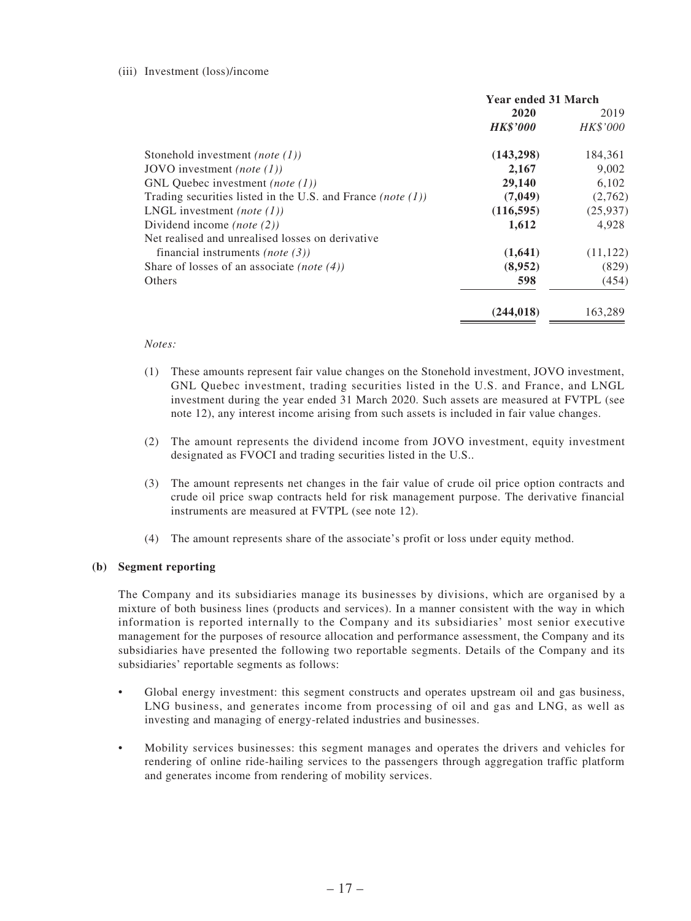(iii) Investment (loss)/income

| | Year ended 31 March | |
|---|---|---|
| | **2020** | 2019 |
| | ***HK$'000*** | *HK$'000* |
| Stonehold investment *(note (1))* | **(143,298)** | 184,361 |
| JOVO investment *(note (1))* | **2,167** | 9,002 |
| GNL Quebec investment *(note (1))* | **29,140** | 6,102 |
| Trading securities listed in the U.S. and France *(note (1))* | **(7,049)** | (2,762) |
| LNGL investment *(note (1))* | **(116,595)** | (25,937) |
| Dividend income *(note (2))* | **1,612** | 4,928 |
| Net realised and unrealised losses on derivative financial instruments *(note (3))* | **(1,641)** | (11,122) |
| Share of losses of an associate *(note (4))* | **(8,952)** | (829) |
| Others | **598** | (454) |
| | **(244,018)** | 163,289 |

*Notes:*

(1) These amounts represent fair value changes on the Stonehold investment, JOVO investment, GNL Quebec investment, trading securities listed in the U.S. and France, and LNGL investment during the year ended 31 March 2020. Such assets are measured at FVTPL (see note 12), any interest income arising from such assets is included in fair value changes.

(2) The amount represents the dividend income from JOVO investment, equity investment designated as FVOCI and trading securities listed in the U.S..

(3) The amount represents net changes in the fair value of crude oil price option contracts and crude oil price swap contracts held for risk management purpose. The derivative financial instruments are measured at FVTPL (see note 12).

(4) The amount represents share of the associate's profit or loss under equity method.

**(b) Segment reporting**

The Company and its subsidiaries manage its businesses by divisions, which are organised by a mixture of both business lines (products and services). In a manner consistent with the way in which information is reported internally to the Company and its subsidiaries' most senior executive management for the purposes of resource allocation and performance assessment, the Company and its subsidiaries have presented the following two reportable segments. Details of the Company and its subsidiaries' reportable segments as follows:

- Global energy investment: this segment constructs and operates upstream oil and gas business, LNG business, and generates income from processing of oil and gas and LNG, as well as investing and managing of energy-related industries and businesses.
- Mobility services businesses: this segment manages and operates the drivers and vehicles for rendering of online ride-hailing services to the passengers through aggregation traffic platform and generates income from rendering of mobility services.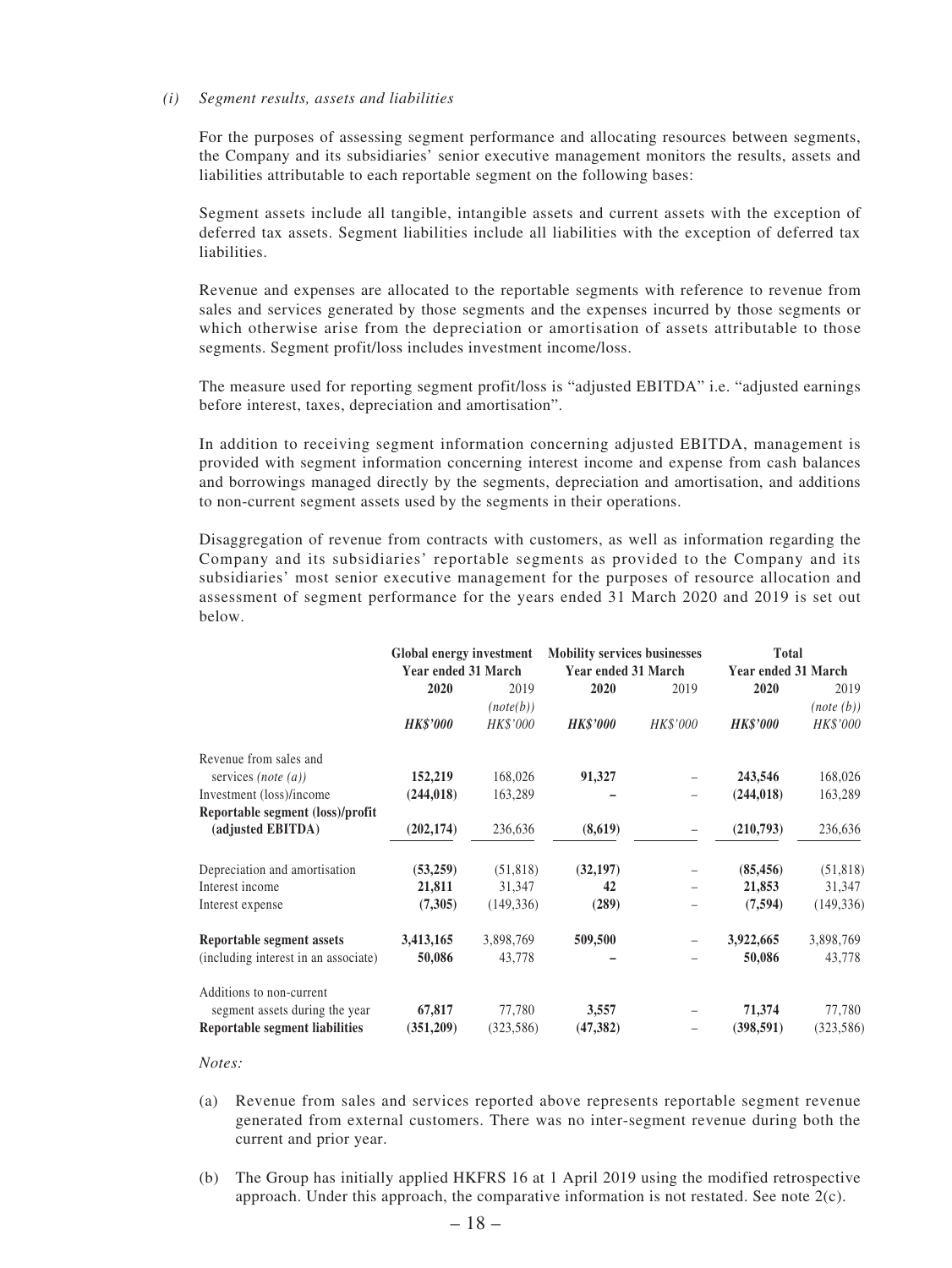*(i) Segment results, assets and liabilities*

For the purposes of assessing segment performance and allocating resources between segments, the Company and its subsidiaries' senior executive management monitors the results, assets and liabilities attributable to each reportable segment on the following bases:

Segment assets include all tangible, intangible assets and current assets with the exception of deferred tax assets. Segment liabilities include all liabilities with the exception of deferred tax liabilities.

Revenue and expenses are allocated to the reportable segments with reference to revenue from sales and services generated by those segments and the expenses incurred by those segments or which otherwise arise from the depreciation or amortisation of assets attributable to those segments. Segment profit/loss includes investment income/loss.

The measure used for reporting segment profit/loss is "adjusted EBITDA" i.e. "adjusted earnings before interest, taxes, depreciation and amortisation".

In addition to receiving segment information concerning adjusted EBITDA, management is provided with segment information concerning interest income and expense from cash balances and borrowings managed directly by the segments, depreciation and amortisation, and additions to non-current segment assets used by the segments in their operations.

Disaggregation of revenue from contracts with customers, as well as information regarding the Company and its subsidiaries' reportable segments as provided to the Company and its subsidiaries' most senior executive management for the purposes of resource allocation and assessment of segment performance for the years ended 31 March 2020 and 2019 is set out below.

| | **Global energy investment Year ended 31 March** | | **Mobility services businesses Year ended 31 March** | | **Total Year ended 31 March** | |
|---|---|---|---|---|---|---|
| | **2020** | 2019 (note(b)) | **2020** | 2019 | **2020** | 2019 (note (b)) |
| | ***HK$'000*** | *HK$'000* | ***HK$'000*** | *HK$'000* | ***HK$'000*** | *HK$'000* |
| Revenue from sales and services *(note (a))* | **152,219** | 168,026 | **91,327** | – | **243,546** | 168,026 |
| Investment (loss)/income | **(244,018)** | 163,289 | **–** | – | **(244,018)** | 163,289 |
| **Reportable segment (loss)/profit (adjusted EBITDA)** | **(202,174)** | 236,636 | **(8,619)** | – | **(210,793)** | 236,636 |
| Depreciation and amortisation | **(53,259)** | (51,818) | **(32,197)** | – | **(85,456)** | (51,818) |
| Interest income | **21,811** | 31,347 | **42** | – | **21,853** | 31,347 |
| Interest expense | **(7,305)** | (149,336) | **(289)** | – | **(7,594)** | (149,336) |
| **Reportable segment assets** | **3,413,165** | 3,898,769 | **509,500** | – | **3,922,665** | 3,898,769 |
| (including interest in an associate) | **50,086** | 43,778 | **–** | – | **50,086** | 43,778 |
| Additions to non-current segment assets during the year | **67,817** | 77,780 | **3,557** | – | **71,374** | 77,780 |
| **Reportable segment liabilities** | **(351,209)** | (323,586) | **(47,382)** | – | **(398,591)** | (323,586) |

*Notes:*

(a) Revenue from sales and services reported above represents reportable segment revenue generated from external customers. There was no inter-segment revenue during both the current and prior year.

(b) The Group has initially applied HKFRS 16 at 1 April 2019 using the modified retrospective approach. Under this approach, the comparative information is not restated. See note 2(c).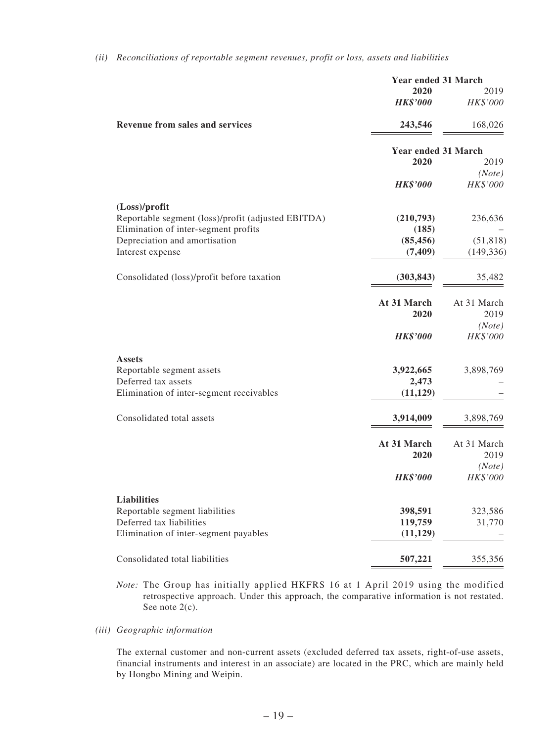*(ii) Reconciliations of reportable segment revenues, profit or loss, assets and liabilities*

| | Year ended 31 March | |
|---|---|---|
| | **2020** | 2019 |
| | ***HK$'000*** | *HK$'000* |
| **Revenue from sales and services** | **243,546** | 168,026 |

| | Year ended 31 March | |
|---|---|---|
| | **2020** | 2019 *(Note)* |
| | ***HK$'000*** | *HK$'000* |
| **(Loss)/profit** | | |
| Reportable segment (loss)/profit (adjusted EBITDA) | **(210,793)** | 236,636 |
| Elimination of inter-segment profits | **(185)** | – |
| Depreciation and amortisation | **(85,456)** | (51,818) |
| Interest expense | **(7,409)** | (149,336) |
| Consolidated (loss)/profit before taxation | **(303,843)** | 35,482 |

| | **At 31 March 2020** | At 31 March 2019 *(Note)* |
|---|---|---|
| | ***HK$'000*** | *HK$'000* |
| **Assets** | | |
| Reportable segment assets | **3,922,665** | 3,898,769 |
| Deferred tax assets | **2,473** | – |
| Elimination of inter-segment receivables | **(11,129)** | – |
| Consolidated total assets | **3,914,009** | 3,898,769 |

| | **At 31 March 2020** | At 31 March 2019 *(Note)* |
|---|---|---|
| | ***HK$'000*** | *HK$'000* |
| **Liabilities** | | |
| Reportable segment liabilities | **398,591** | 323,586 |
| Deferred tax liabilities | **119,759** | 31,770 |
| Elimination of inter-segment payables | **(11,129)** | – |
| Consolidated total liabilities | **507,221** | 355,356 |

*Note:* The Group has initially applied HKFRS 16 at 1 April 2019 using the modified retrospective approach. Under this approach, the comparative information is not restated. See note 2(c).

*(iii) Geographic information*

The external customer and non-current assets (excluded deferred tax assets, right-of-use assets, financial instruments and interest in an associate) are located in the PRC, which are mainly held by Hongbo Mining and Weipin.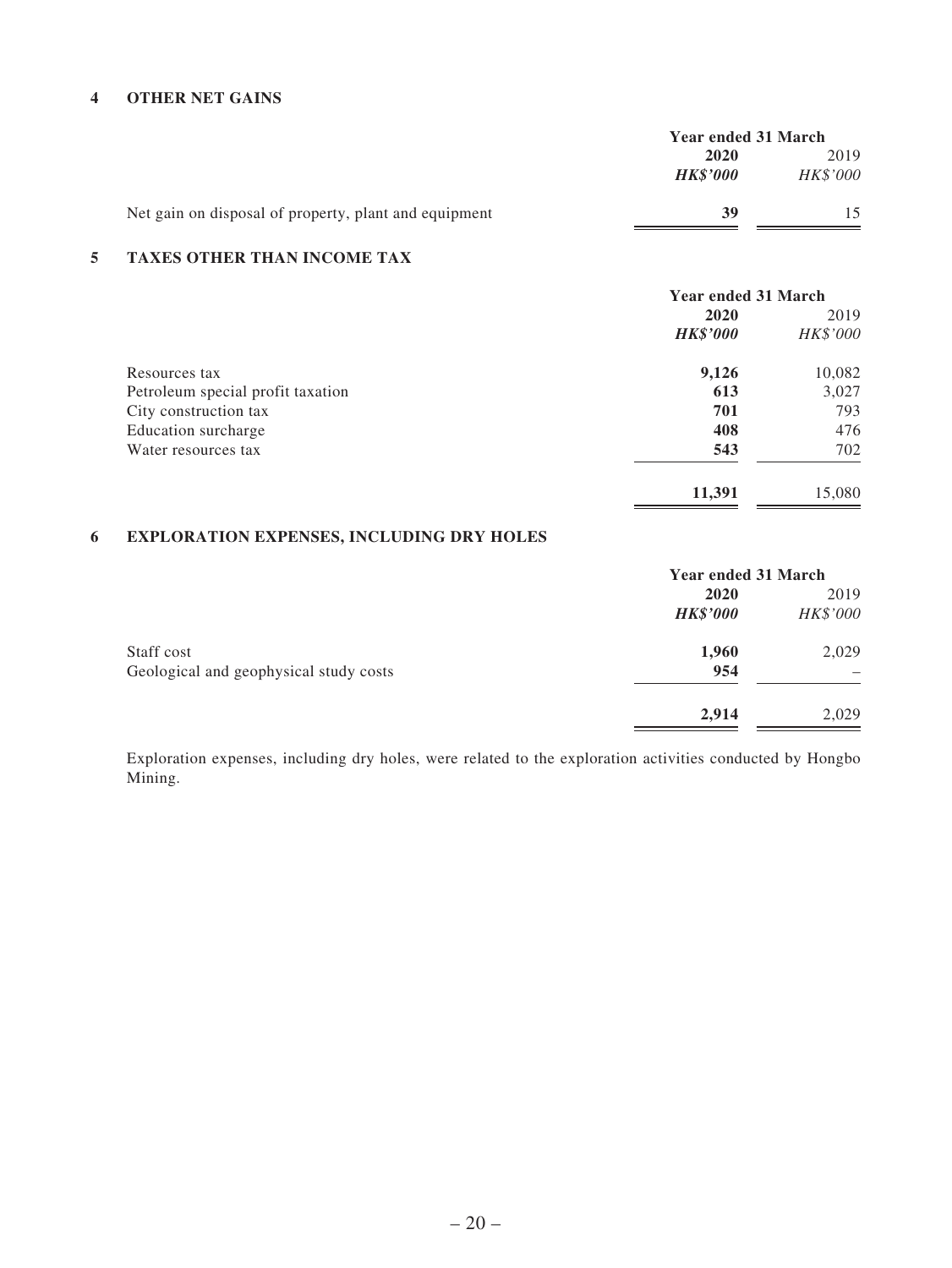## 4 OTHER NET GAINS

| | Year ended 31 March | |
|---|---|---|
| | **2020** | 2019 |
| | ***HK$'000*** | *HK$'000* |
| Net gain on disposal of property, plant and equipment | **39** | 15 |

## 5 TAXES OTHER THAN INCOME TAX

| | Year ended 31 March | |
|---|---|---|
| | **2020** | 2019 |
| | ***HK$'000*** | *HK$'000* |
| Resources tax | **9,126** | 10,082 |
| Petroleum special profit taxation | **613** | 3,027 |
| City construction tax | **701** | 793 |
| Education surcharge | **408** | 476 |
| Water resources tax | **543** | 702 |
| | **11,391** | 15,080 |

## 6 EXPLORATION EXPENSES, INCLUDING DRY HOLES

| | Year ended 31 March | |
|---|---|---|
| | **2020** | 2019 |
| | ***HK$'000*** | *HK$'000* |
| Staff cost | **1,960** | 2,029 |
| Geological and geophysical study costs | **954** | – |
| | **2,914** | 2,029 |

Exploration expenses, including dry holes, were related to the exploration activities conducted by Hongbo Mining.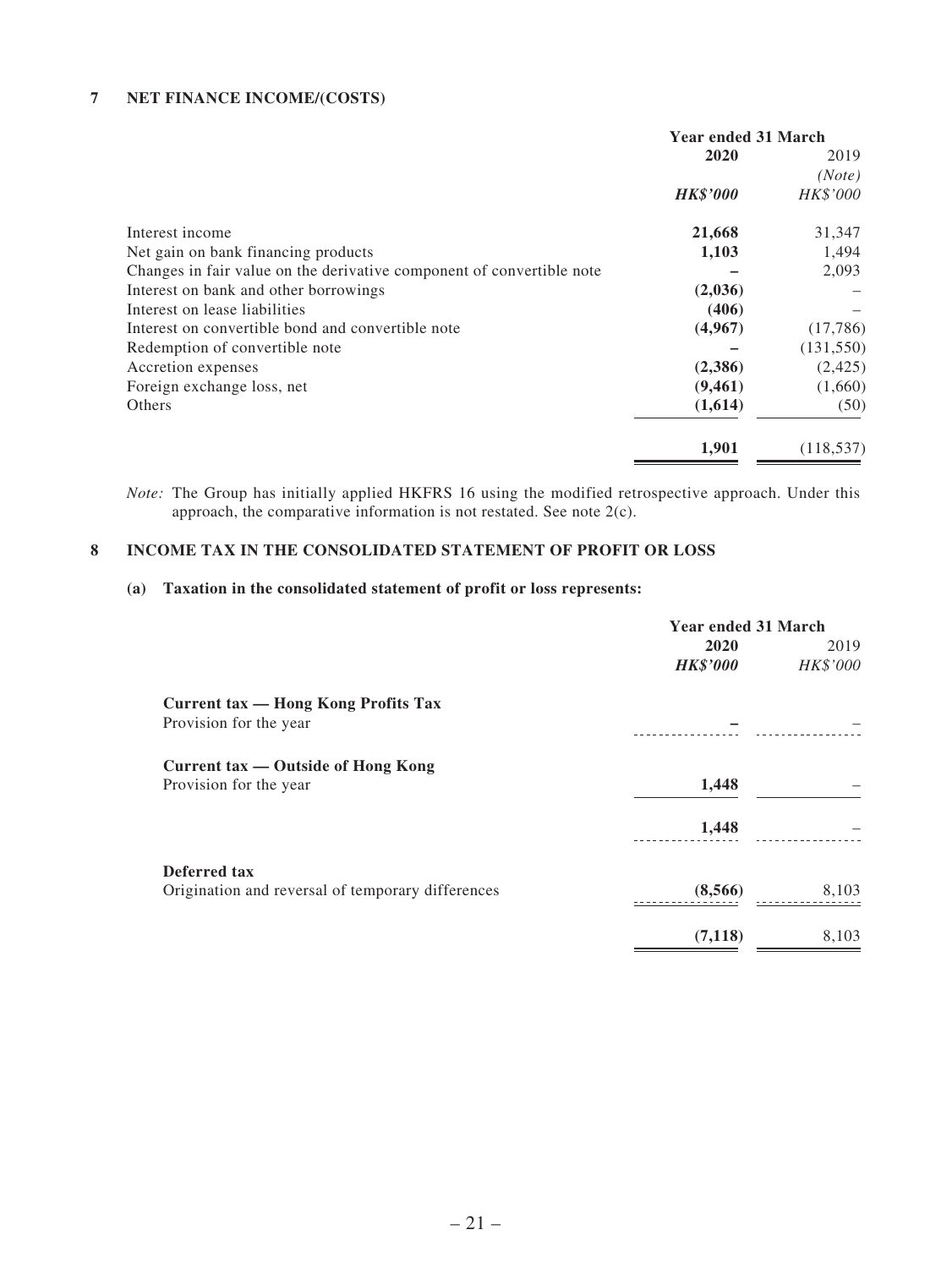## 7 NET FINANCE INCOME/(COSTS)

| | Year ended 31 March | |
|---|---|---|
| | **2020** | 2019 *(Note)* |
| | ***HK$'000*** | *HK$'000* |
| Interest income | **21,668** | 31,347 |
| Net gain on bank financing products | **1,103** | 1,494 |
| Changes in fair value on the derivative component of convertible note | **–** | 2,093 |
| Interest on bank and other borrowings | **(2,036)** | – |
| Interest on lease liabilities | **(406)** | – |
| Interest on convertible bond and convertible note | **(4,967)** | (17,786) |
| Redemption of convertible note | **–** | (131,550) |
| Accretion expenses | **(2,386)** | (2,425) |
| Foreign exchange loss, net | **(9,461)** | (1,660) |
| Others | **(1,614)** | (50) |
| | **1,901** | (118,537) |

*Note:* The Group has initially applied HKFRS 16 using the modified retrospective approach. Under this approach, the comparative information is not restated. See note 2(c).

## 8 INCOME TAX IN THE CONSOLIDATED STATEMENT OF PROFIT OR LOSS

### (a) Taxation in the consolidated statement of profit or loss represents:

| | Year ended 31 March | |
|---|---|---|
| | **2020** | 2019 |
| | ***HK$'000*** | *HK$'000* |
| **Current tax — Hong Kong Profits Tax** | | |
| Provision for the year | **–** | – |
| **Current tax — Outside of Hong Kong** | | |
| Provision for the year | **1,448** | – |
| | **1,448** | – |
| **Deferred tax** | | |
| Origination and reversal of temporary differences | **(8,566)** | 8,103 |
| | **(7,118)** | 8,103 |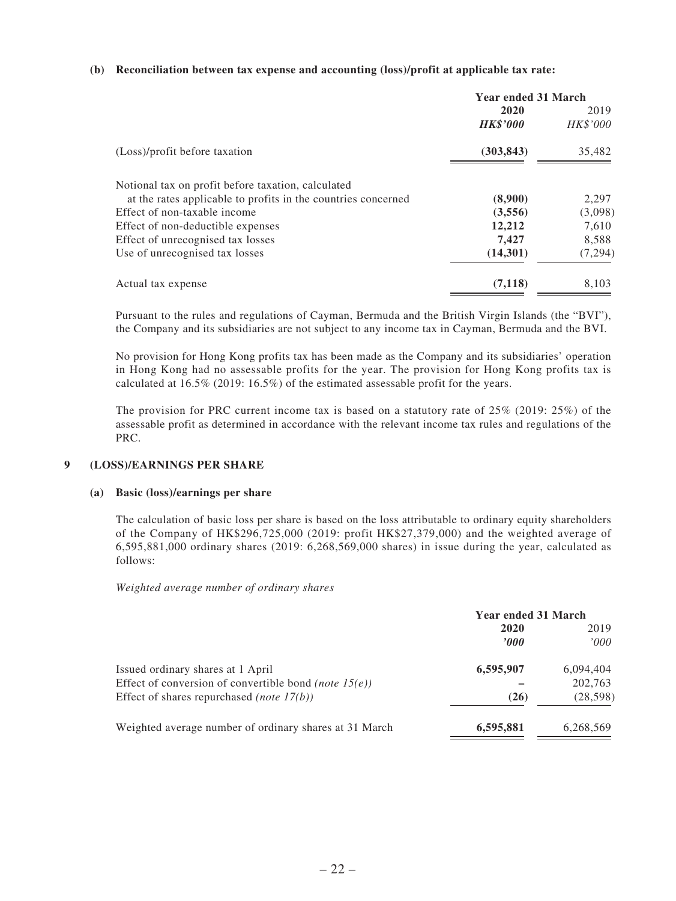**(b) Reconciliation between tax expense and accounting (loss)/profit at applicable tax rate:**

| | Year ended 31 March | |
|---|---|---|
| | **2020** | 2019 |
| | ***HK$'000*** | *HK$'000* |
| (Loss)/profit before taxation | **(303,843)** | 35,482 |
| Notional tax on profit before taxation, calculated at the rates applicable to profits in the countries concerned | **(8,900)** | 2,297 |
| Effect of non-taxable income | **(3,556)** | (3,098) |
| Effect of non-deductible expenses | **12,212** | 7,610 |
| Effect of unrecognised tax losses | **7,427** | 8,588 |
| Use of unrecognised tax losses | **(14,301)** | (7,294) |
| Actual tax expense | **(7,118)** | 8,103 |

Pursuant to the rules and regulations of Cayman, Bermuda and the British Virgin Islands (the "BVI"), the Company and its subsidiaries are not subject to any income tax in Cayman, Bermuda and the BVI.

No provision for Hong Kong profits tax has been made as the Company and its subsidiaries' operation in Hong Kong had no assessable profits for the year. The provision for Hong Kong profits tax is calculated at 16.5% (2019: 16.5%) of the estimated assessable profit for the years.

The provision for PRC current income tax is based on a statutory rate of 25% (2019: 25%) of the assessable profit as determined in accordance with the relevant income tax rules and regulations of the PRC.

## 9 (LOSS)/EARNINGS PER SHARE

### (a) Basic (loss)/earnings per share

The calculation of basic loss per share is based on the loss attributable to ordinary equity shareholders of the Company of HK$296,725,000 (2019: profit HK$27,379,000) and the weighted average of 6,595,881,000 ordinary shares (2019: 6,268,569,000 shares) in issue during the year, calculated as follows:

*Weighted average number of ordinary shares*

| | Year ended 31 March | |
|---|---|---|
| | **2020** | 2019 |
| | ***'000*** | *'000* |
| Issued ordinary shares at 1 April | **6,595,907** | 6,094,404 |
| Effect of conversion of convertible bond *(note 15(e))* | **–** | 202,763 |
| Effect of shares repurchased *(note 17(b))* | **(26)** | (28,598) |
| Weighted average number of ordinary shares at 31 March | **6,595,881** | 6,268,569 |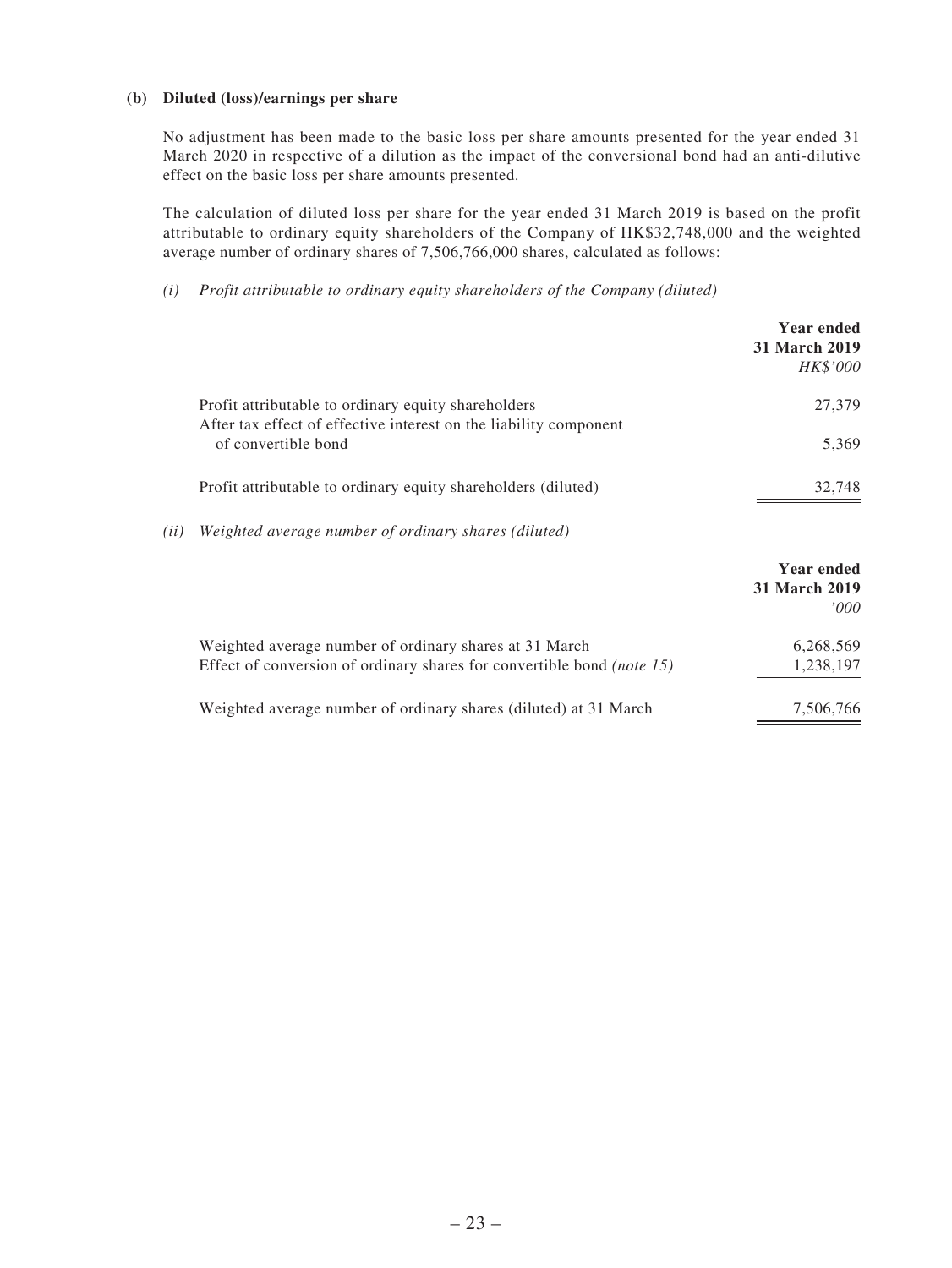**(b) Diluted (loss)/earnings per share**

No adjustment has been made to the basic loss per share amounts presented for the year ended 31 March 2020 in respective of a dilution as the impact of the conversional bond had an anti-dilutive effect on the basic loss per share amounts presented.

The calculation of diluted loss per share for the year ended 31 March 2019 is based on the profit attributable to ordinary equity shareholders of the Company of HK$32,748,000 and the weighted average number of ordinary shares of 7,506,766,000 shares, calculated as follows:

*(i) Profit attributable to ordinary equity shareholders of the Company (diluted)*

| | **Year ended 31 March 2019** *HK$'000* |
|---|---|
| Profit attributable to ordinary equity shareholders | 27,379 |
| After tax effect of effective interest on the liability component of convertible bond | 5,369 |
| Profit attributable to ordinary equity shareholders (diluted) | 32,748 |

*(ii) Weighted average number of ordinary shares (diluted)*

| | **Year ended 31 March 2019** *'000* |
|---|---|
| Weighted average number of ordinary shares at 31 March | 6,268,569 |
| Effect of conversion of ordinary shares for convertible bond *(note 15)* | 1,238,197 |
| Weighted average number of ordinary shares (diluted) at 31 March | 7,506,766 |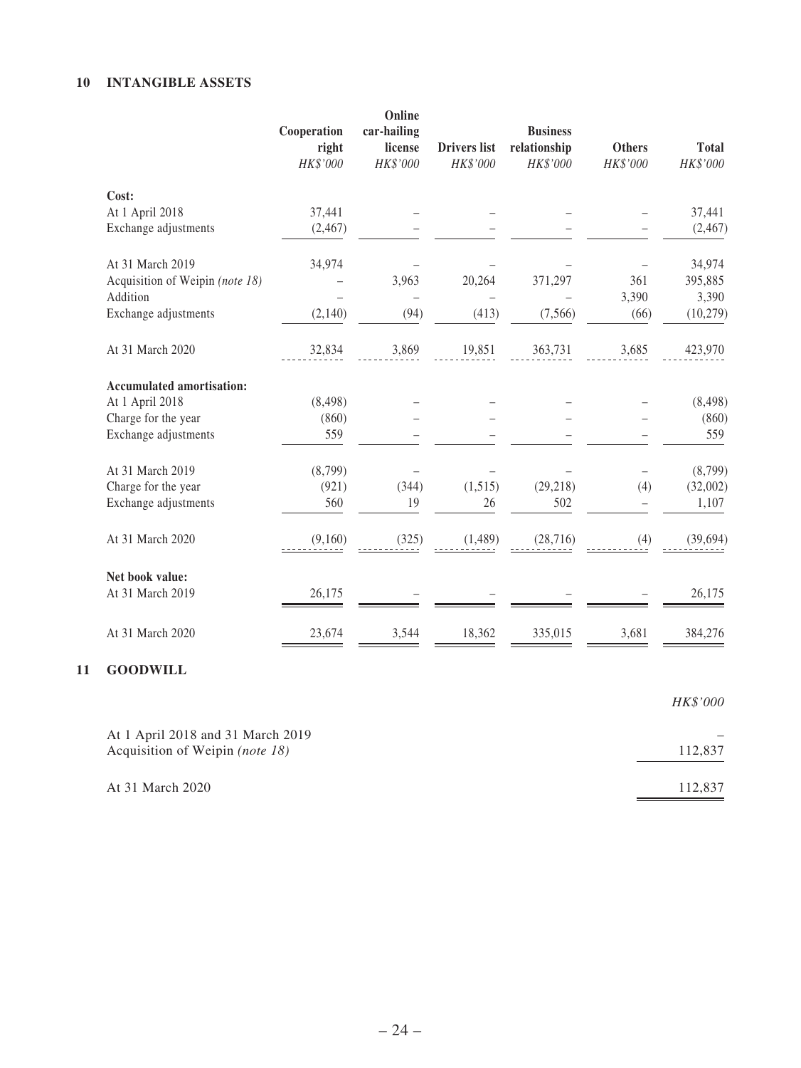## 10 INTANGIBLE ASSETS

| | Cooperation right | Online car-hailing license | Drivers list | Business relationship | Others | Total |
|---|---|---|---|---|---|---|
| | *HK$'000* | *HK$'000* | *HK$'000* | *HK$'000* | *HK$'000* | *HK$'000* |
| **Cost:** | | | | | | |
| At 1 April 2018 | 37,441 | – | – | – | – | 37,441 |
| Exchange adjustments | (2,467) | – | – | – | – | (2,467) |
| At 31 March 2019 | 34,974 | – | – | – | – | 34,974 |
| Acquisition of Weipin *(note 18)* | – | 3,963 | 20,264 | 371,297 | 361 | 395,885 |
| Addition | – | – | – | – | 3,390 | 3,390 |
| Exchange adjustments | (2,140) | (94) | (413) | (7,566) | (66) | (10,279) |
| At 31 March 2020 | 32,834 | 3,869 | 19,851 | 363,731 | 3,685 | 423,970 |
| **Accumulated amortisation:** | | | | | | |
| At 1 April 2018 | (8,498) | – | – | – | – | (8,498) |
| Charge for the year | (860) | – | – | – | – | (860) |
| Exchange adjustments | 559 | – | – | – | – | 559 |
| At 31 March 2019 | (8,799) | – | – | – | – | (8,799) |
| Charge for the year | (921) | (344) | (1,515) | (29,218) | (4) | (32,002) |
| Exchange adjustments | 560 | 19 | 26 | 502 | – | 1,107 |
| At 31 March 2020 | (9,160) | (325) | (1,489) | (28,716) | (4) | (39,694) |
| **Net book value:** | | | | | | |
| At 31 March 2019 | 26,175 | – | – | – | – | 26,175 |
| At 31 March 2020 | 23,674 | 3,544 | 18,362 | 335,015 | 3,681 | 384,276 |

## 11 GOODWILL

| | *HK$'000* |
|---|---|
| At 1 April 2018 and 31 March 2019 | – |
| Acquisition of Weipin *(note 18)* | 112,837 |
| At 31 March 2020 | 112,837 |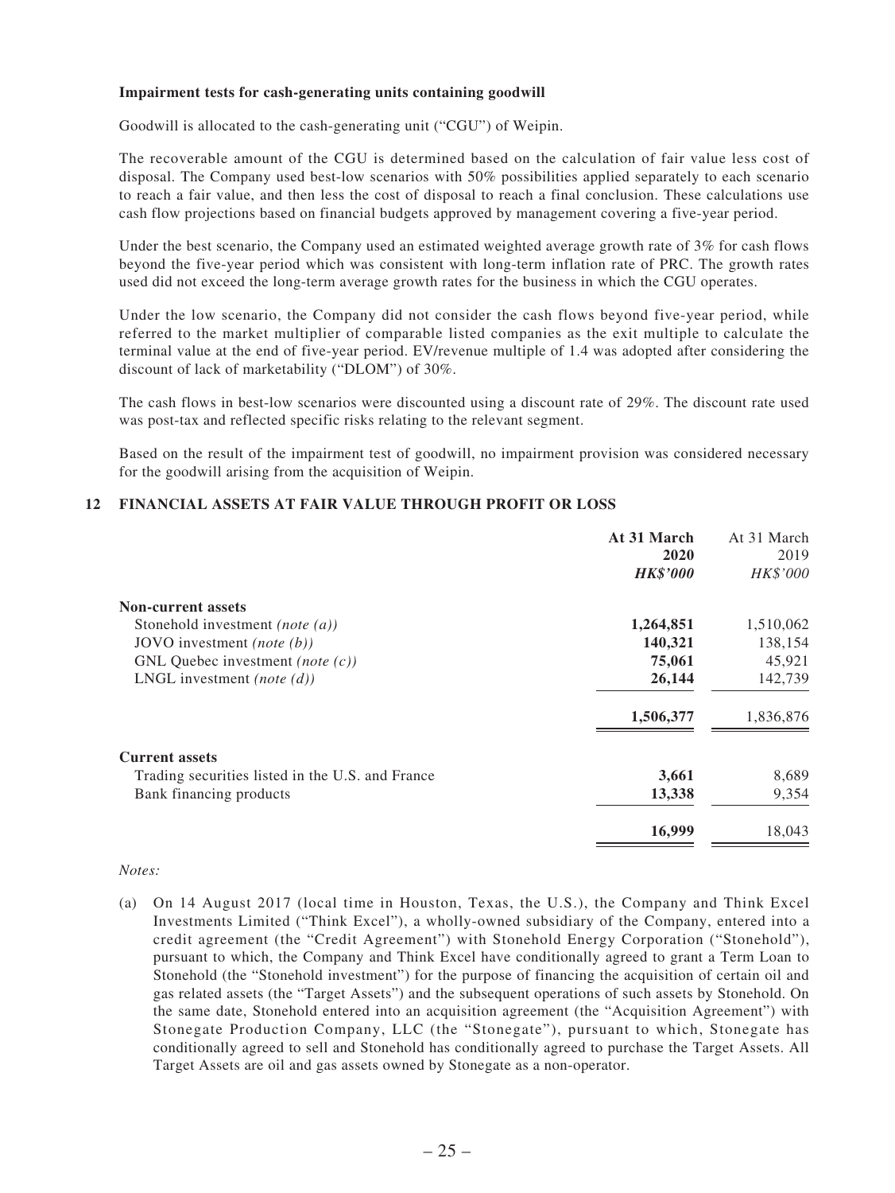**Impairment tests for cash-generating units containing goodwill**

Goodwill is allocated to the cash-generating unit ("CGU") of Weipin.

The recoverable amount of the CGU is determined based on the calculation of fair value less cost of disposal. The Company used best-low scenarios with 50% possibilities applied separately to each scenario to reach a fair value, and then less the cost of disposal to reach a final conclusion. These calculations use cash flow projections based on financial budgets approved by management covering a five-year period.

Under the best scenario, the Company used an estimated weighted average growth rate of 3% for cash flows beyond the five-year period which was consistent with long-term inflation rate of PRC. The growth rates used did not exceed the long-term average growth rates for the business in which the CGU operates.

Under the low scenario, the Company did not consider the cash flows beyond five-year period, while referred to the market multiplier of comparable listed companies as the exit multiple to calculate the terminal value at the end of five-year period. EV/revenue multiple of 1.4 was adopted after considering the discount of lack of marketability ("DLOM") of 30%.

The cash flows in best-low scenarios were discounted using a discount rate of 29%. The discount rate used was post-tax and reflected specific risks relating to the relevant segment.

Based on the result of the impairment test of goodwill, no impairment provision was considered necessary for the goodwill arising from the acquisition of Weipin.

## 12 FINANCIAL ASSETS AT FAIR VALUE THROUGH PROFIT OR LOSS

| | **At 31 March 2020** | At 31 March 2019 |
|---|---|---|
| | ***HK$'000*** | *HK$'000* |
| **Non-current assets** | | |
| Stonehold investment *(note (a))* | **1,264,851** | 1,510,062 |
| JOVO investment *(note (b))* | **140,321** | 138,154 |
| GNL Quebec investment *(note (c))* | **75,061** | 45,921 |
| LNGL investment *(note (d))* | **26,144** | 142,739 |
| | **1,506,377** | 1,836,876 |
| **Current assets** | | |
| Trading securities listed in the U.S. and France | **3,661** | 8,689 |
| Bank financing products | **13,338** | 9,354 |
| | **16,999** | 18,043 |

*Notes:*

(a) On 14 August 2017 (local time in Houston, Texas, the U.S.), the Company and Think Excel Investments Limited ("Think Excel"), a wholly-owned subsidiary of the Company, entered into a credit agreement (the "Credit Agreement") with Stonehold Energy Corporation ("Stonehold"), pursuant to which, the Company and Think Excel have conditionally agreed to grant a Term Loan to Stonehold (the "Stonehold investment") for the purpose of financing the acquisition of certain oil and gas related assets (the "Target Assets") and the subsequent operations of such assets by Stonehold. On the same date, Stonehold entered into an acquisition agreement (the "Acquisition Agreement") with Stonegate Production Company, LLC (the "Stonegate"), pursuant to which, Stonegate has conditionally agreed to sell and Stonehold has conditionally agreed to purchase the Target Assets. All Target Assets are oil and gas assets owned by Stonegate as a non-operator.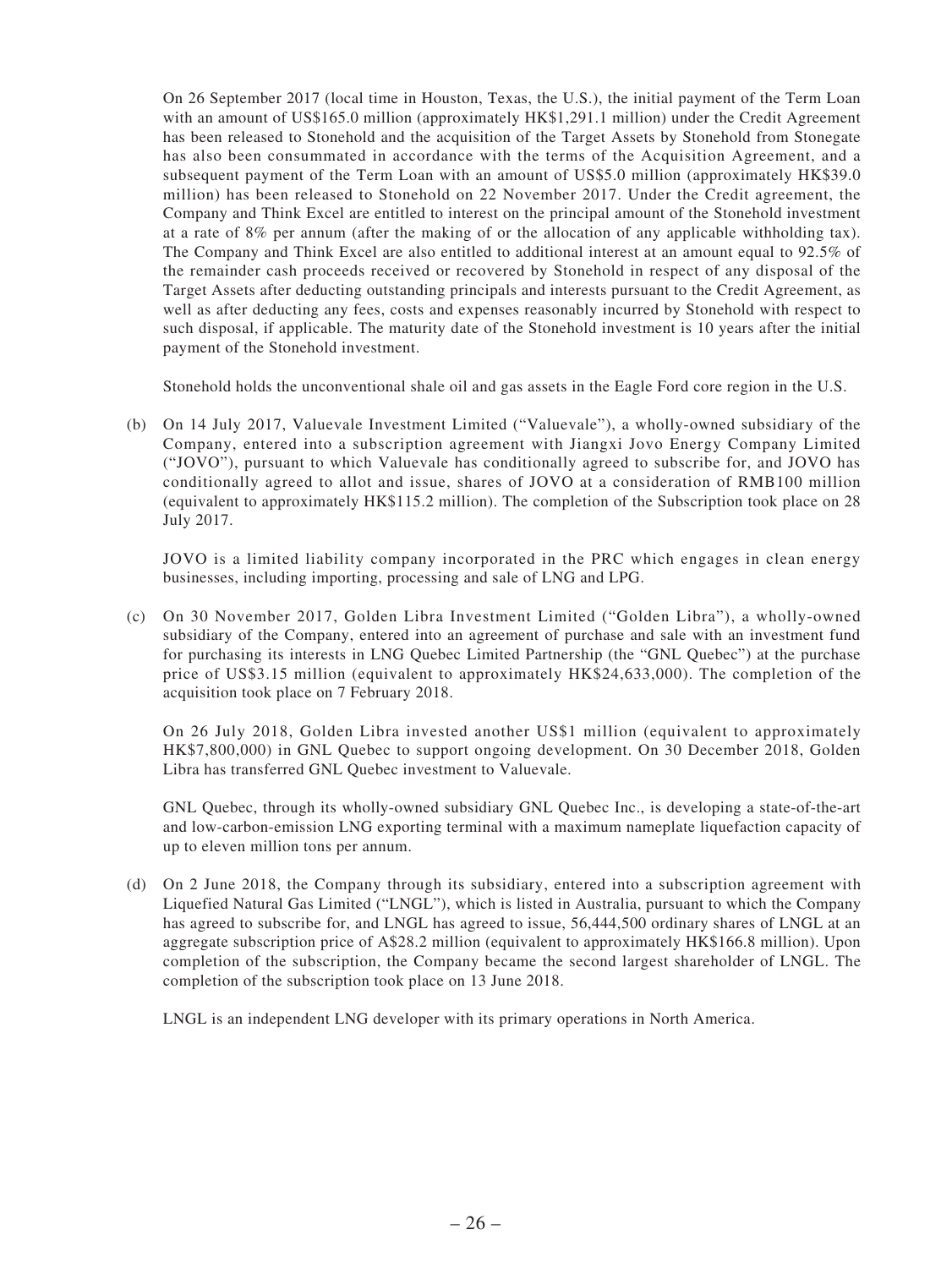On 26 September 2017 (local time in Houston, Texas, the U.S.), the initial payment of the Term Loan with an amount of US$165.0 million (approximately HK$1,291.1 million) under the Credit Agreement has been released to Stonehold and the acquisition of the Target Assets by Stonehold from Stonegate has also been consummated in accordance with the terms of the Acquisition Agreement, and a subsequent payment of the Term Loan with an amount of US$5.0 million (approximately HK$39.0 million) has been released to Stonehold on 22 November 2017. Under the Credit agreement, the Company and Think Excel are entitled to interest on the principal amount of the Stonehold investment at a rate of 8% per annum (after the making of or the allocation of any applicable withholding tax). The Company and Think Excel are also entitled to additional interest at an amount equal to 92.5% of the remainder cash proceeds received or recovered by Stonehold in respect of any disposal of the Target Assets after deducting outstanding principals and interests pursuant to the Credit Agreement, as well as after deducting any fees, costs and expenses reasonably incurred by Stonehold with respect to such disposal, if applicable. The maturity date of the Stonehold investment is 10 years after the initial payment of the Stonehold investment.

Stonehold holds the unconventional shale oil and gas assets in the Eagle Ford core region in the U.S.

(b) On 14 July 2017, Valuevale Investment Limited ("Valuevale"), a wholly-owned subsidiary of the Company, entered into a subscription agreement with Jiangxi Jovo Energy Company Limited ("JOVO"), pursuant to which Valuevale has conditionally agreed to subscribe for, and JOVO has conditionally agreed to allot and issue, shares of JOVO at a consideration of RMB100 million (equivalent to approximately HK$115.2 million). The completion of the Subscription took place on 28 July 2017.

JOVO is a limited liability company incorporated in the PRC which engages in clean energy businesses, including importing, processing and sale of LNG and LPG.

(c) On 30 November 2017, Golden Libra Investment Limited ("Golden Libra"), a wholly-owned subsidiary of the Company, entered into an agreement of purchase and sale with an investment fund for purchasing its interests in LNG Quebec Limited Partnership (the "GNL Quebec") at the purchase price of US$3.15 million (equivalent to approximately HK$24,633,000). The completion of the acquisition took place on 7 February 2018.

On 26 July 2018, Golden Libra invested another US$1 million (equivalent to approximately HK$7,800,000) in GNL Quebec to support ongoing development. On 30 December 2018, Golden Libra has transferred GNL Quebec investment to Valuevale.

GNL Quebec, through its wholly-owned subsidiary GNL Quebec Inc., is developing a state-of-the-art and low-carbon-emission LNG exporting terminal with a maximum nameplate liquefaction capacity of up to eleven million tons per annum.

(d) On 2 June 2018, the Company through its subsidiary, entered into a subscription agreement with Liquefied Natural Gas Limited ("LNGL"), which is listed in Australia, pursuant to which the Company has agreed to subscribe for, and LNGL has agreed to issue, 56,444,500 ordinary shares of LNGL at an aggregate subscription price of A$28.2 million (equivalent to approximately HK$166.8 million). Upon completion of the subscription, the Company became the second largest shareholder of LNGL. The completion of the subscription took place on 13 June 2018.

LNGL is an independent LNG developer with its primary operations in North America.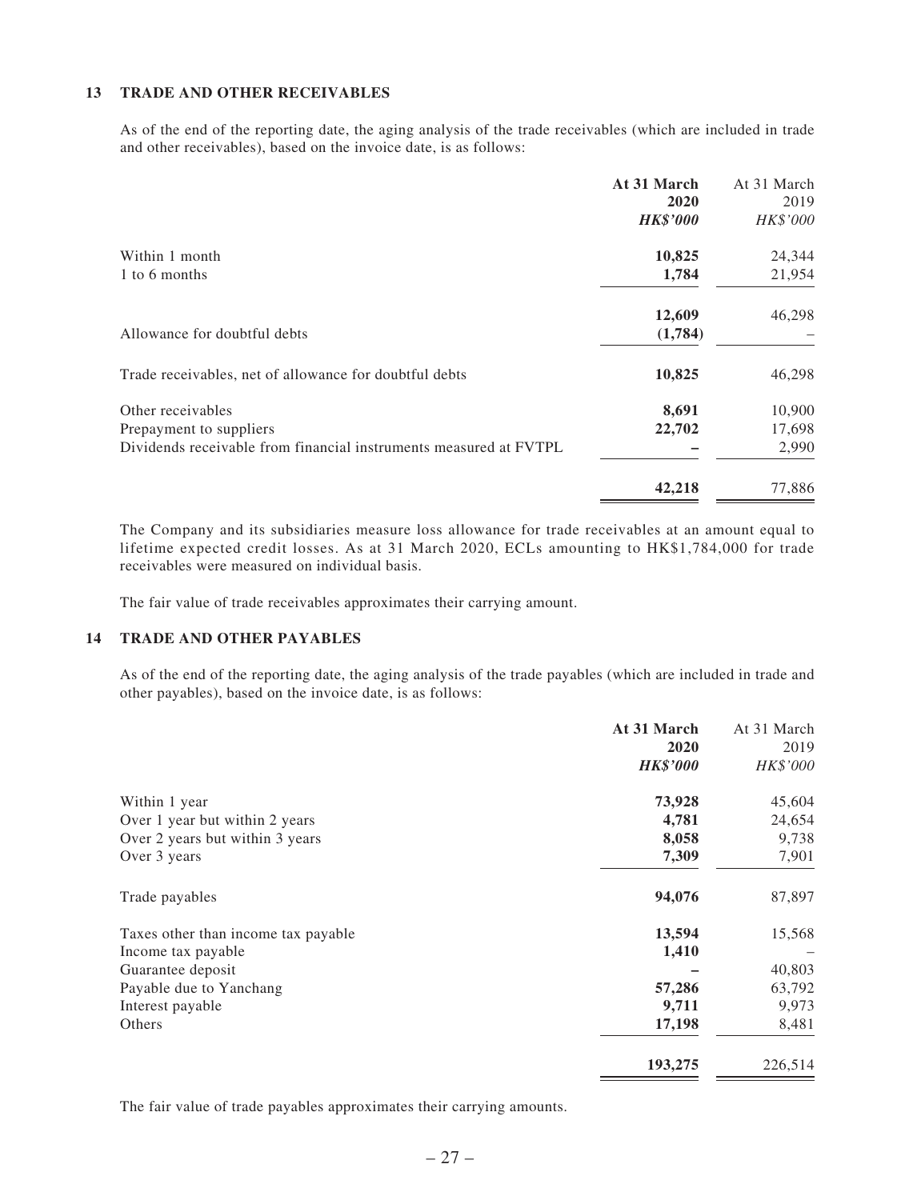## 13 TRADE AND OTHER RECEIVABLES

As of the end of the reporting date, the aging analysis of the trade receivables (which are included in trade and other receivables), based on the invoice date, is as follows:

| | **At 31 March 2020** | At 31 March 2019 |
|---|---|---|
| | ***HK$'000*** | *HK$'000* |
| Within 1 month | **10,825** | 24,344 |
| 1 to 6 months | **1,784** | 21,954 |
| | **12,609** | 46,298 |
| Allowance for doubtful debts | **(1,784)** | – |
| Trade receivables, net of allowance for doubtful debts | **10,825** | 46,298 |
| Other receivables | **8,691** | 10,900 |
| Prepayment to suppliers | **22,702** | 17,698 |
| Dividends receivable from financial instruments measured at FVTPL | **–** | 2,990 |
| | **42,218** | 77,886 |

The Company and its subsidiaries measure loss allowance for trade receivables at an amount equal to lifetime expected credit losses. As at 31 March 2020, ECLs amounting to HK$1,784,000 for trade receivables were measured on individual basis.

The fair value of trade receivables approximates their carrying amount.

## 14 TRADE AND OTHER PAYABLES

As of the end of the reporting date, the aging analysis of the trade payables (which are included in trade and other payables), based on the invoice date, is as follows:

| | **At 31 March 2020** | At 31 March 2019 |
|---|---|---|
| | ***HK$'000*** | *HK$'000* |
| Within 1 year | **73,928** | 45,604 |
| Over 1 year but within 2 years | **4,781** | 24,654 |
| Over 2 years but within 3 years | **8,058** | 9,738 |
| Over 3 years | **7,309** | 7,901 |
| Trade payables | **94,076** | 87,897 |
| Taxes other than income tax payable | **13,594** | 15,568 |
| Income tax payable | **1,410** | – |
| Guarantee deposit | **–** | 40,803 |
| Payable due to Yanchang | **57,286** | 63,792 |
| Interest payable | **9,711** | 9,973 |
| Others | **17,198** | 8,481 |
| | **193,275** | 226,514 |

The fair value of trade payables approximates their carrying amounts.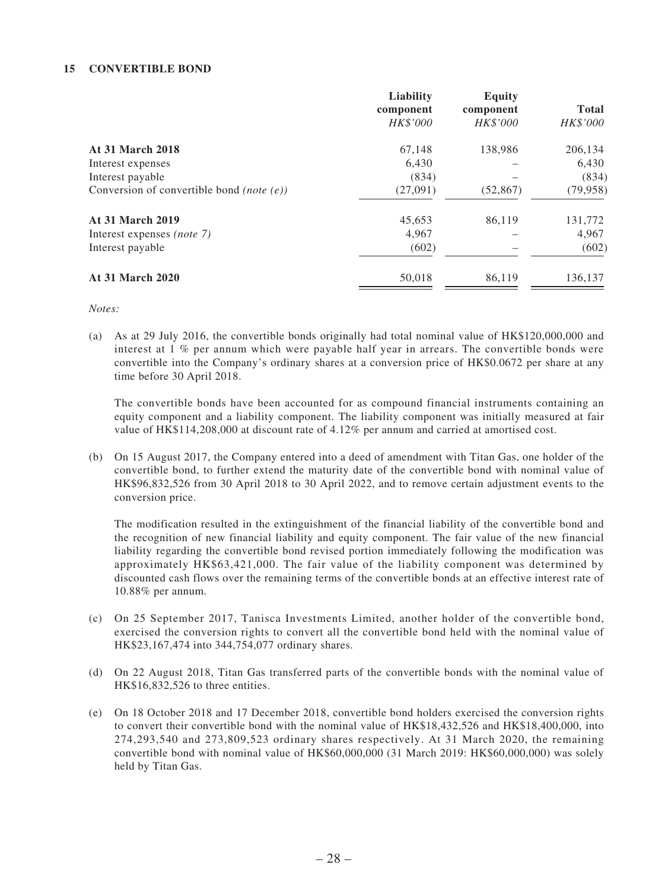## 15 CONVERTIBLE BOND

| | Liability component | Equity component | Total |
|---|---|---|---|
| | *HK$'000* | *HK$'000* | *HK$'000* |
| **At 31 March 2018** | 67,148 | 138,986 | 206,134 |
| Interest expenses | 6,430 | – | 6,430 |
| Interest payable | (834) | – | (834) |
| Conversion of convertible bond *(note (e))* | (27,091) | (52,867) | (79,958) |
| **At 31 March 2019** | 45,653 | 86,119 | 131,772 |
| Interest expenses *(note 7)* | 4,967 | – | 4,967 |
| Interest payable | (602) | – | (602) |
| **At 31 March 2020** | 50,018 | 86,119 | 136,137 |

*Notes:*

(a) As at 29 July 2016, the convertible bonds originally had total nominal value of HK$120,000,000 and interest at 1 % per annum which were payable half year in arrears. The convertible bonds were convertible into the Company's ordinary shares at a conversion price of HK$0.0672 per share at any time before 30 April 2018.

The convertible bonds have been accounted for as compound financial instruments containing an equity component and a liability component. The liability component was initially measured at fair value of HK$114,208,000 at discount rate of 4.12% per annum and carried at amortised cost.

(b) On 15 August 2017, the Company entered into a deed of amendment with Titan Gas, one holder of the convertible bond, to further extend the maturity date of the convertible bond with nominal value of HK$96,832,526 from 30 April 2018 to 30 April 2022, and to remove certain adjustment events to the conversion price.

The modification resulted in the extinguishment of the financial liability of the convertible bond and the recognition of new financial liability and equity component. The fair value of the new financial liability regarding the convertible bond revised portion immediately following the modification was approximately HK$63,421,000. The fair value of the liability component was determined by discounted cash flows over the remaining terms of the convertible bonds at an effective interest rate of 10.88% per annum.

(c) On 25 September 2017, Tanisca Investments Limited, another holder of the convertible bond, exercised the conversion rights to convert all the convertible bond held with the nominal value of HK$23,167,474 into 344,754,077 ordinary shares.

(d) On 22 August 2018, Titan Gas transferred parts of the convertible bonds with the nominal value of HK$16,832,526 to three entities.

(e) On 18 October 2018 and 17 December 2018, convertible bond holders exercised the conversion rights to convert their convertible bond with the nominal value of HK$18,432,526 and HK$18,400,000, into 274,293,540 and 273,809,523 ordinary shares respectively. At 31 March 2020, the remaining convertible bond with nominal value of HK$60,000,000 (31 March 2019: HK$60,000,000) was solely held by Titan Gas.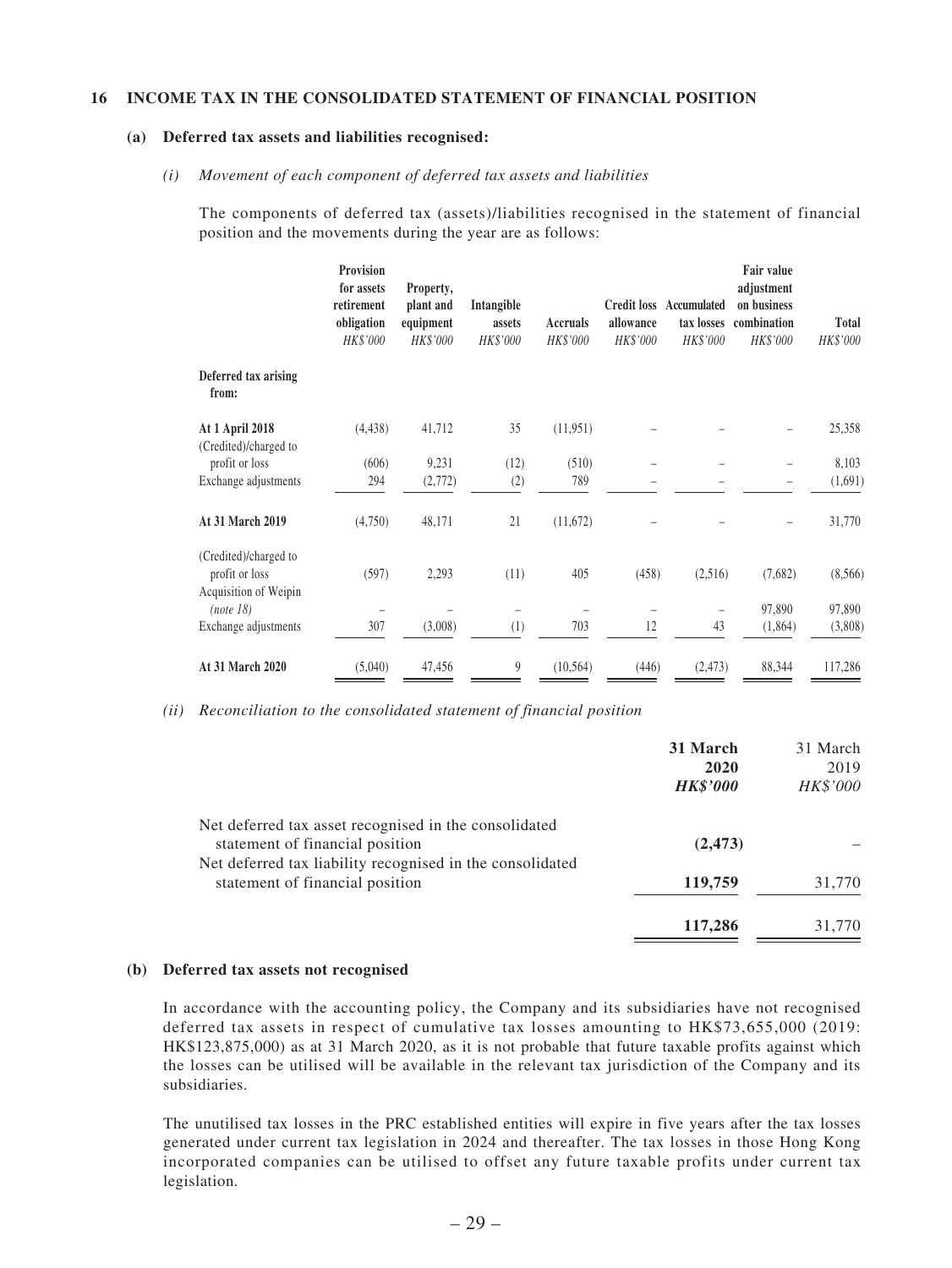## 16 INCOME TAX IN THE CONSOLIDATED STATEMENT OF FINANCIAL POSITION

### (a) Deferred tax assets and liabilities recognised:

#### *(i) Movement of each component of deferred tax assets and liabilities*

The components of deferred tax (assets)/liabilities recognised in the statement of financial position and the movements during the year are as follows:

| | Provision for assets retirement obligation *HK$'000* | Property, plant and equipment *HK$'000* | Intangible assets *HK$'000* | Accruals *HK$'000* | Credit loss allowance *HK$'000* | Accumulated tax losses *HK$'000* | Fair value adjustment on business combination *HK$'000* | Total *HK$'000* |
|---|---|---|---|---|---|---|---|---|
| **Deferred tax arising from:** | | | | | | | | |
| **At 1 April 2018** | (4,438) | 41,712 | 35 | (11,951) | – | – | – | 25,358 |
| (Credited)/charged to profit or loss | (606) | 9,231 | (12) | (510) | – | – | – | 8,103 |
| Exchange adjustments | 294 | (2,772) | (2) | 789 | – | – | – | (1,691) |
| **At 31 March 2019** | (4,750) | 48,171 | 21 | (11,672) | – | – | – | 31,770 |
| (Credited)/charged to profit or loss | (597) | 2,293 | (11) | 405 | (458) | (2,516) | (7,682) | (8,566) |
| Acquisition of Weipin *(note 18)* | – | – | – | – | – | – | 97,890 | 97,890 |
| Exchange adjustments | 307 | (3,008) | (1) | 703 | 12 | 43 | (1,864) | (3,808) |
| **At 31 March 2020** | (5,040) | 47,456 | 9 | (10,564) | (446) | (2,473) | 88,344 | 117,286 |

#### *(ii) Reconciliation to the consolidated statement of financial position*

| | **31 March 2020** ***HK$'000*** | 31 March 2019 *HK$'000* |
|---|---|---|
| Net deferred tax asset recognised in the consolidated statement of financial position | **(2,473)** | – |
| Net deferred tax liability recognised in the consolidated statement of financial position | **119,759** | 31,770 |
| | **117,286** | 31,770 |

### (b) Deferred tax assets not recognised

In accordance with the accounting policy, the Company and its subsidiaries have not recognised deferred tax assets in respect of cumulative tax losses amounting to HK$73,655,000 (2019: HK$123,875,000) as at 31 March 2020, as it is not probable that future taxable profits against which the losses can be utilised will be available in the relevant tax jurisdiction of the Company and its subsidiaries.

The unutilised tax losses in the PRC established entities will expire in five years after the tax losses generated under current tax legislation in 2024 and thereafter. The tax losses in those Hong Kong incorporated companies can be utilised to offset any future taxable profits under current tax legislation.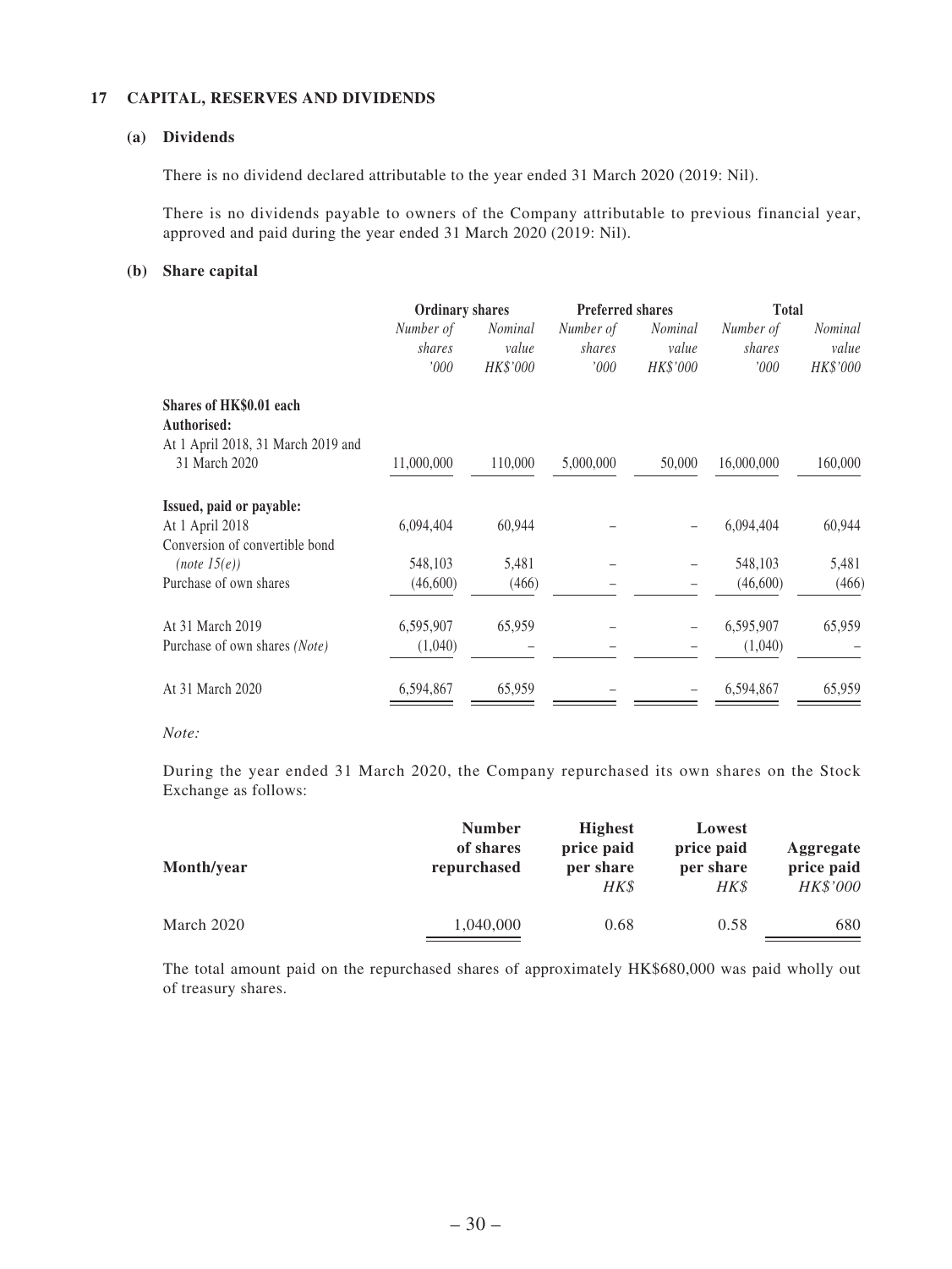## 17 CAPITAL, RESERVES AND DIVIDENDS

### (a) Dividends

There is no dividend declared attributable to the year ended 31 March 2020 (2019: Nil).

There is no dividends payable to owners of the Company attributable to previous financial year, approved and paid during the year ended 31 March 2020 (2019: Nil).

### (b) Share capital

| | Ordinary shares | | Preferred shares | | Total | |
|---|---|---|---|---|---|---|
| | *Number of shares* | *Nominal value* | *Number of shares* | *Nominal value* | *Number of shares* | *Nominal value* |
| | *'000* | *HK$'000* | *'000* | *HK$'000* | *'000* | *HK$'000* |
| **Shares of HK$0.01 each** | | | | | | |
| **Authorised:** | | | | | | |
| At 1 April 2018, 31 March 2019 and 31 March 2020 | 11,000,000 | 110,000 | 5,000,000 | 50,000 | 16,000,000 | 160,000 |
| **Issued, paid or payable:** | | | | | | |
| At 1 April 2018 | 6,094,404 | 60,944 | – | – | 6,094,404 | 60,944 |
| Conversion of convertible bond *(note 15(e))* | 548,103 | 5,481 | – | – | 548,103 | 5,481 |
| Purchase of own shares | (46,600) | (466) | – | – | (46,600) | (466) |
| At 31 March 2019 | 6,595,907 | 65,959 | – | – | 6,595,907 | 65,959 |
| Purchase of own shares *(Note)* | (1,040) | – | – | – | (1,040) | – |
| At 31 March 2020 | 6,594,867 | 65,959 | – | – | 6,594,867 | 65,959 |

*Note:*

During the year ended 31 March 2020, the Company repurchased its own shares on the Stock Exchange as follows:

| Month/year | Number of shares repurchased | Highest price paid per share | Lowest price paid per share | Aggregate price paid |
|---|---|---|---|---|
| | | *HK$* | *HK$* | *HK$'000* |
| March 2020 | 1,040,000 | 0.68 | 0.58 | 680 |

The total amount paid on the repurchased shares of approximately HK$680,000 was paid wholly out of treasury shares.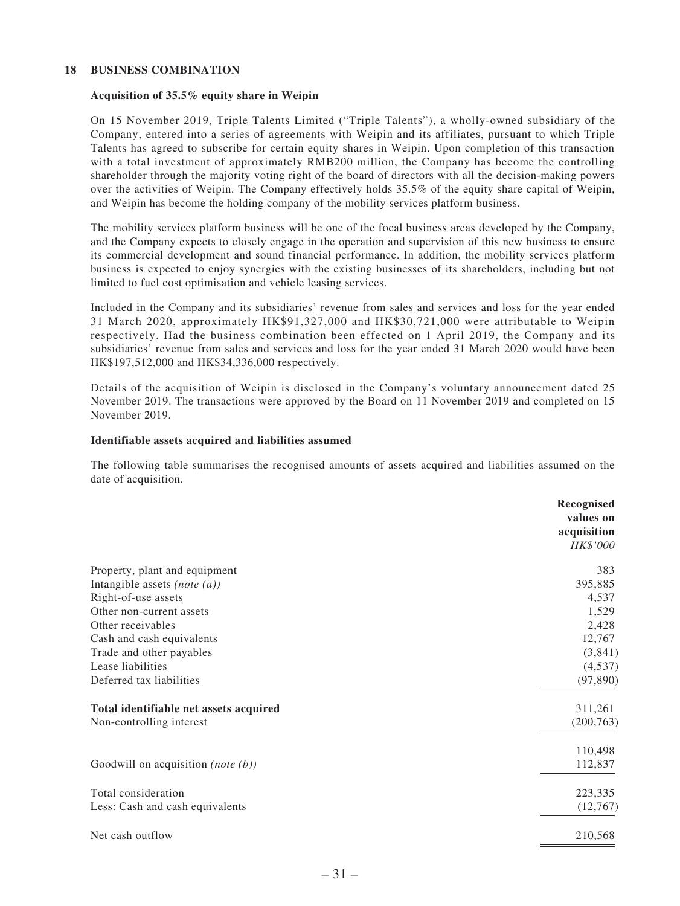## 18 BUSINESS COMBINATION

### Acquisition of 35.5% equity share in Weipin

On 15 November 2019, Triple Talents Limited ("Triple Talents"), a wholly-owned subsidiary of the Company, entered into a series of agreements with Weipin and its affiliates, pursuant to which Triple Talents has agreed to subscribe for certain equity shares in Weipin. Upon completion of this transaction with a total investment of approximately RMB200 million, the Company has become the controlling shareholder through the majority voting right of the board of directors with all the decision-making powers over the activities of Weipin. The Company effectively holds 35.5% of the equity share capital of Weipin, and Weipin has become the holding company of the mobility services platform business.

The mobility services platform business will be one of the focal business areas developed by the Company, and the Company expects to closely engage in the operation and supervision of this new business to ensure its commercial development and sound financial performance. In addition, the mobility services platform business is expected to enjoy synergies with the existing businesses of its shareholders, including but not limited to fuel cost optimisation and vehicle leasing services.

Included in the Company and its subsidiaries' revenue from sales and services and loss for the year ended 31 March 2020, approximately HK$91,327,000 and HK$30,721,000 were attributable to Weipin respectively. Had the business combination been effected on 1 April 2019, the Company and its subsidiaries' revenue from sales and services and loss for the year ended 31 March 2020 would have been HK$197,512,000 and HK$34,336,000 respectively.

Details of the acquisition of Weipin is disclosed in the Company's voluntary announcement dated 25 November 2019. The transactions were approved by the Board on 11 November 2019 and completed on 15 November 2019.

### Identifiable assets acquired and liabilities assumed

The following table summarises the recognised amounts of assets acquired and liabilities assumed on the date of acquisition.

| | Recognised values on acquisition *HK$'000* |
|---|---|
| Property, plant and equipment | 383 |
| Intangible assets *(note (a))* | 395,885 |
| Right-of-use assets | 4,537 |
| Other non-current assets | 1,529 |
| Other receivables | 2,428 |
| Cash and cash equivalents | 12,767 |
| Trade and other payables | (3,841) |
| Lease liabilities | (4,537) |
| Deferred tax liabilities | (97,890) |
| **Total identifiable net assets acquired** | 311,261 |
| Non-controlling interest | (200,763) |
| | 110,498 |
| Goodwill on acquisition *(note (b))* | 112,837 |
| Total consideration | 223,335 |
| Less: Cash and cash equivalents | (12,767) |
| Net cash outflow | 210,568 |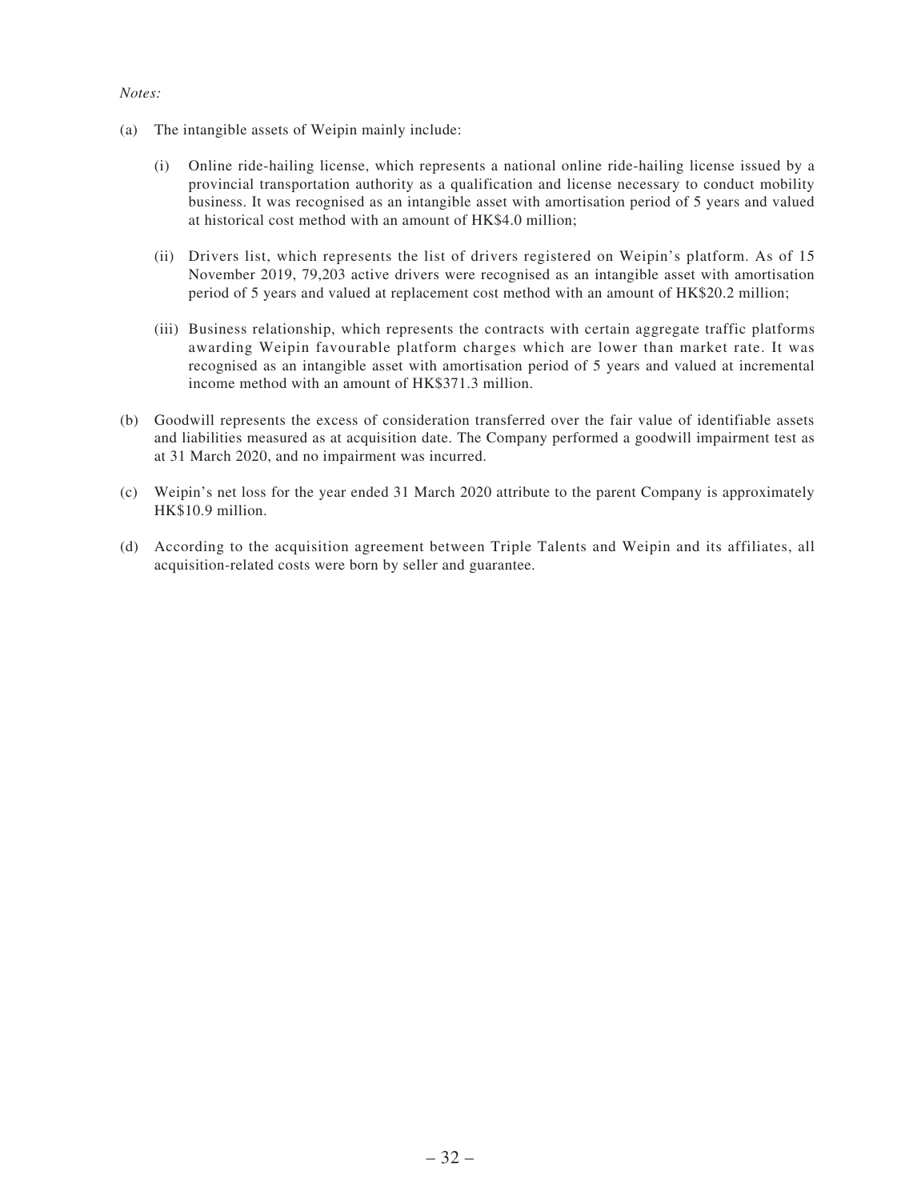*Notes:*

(a) The intangible assets of Weipin mainly include:

  (i) Online ride-hailing license, which represents a national online ride-hailing license issued by a provincial transportation authority as a qualification and license necessary to conduct mobility business. It was recognised as an intangible asset with amortisation period of 5 years and valued at historical cost method with an amount of HK$4.0 million;

  (ii) Drivers list, which represents the list of drivers registered on Weipin's platform. As of 15 November 2019, 79,203 active drivers were recognised as an intangible asset with amortisation period of 5 years and valued at replacement cost method with an amount of HK$20.2 million;

  (iii) Business relationship, which represents the contracts with certain aggregate traffic platforms awarding Weipin favourable platform charges which are lower than market rate. It was recognised as an intangible asset with amortisation period of 5 years and valued at incremental income method with an amount of HK$371.3 million.

(b) Goodwill represents the excess of consideration transferred over the fair value of identifiable assets and liabilities measured as at acquisition date. The Company performed a goodwill impairment test as at 31 March 2020, and no impairment was incurred.

(c) Weipin's net loss for the year ended 31 March 2020 attribute to the parent Company is approximately HK$10.9 million.

(d) According to the acquisition agreement between Triple Talents and Weipin and its affiliates, all acquisition-related costs were born by seller and guarantee.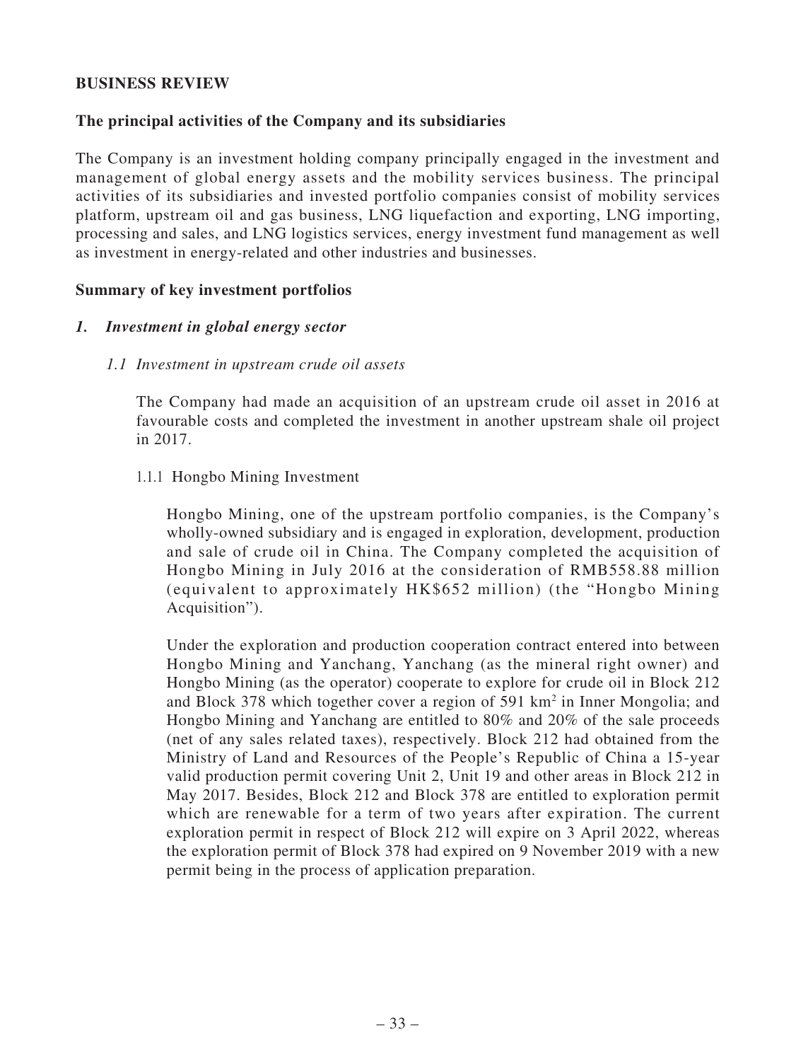## BUSINESS REVIEW

### The principal activities of the Company and its subsidiaries

The Company is an investment holding company principally engaged in the investment and management of global energy assets and the mobility services business. The principal activities of its subsidiaries and invested portfolio companies consist of mobility services platform, upstream oil and gas business, LNG liquefaction and exporting, LNG importing, processing and sales, and LNG logistics services, energy investment fund management as well as investment in energy-related and other industries and businesses.

### Summary of key investment portfolios

#### *1. Investment in global energy sector*

##### *1.1 Investment in upstream crude oil assets*

The Company had made an acquisition of an upstream crude oil asset in 2016 at favourable costs and completed the investment in another upstream shale oil project in 2017.

1.1.1 Hongbo Mining Investment

Hongbo Mining, one of the upstream portfolio companies, is the Company's wholly-owned subsidiary and is engaged in exploration, development, production and sale of crude oil in China. The Company completed the acquisition of Hongbo Mining in July 2016 at the consideration of RMB558.88 million (equivalent to approximately HK$652 million) (the "Hongbo Mining Acquisition").

Under the exploration and production cooperation contract entered into between Hongbo Mining and Yanchang, Yanchang (as the mineral right owner) and Hongbo Mining (as the operator) cooperate to explore for crude oil in Block 212 and Block 378 which together cover a region of 591 km$^2$ in Inner Mongolia; and Hongbo Mining and Yanchang are entitled to 80% and 20% of the sale proceeds (net of any sales related taxes), respectively. Block 212 had obtained from the Ministry of Land and Resources of the People's Republic of China a 15-year valid production permit covering Unit 2, Unit 19 and other areas in Block 212 in May 2017. Besides, Block 212 and Block 378 are entitled to exploration permit which are renewable for a term of two years after expiration. The current exploration permit in respect of Block 212 will expire on 3 April 2022, whereas the exploration permit of Block 378 had expired on 9 November 2019 with a new permit being in the process of application preparation.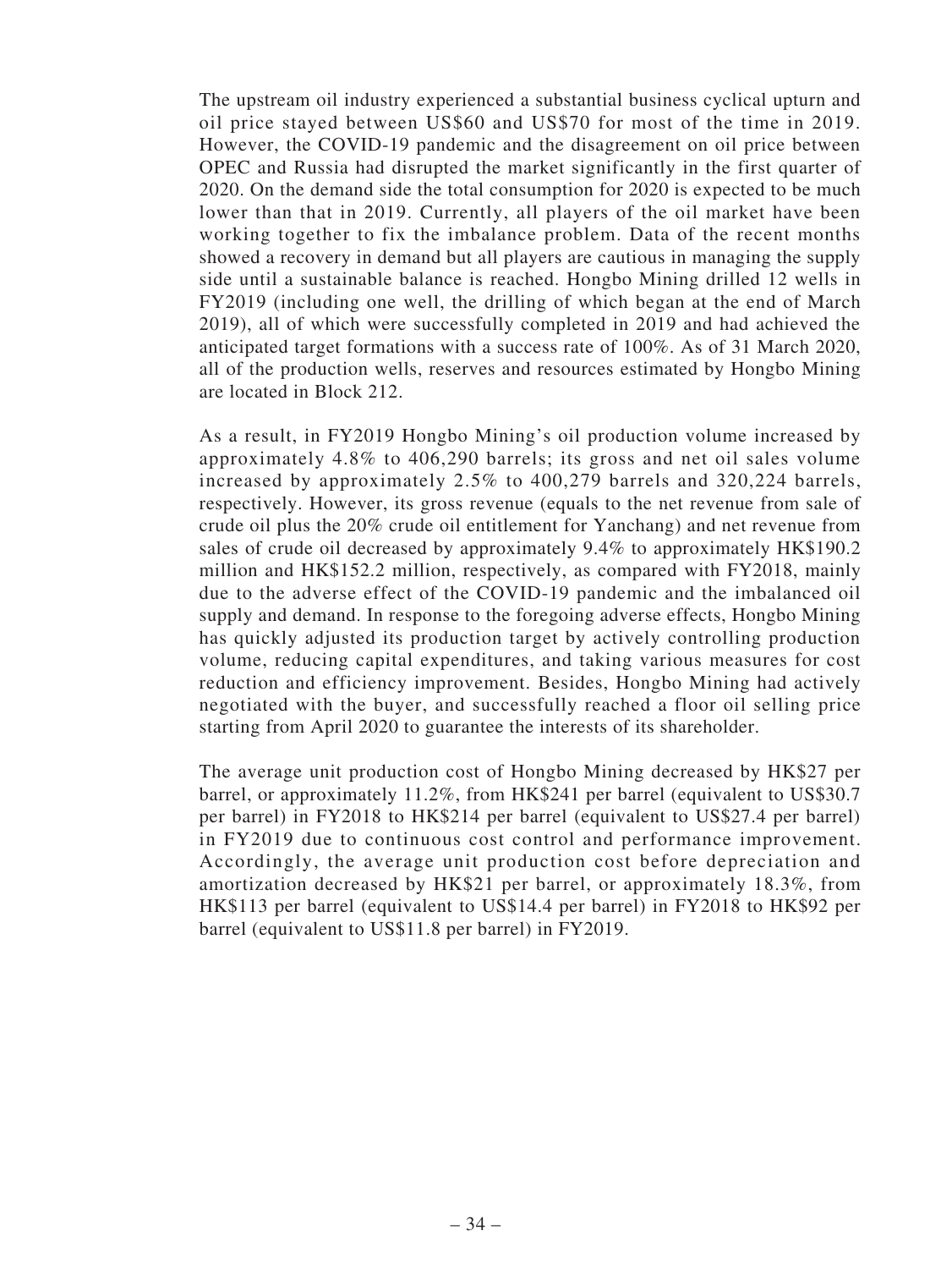The upstream oil industry experienced a substantial business cyclical upturn and oil price stayed between US$60 and US$70 for most of the time in 2019. However, the COVID-19 pandemic and the disagreement on oil price between OPEC and Russia had disrupted the market significantly in the first quarter of 2020. On the demand side the total consumption for 2020 is expected to be much lower than that in 2019. Currently, all players of the oil market have been working together to fix the imbalance problem. Data of the recent months showed a recovery in demand but all players are cautious in managing the supply side until a sustainable balance is reached. Hongbo Mining drilled 12 wells in FY2019 (including one well, the drilling of which began at the end of March 2019), all of which were successfully completed in 2019 and had achieved the anticipated target formations with a success rate of 100%. As of 31 March 2020, all of the production wells, reserves and resources estimated by Hongbo Mining are located in Block 212.

As a result, in FY2019 Hongbo Mining's oil production volume increased by approximately 4.8% to 406,290 barrels; its gross and net oil sales volume increased by approximately 2.5% to 400,279 barrels and 320,224 barrels, respectively. However, its gross revenue (equals to the net revenue from sale of crude oil plus the 20% crude oil entitlement for Yanchang) and net revenue from sales of crude oil decreased by approximately 9.4% to approximately HK$190.2 million and HK$152.2 million, respectively, as compared with FY2018, mainly due to the adverse effect of the COVID-19 pandemic and the imbalanced oil supply and demand. In response to the foregoing adverse effects, Hongbo Mining has quickly adjusted its production target by actively controlling production volume, reducing capital expenditures, and taking various measures for cost reduction and efficiency improvement. Besides, Hongbo Mining had actively negotiated with the buyer, and successfully reached a floor oil selling price starting from April 2020 to guarantee the interests of its shareholder.

The average unit production cost of Hongbo Mining decreased by HK$27 per barrel, or approximately 11.2%, from HK$241 per barrel (equivalent to US$30.7 per barrel) in FY2018 to HK$214 per barrel (equivalent to US$27.4 per barrel) in FY2019 due to continuous cost control and performance improvement. Accordingly, the average unit production cost before depreciation and amortization decreased by HK$21 per barrel, or approximately 18.3%, from HK$113 per barrel (equivalent to US$14.4 per barrel) in FY2018 to HK$92 per barrel (equivalent to US$11.8 per barrel) in FY2019.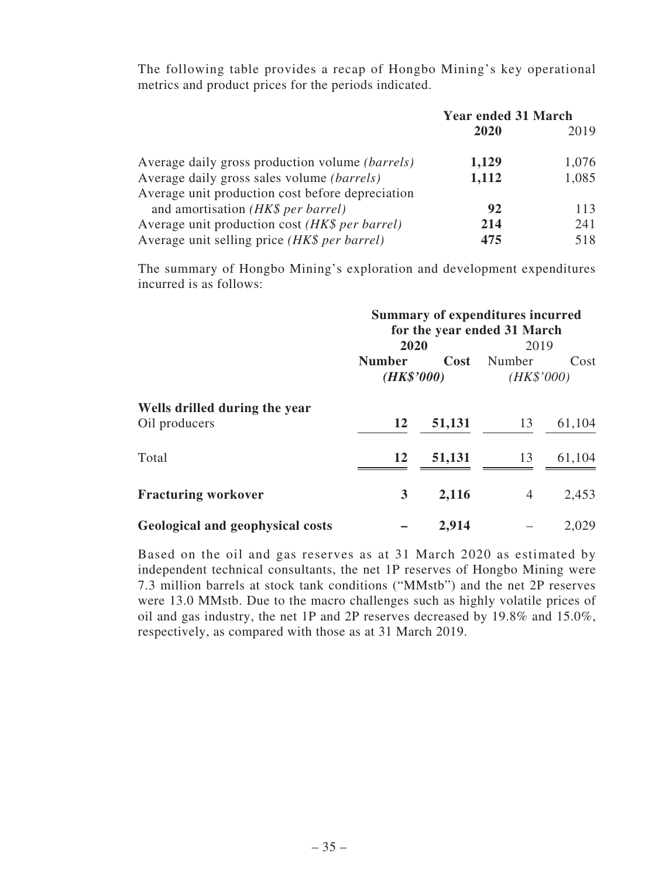The following table provides a recap of Hongbo Mining's key operational metrics and product prices for the periods indicated.

| | Year ended 31 March | |
|---|---|---|
| | **2020** | 2019 |
| Average daily gross production volume *(barrels)* | **1,129** | 1,076 |
| Average daily gross sales volume *(barrels)* | **1,112** | 1,085 |
| Average unit production cost before depreciation and amortisation *(HK$ per barrel)* | **92** | 113 |
| Average unit production cost *(HK$ per barrel)* | **214** | 241 |
| Average unit selling price *(HK$ per barrel)* | **475** | 518 |

The summary of Hongbo Mining's exploration and development expenditures incurred is as follows:

| | Summary of expenditures incurred for the year ended 31 March | | | |
|---|---|---|---|---|
| | **2020** | | 2019 | |
| | **Number** | **Cost** ***(HK$'000)*** | Number | Cost *(HK$'000)* |
| **Wells drilled during the year** | | | | |
| Oil producers | **12** | **51,131** | 13 | 61,104 |
| Total | **12** | **51,131** | 13 | 61,104 |
| **Fracturing workover** | **3** | **2,116** | 4 | 2,453 |
| **Geological and geophysical costs** | **–** | **2,914** | – | 2,029 |

Based on the oil and gas reserves as at 31 March 2020 as estimated by independent technical consultants, the net 1P reserves of Hongbo Mining were 7.3 million barrels at stock tank conditions ("MMstb") and the net 2P reserves were 13.0 MMstb. Due to the macro challenges such as highly volatile prices of oil and gas industry, the net 1P and 2P reserves decreased by 19.8% and 15.0%, respectively, as compared with those as at 31 March 2019.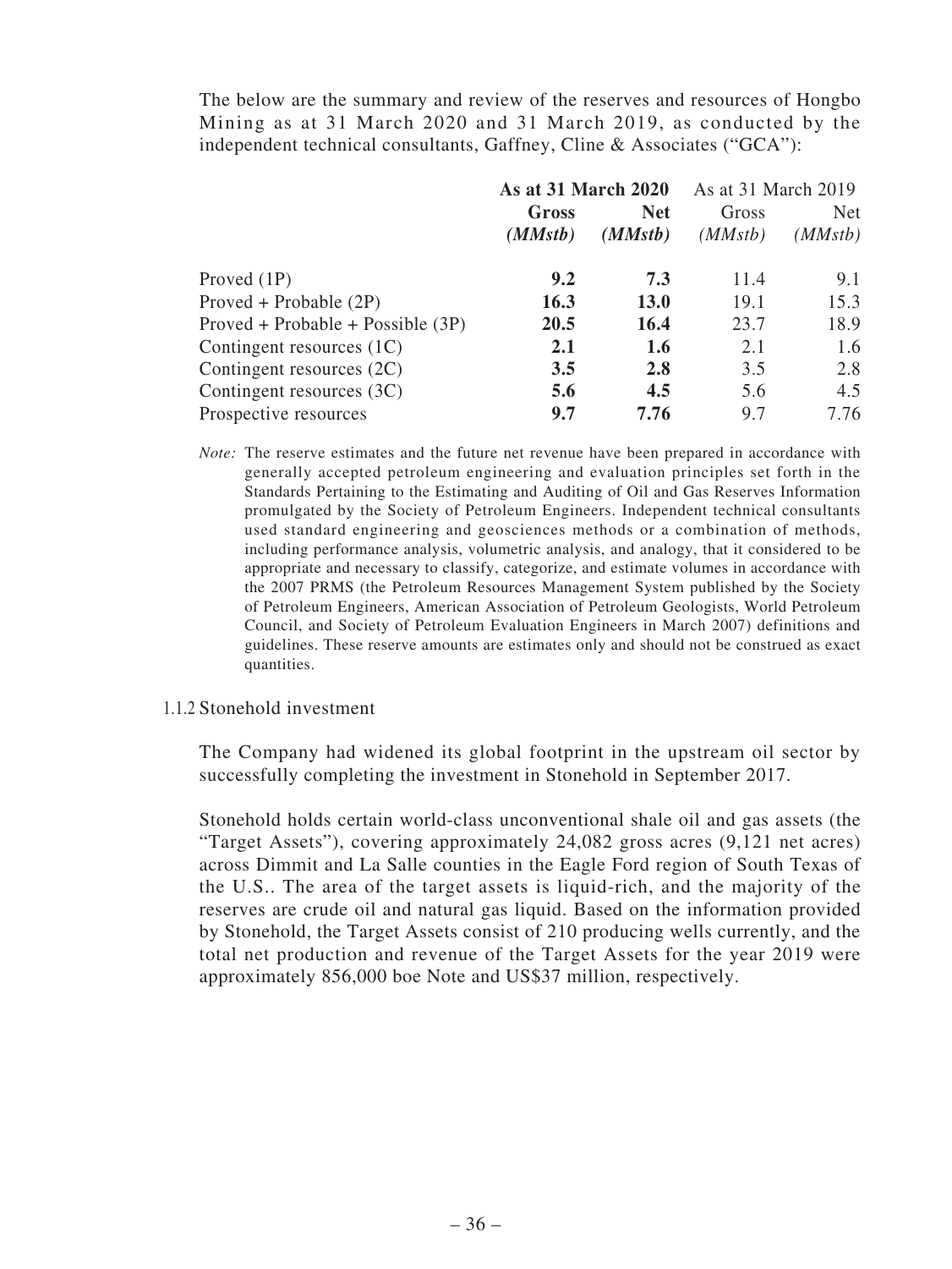The below are the summary and review of the reserves and resources of Hongbo Mining as at 31 March 2020 and 31 March 2019, as conducted by the independent technical consultants, Gaffney, Cline & Associates ("GCA"):

| | **As at 31 March 2020** | | As at 31 March 2019 | |
|---|---|---|---|---|
| | **Gross (MMstb)** | **Net (MMstb)** | Gross (MMstb) | Net (MMstb) |
| Proved (1P) | **9.2** | **7.3** | 11.4 | 9.1 |
| Proved + Probable (2P) | **16.3** | **13.0** | 19.1 | 15.3 |
| Proved + Probable + Possible (3P) | **20.5** | **16.4** | 23.7 | 18.9 |
| Contingent resources (1C) | **2.1** | **1.6** | 2.1 | 1.6 |
| Contingent resources (2C) | **3.5** | **2.8** | 3.5 | 2.8 |
| Contingent resources (3C) | **5.6** | **4.5** | 5.6 | 4.5 |
| Prospective resources | **9.7** | **7.76** | 9.7 | 7.76 |

*Note:* The reserve estimates and the future net revenue have been prepared in accordance with generally accepted petroleum engineering and evaluation principles set forth in the Standards Pertaining to the Estimating and Auditing of Oil and Gas Reserves Information promulgated by the Society of Petroleum Engineers. Independent technical consultants used standard engineering and geosciences methods or a combination of methods, including performance analysis, volumetric analysis, and analogy, that it considered to be appropriate and necessary to classify, categorize, and estimate volumes in accordance with the 2007 PRMS (the Petroleum Resources Management System published by the Society of Petroleum Engineers, American Association of Petroleum Geologists, World Petroleum Council, and Society of Petroleum Evaluation Engineers in March 2007) definitions and guidelines. These reserve amounts are estimates only and should not be construed as exact quantities.

1.1.2 Stonehold investment

The Company had widened its global footprint in the upstream oil sector by successfully completing the investment in Stonehold in September 2017.

Stonehold holds certain world-class unconventional shale oil and gas assets (the "Target Assets"), covering approximately 24,082 gross acres (9,121 net acres) across Dimmit and La Salle counties in the Eagle Ford region of South Texas of the U.S.. The area of the target assets is liquid-rich, and the majority of the reserves are crude oil and natural gas liquid. Based on the information provided by Stonehold, the Target Assets consist of 210 producing wells currently, and the total net production and revenue of the Target Assets for the year 2019 were approximately 856,000 boe Note and US$37 million, respectively.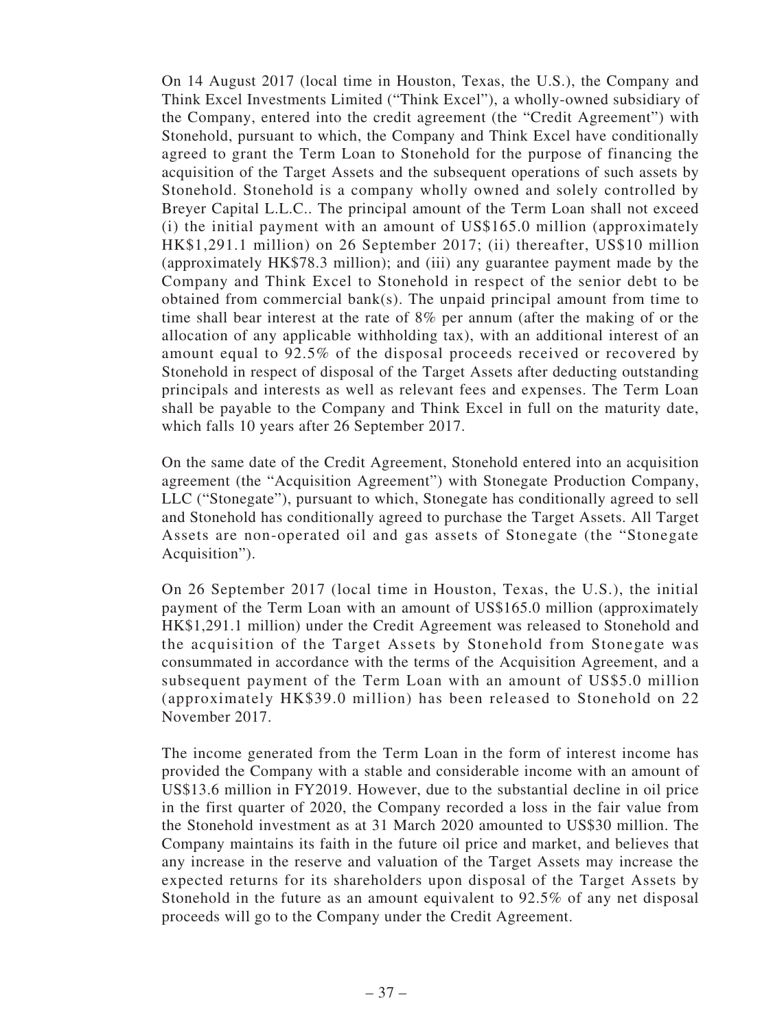On 14 August 2017 (local time in Houston, Texas, the U.S.), the Company and Think Excel Investments Limited ("Think Excel"), a wholly-owned subsidiary of the Company, entered into the credit agreement (the "Credit Agreement") with Stonehold, pursuant to which, the Company and Think Excel have conditionally agreed to grant the Term Loan to Stonehold for the purpose of financing the acquisition of the Target Assets and the subsequent operations of such assets by Stonehold. Stonehold is a company wholly owned and solely controlled by Breyer Capital L.L.C.. The principal amount of the Term Loan shall not exceed (i) the initial payment with an amount of US$165.0 million (approximately HK$1,291.1 million) on 26 September 2017; (ii) thereafter, US$10 million (approximately HK$78.3 million); and (iii) any guarantee payment made by the Company and Think Excel to Stonehold in respect of the senior debt to be obtained from commercial bank(s). The unpaid principal amount from time to time shall bear interest at the rate of 8% per annum (after the making of or the allocation of any applicable withholding tax), with an additional interest of an amount equal to 92.5% of the disposal proceeds received or recovered by Stonehold in respect of disposal of the Target Assets after deducting outstanding principals and interests as well as relevant fees and expenses. The Term Loan shall be payable to the Company and Think Excel in full on the maturity date, which falls 10 years after 26 September 2017.

On the same date of the Credit Agreement, Stonehold entered into an acquisition agreement (the "Acquisition Agreement") with Stonegate Production Company, LLC ("Stonegate"), pursuant to which, Stonegate has conditionally agreed to sell and Stonehold has conditionally agreed to purchase the Target Assets. All Target Assets are non-operated oil and gas assets of Stonegate (the "Stonegate Acquisition").

On 26 September 2017 (local time in Houston, Texas, the U.S.), the initial payment of the Term Loan with an amount of US$165.0 million (approximately HK$1,291.1 million) under the Credit Agreement was released to Stonehold and the acquisition of the Target Assets by Stonehold from Stonegate was consummated in accordance with the terms of the Acquisition Agreement, and a subsequent payment of the Term Loan with an amount of US$5.0 million (approximately HK$39.0 million) has been released to Stonehold on 22 November 2017.

The income generated from the Term Loan in the form of interest income has provided the Company with a stable and considerable income with an amount of US$13.6 million in FY2019. However, due to the substantial decline in oil price in the first quarter of 2020, the Company recorded a loss in the fair value from the Stonehold investment as at 31 March 2020 amounted to US$30 million. The Company maintains its faith in the future oil price and market, and believes that any increase in the reserve and valuation of the Target Assets may increase the expected returns for its shareholders upon disposal of the Target Assets by Stonehold in the future as an amount equivalent to 92.5% of any net disposal proceeds will go to the Company under the Credit Agreement.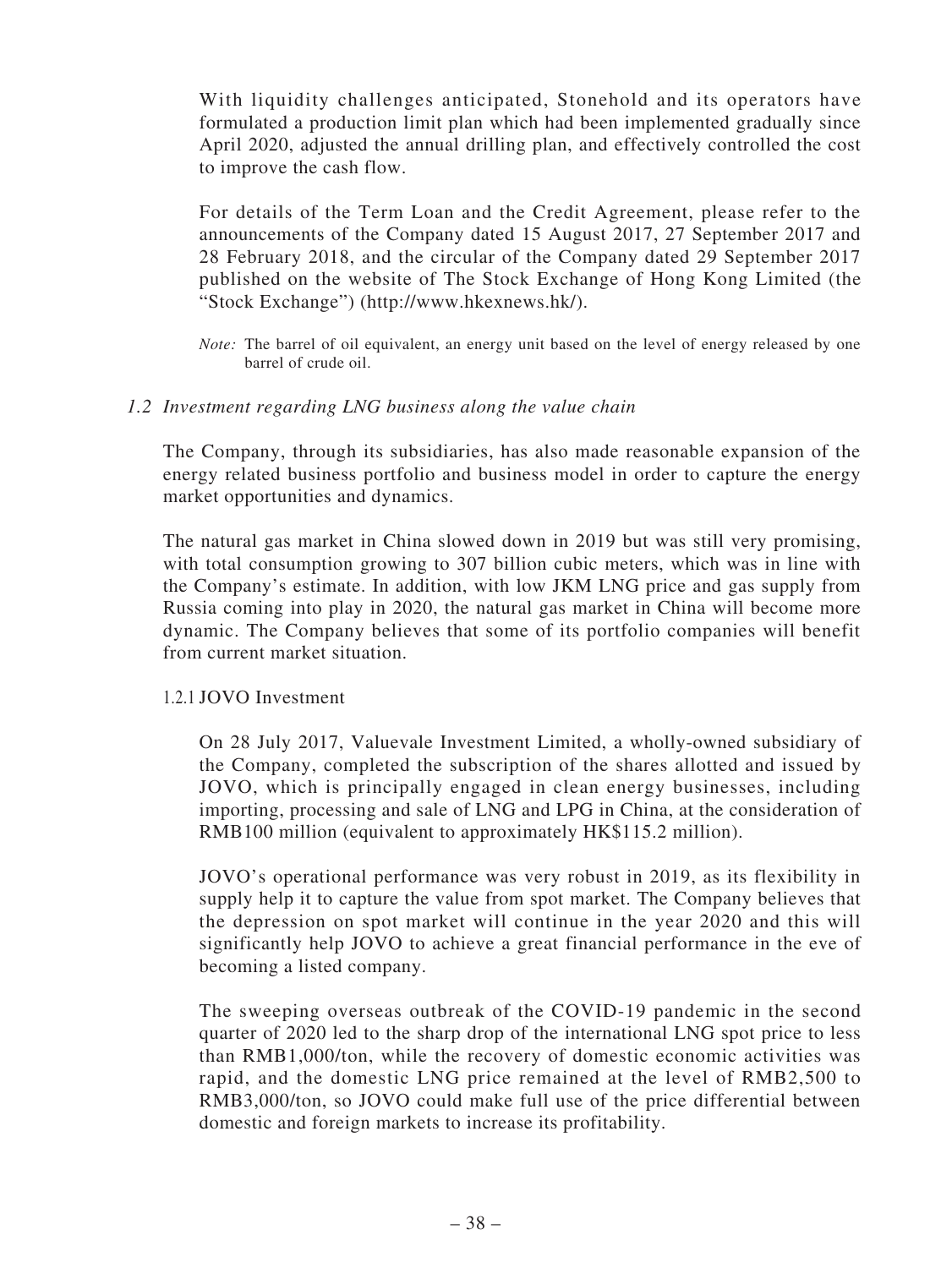With liquidity challenges anticipated, Stonehold and its operators have formulated a production limit plan which had been implemented gradually since April 2020, adjusted the annual drilling plan, and effectively controlled the cost to improve the cash flow.

For details of the Term Loan and the Credit Agreement, please refer to the announcements of the Company dated 15 August 2017, 27 September 2017 and 28 February 2018, and the circular of the Company dated 29 September 2017 published on the website of The Stock Exchange of Hong Kong Limited (the "Stock Exchange") (http://www.hkexnews.hk/).

*Note:* The barrel of oil equivalent, an energy unit based on the level of energy released by one barrel of crude oil.

### *1.2 Investment regarding LNG business along the value chain*

The Company, through its subsidiaries, has also made reasonable expansion of the energy related business portfolio and business model in order to capture the energy market opportunities and dynamics.

The natural gas market in China slowed down in 2019 but was still very promising, with total consumption growing to 307 billion cubic meters, which was in line with the Company's estimate. In addition, with low JKM LNG price and gas supply from Russia coming into play in 2020, the natural gas market in China will become more dynamic. The Company believes that some of its portfolio companies will benefit from current market situation.

#### 1.2.1 JOVO Investment

On 28 July 2017, Valuevale Investment Limited, a wholly-owned subsidiary of the Company, completed the subscription of the shares allotted and issued by JOVO, which is principally engaged in clean energy businesses, including importing, processing and sale of LNG and LPG in China, at the consideration of RMB100 million (equivalent to approximately HK$115.2 million).

JOVO's operational performance was very robust in 2019, as its flexibility in supply help it to capture the value from spot market. The Company believes that the depression on spot market will continue in the year 2020 and this will significantly help JOVO to achieve a great financial performance in the eve of becoming a listed company.

The sweeping overseas outbreak of the COVID-19 pandemic in the second quarter of 2020 led to the sharp drop of the international LNG spot price to less than RMB1,000/ton, while the recovery of domestic economic activities was rapid, and the domestic LNG price remained at the level of RMB2,500 to RMB3,000/ton, so JOVO could make full use of the price differential between domestic and foreign markets to increase its profitability.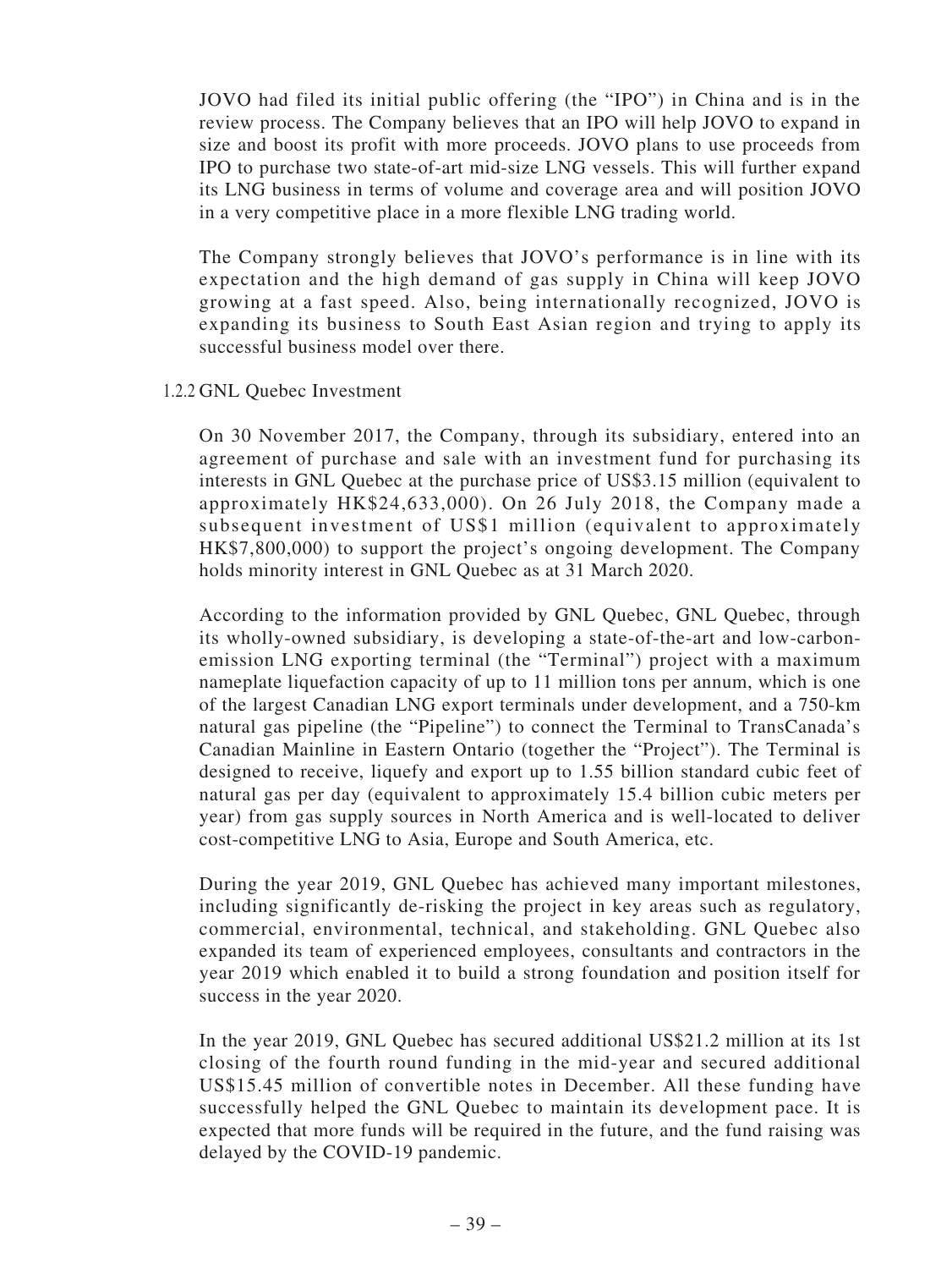JOVO had filed its initial public offering (the "IPO") in China and is in the review process. The Company believes that an IPO will help JOVO to expand in size and boost its profit with more proceeds. JOVO plans to use proceeds from IPO to purchase two state-of-art mid-size LNG vessels. This will further expand its LNG business in terms of volume and coverage area and will position JOVO in a very competitive place in a more flexible LNG trading world.

The Company strongly believes that JOVO's performance is in line with its expectation and the high demand of gas supply in China will keep JOVO growing at a fast speed. Also, being internationally recognized, JOVO is expanding its business to South East Asian region and trying to apply its successful business model over there.

1.2.2 GNL Quebec Investment

On 30 November 2017, the Company, through its subsidiary, entered into an agreement of purchase and sale with an investment fund for purchasing its interests in GNL Quebec at the purchase price of US$3.15 million (equivalent to approximately HK$24,633,000). On 26 July 2018, the Company made a subsequent investment of US$1 million (equivalent to approximately HK$7,800,000) to support the project's ongoing development. The Company holds minority interest in GNL Quebec as at 31 March 2020.

According to the information provided by GNL Quebec, GNL Quebec, through its wholly-owned subsidiary, is developing a state-of-the-art and low-carbon-emission LNG exporting terminal (the "Terminal") project with a maximum nameplate liquefaction capacity of up to 11 million tons per annum, which is one of the largest Canadian LNG export terminals under development, and a 750-km natural gas pipeline (the "Pipeline") to connect the Terminal to TransCanada's Canadian Mainline in Eastern Ontario (together the "Project"). The Terminal is designed to receive, liquefy and export up to 1.55 billion standard cubic feet of natural gas per day (equivalent to approximately 15.4 billion cubic meters per year) from gas supply sources in North America and is well-located to deliver cost-competitive LNG to Asia, Europe and South America, etc.

During the year 2019, GNL Quebec has achieved many important milestones, including significantly de-risking the project in key areas such as regulatory, commercial, environmental, technical, and stakeholding. GNL Quebec also expanded its team of experienced employees, consultants and contractors in the year 2019 which enabled it to build a strong foundation and position itself for success in the year 2020.

In the year 2019, GNL Quebec has secured additional US$21.2 million at its 1st closing of the fourth round funding in the mid-year and secured additional US$15.45 million of convertible notes in December. All these funding have successfully helped the GNL Quebec to maintain its development pace. It is expected that more funds will be required in the future, and the fund raising was delayed by the COVID-19 pandemic.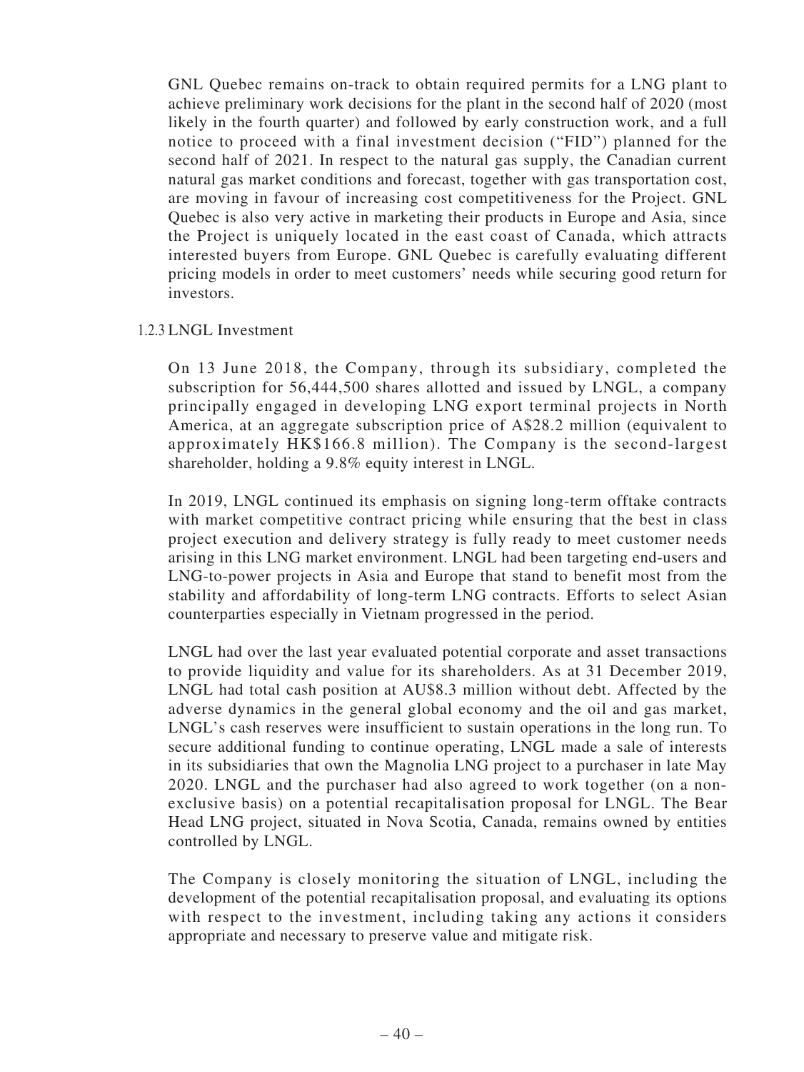GNL Quebec remains on-track to obtain required permits for a LNG plant to achieve preliminary work decisions for the plant in the second half of 2020 (most likely in the fourth quarter) and followed by early construction work, and a full notice to proceed with a final investment decision ("FID") planned for the second half of 2021. In respect to the natural gas supply, the Canadian current natural gas market conditions and forecast, together with gas transportation cost, are moving in favour of increasing cost competitiveness for the Project. GNL Quebec is also very active in marketing their products in Europe and Asia, since the Project is uniquely located in the east coast of Canada, which attracts interested buyers from Europe. GNL Quebec is carefully evaluating different pricing models in order to meet customers' needs while securing good return for investors.

#### 1.2.3 LNGL Investment

On 13 June 2018, the Company, through its subsidiary, completed the subscription for 56,444,500 shares allotted and issued by LNGL, a company principally engaged in developing LNG export terminal projects in North America, at an aggregate subscription price of A$28.2 million (equivalent to approximately HK$166.8 million). The Company is the second-largest shareholder, holding a 9.8% equity interest in LNGL.

In 2019, LNGL continued its emphasis on signing long-term offtake contracts with market competitive contract pricing while ensuring that the best in class project execution and delivery strategy is fully ready to meet customer needs arising in this LNG market environment. LNGL had been targeting end-users and LNG-to-power projects in Asia and Europe that stand to benefit most from the stability and affordability of long-term LNG contracts. Efforts to select Asian counterparties especially in Vietnam progressed in the period.

LNGL had over the last year evaluated potential corporate and asset transactions to provide liquidity and value for its shareholders. As at 31 December 2019, LNGL had total cash position at AU$8.3 million without debt. Affected by the adverse dynamics in the general global economy and the oil and gas market, LNGL's cash reserves were insufficient to sustain operations in the long run. To secure additional funding to continue operating, LNGL made a sale of interests in its subsidiaries that own the Magnolia LNG project to a purchaser in late May 2020. LNGL and the purchaser had also agreed to work together (on a non-exclusive basis) on a potential recapitalisation proposal for LNGL. The Bear Head LNG project, situated in Nova Scotia, Canada, remains owned by entities controlled by LNGL.

The Company is closely monitoring the situation of LNGL, including the development of the potential recapitalisation proposal, and evaluating its options with respect to the investment, including taking any actions it considers appropriate and necessary to preserve value and mitigate risk.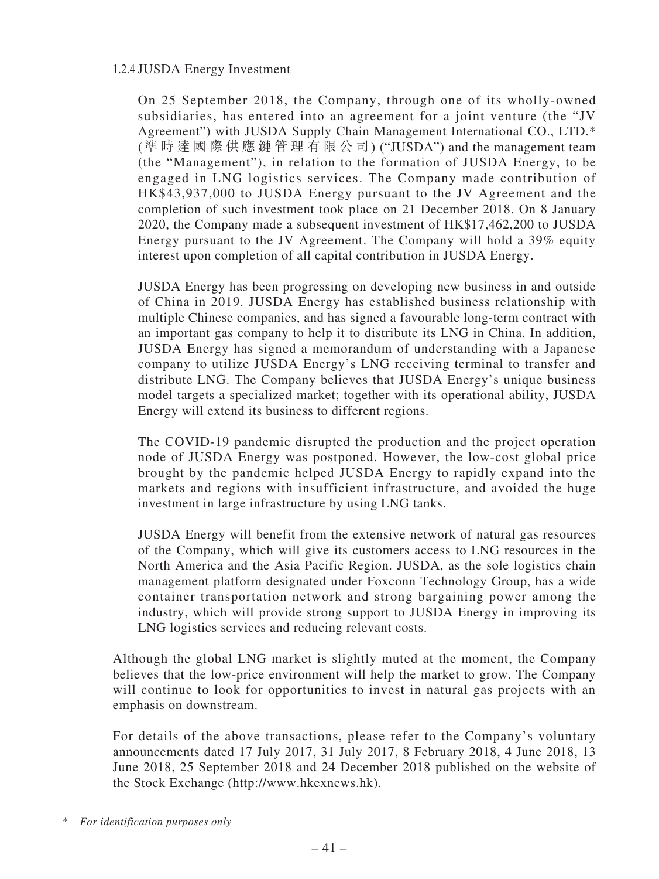#### 1.2.4 JUSDA Energy Investment

On 25 September 2018, the Company, through one of its wholly-owned subsidiaries, has entered into an agreement for a joint venture (the "JV Agreement") with JUSDA Supply Chain Management International CO., LTD.* (準時達國際供應鏈管理有限公司) ("JUSDA") and the management team (the "Management"), in relation to the formation of JUSDA Energy, to be engaged in LNG logistics services. The Company made contribution of HK$43,937,000 to JUSDA Energy pursuant to the JV Agreement and the completion of such investment took place on 21 December 2018. On 8 January 2020, the Company made a subsequent investment of HK$17,462,200 to JUSDA Energy pursuant to the JV Agreement. The Company will hold a 39% equity interest upon completion of all capital contribution in JUSDA Energy.

JUSDA Energy has been progressing on developing new business in and outside of China in 2019. JUSDA Energy has established business relationship with multiple Chinese companies, and has signed a favourable long-term contract with an important gas company to help it to distribute its LNG in China. In addition, JUSDA Energy has signed a memorandum of understanding with a Japanese company to utilize JUSDA Energy's LNG receiving terminal to transfer and distribute LNG. The Company believes that JUSDA Energy's unique business model targets a specialized market; together with its operational ability, JUSDA Energy will extend its business to different regions.

The COVID-19 pandemic disrupted the production and the project operation node of JUSDA Energy was postponed. However, the low-cost global price brought by the pandemic helped JUSDA Energy to rapidly expand into the markets and regions with insufficient infrastructure, and avoided the huge investment in large infrastructure by using LNG tanks.

JUSDA Energy will benefit from the extensive network of natural gas resources of the Company, which will give its customers access to LNG resources in the North America and the Asia Pacific Region. JUSDA, as the sole logistics chain management platform designated under Foxconn Technology Group, has a wide container transportation network and strong bargaining power among the industry, which will provide strong support to JUSDA Energy in improving its LNG logistics services and reducing relevant costs.

Although the global LNG market is slightly muted at the moment, the Company believes that the low-price environment will help the market to grow. The Company will continue to look for opportunities to invest in natural gas projects with an emphasis on downstream.

For details of the above transactions, please refer to the Company's voluntary announcements dated 17 July 2017, 31 July 2017, 8 February 2018, 4 June 2018, 13 June 2018, 25 September 2018 and 24 December 2018 published on the website of the Stock Exchange (http://www.hkexnews.hk).

\* *For identification purposes only*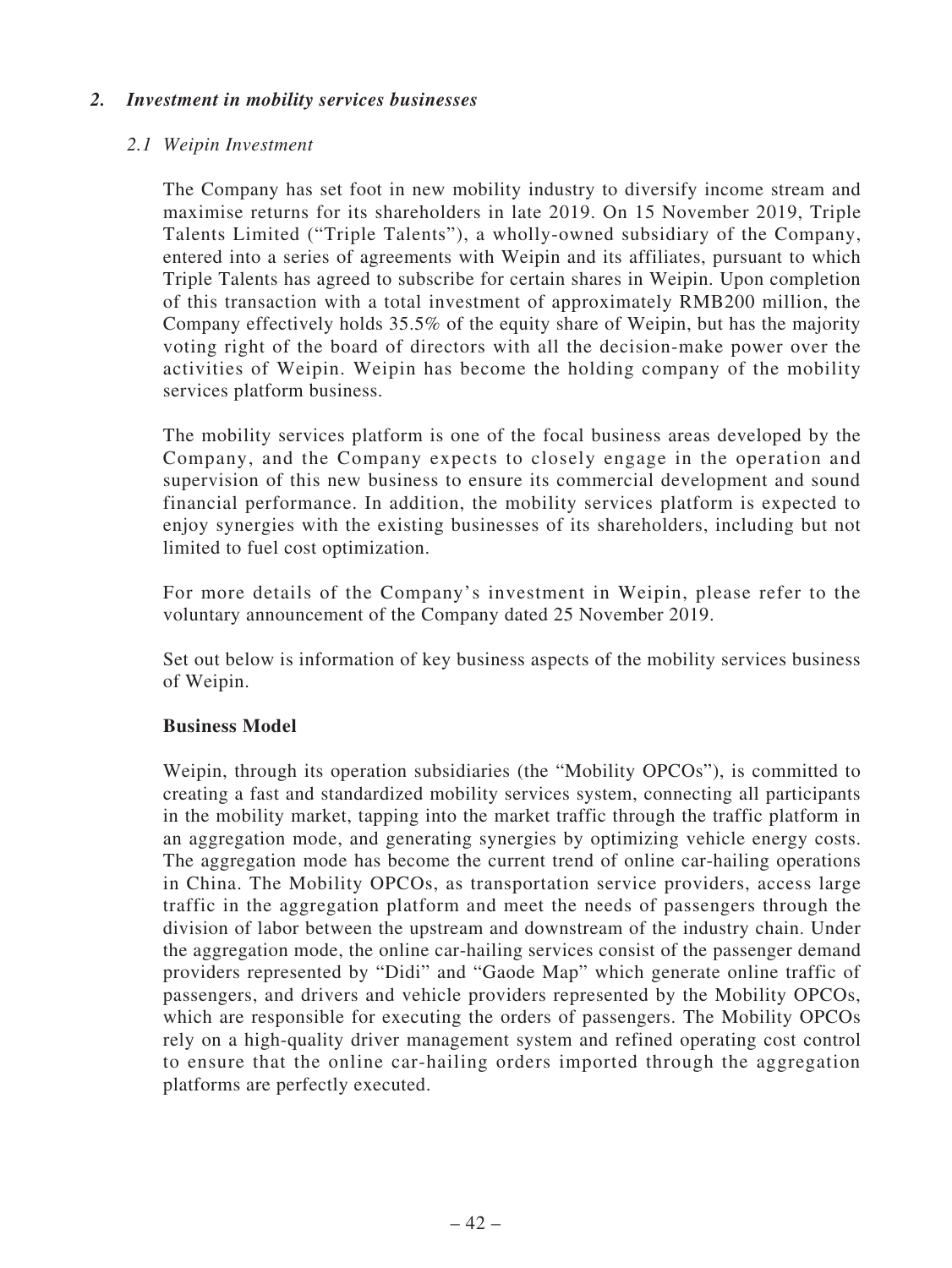## *2. Investment in mobility services businesses*

### *2.1 Weipin Investment*

The Company has set foot in new mobility industry to diversify income stream and maximise returns for its shareholders in late 2019. On 15 November 2019, Triple Talents Limited ("Triple Talents"), a wholly-owned subsidiary of the Company, entered into a series of agreements with Weipin and its affiliates, pursuant to which Triple Talents has agreed to subscribe for certain shares in Weipin. Upon completion of this transaction with a total investment of approximately RMB200 million, the Company effectively holds 35.5% of the equity share of Weipin, but has the majority voting right of the board of directors with all the decision-make power over the activities of Weipin. Weipin has become the holding company of the mobility services platform business.

The mobility services platform is one of the focal business areas developed by the Company, and the Company expects to closely engage in the operation and supervision of this new business to ensure its commercial development and sound financial performance. In addition, the mobility services platform is expected to enjoy synergies with the existing businesses of its shareholders, including but not limited to fuel cost optimization.

For more details of the Company's investment in Weipin, please refer to the voluntary announcement of the Company dated 25 November 2019.

Set out below is information of key business aspects of the mobility services business of Weipin.

**Business Model**

Weipin, through its operation subsidiaries (the "Mobility OPCOs"), is committed to creating a fast and standardized mobility services system, connecting all participants in the mobility market, tapping into the market traffic through the traffic platform in an aggregation mode, and generating synergies by optimizing vehicle energy costs. The aggregation mode has become the current trend of online car-hailing operations in China. The Mobility OPCOs, as transportation service providers, access large traffic in the aggregation platform and meet the needs of passengers through the division of labor between the upstream and downstream of the industry chain. Under the aggregation mode, the online car-hailing services consist of the passenger demand providers represented by "Didi" and "Gaode Map" which generate online traffic of passengers, and drivers and vehicle providers represented by the Mobility OPCOs, which are responsible for executing the orders of passengers. The Mobility OPCOs rely on a high-quality driver management system and refined operating cost control to ensure that the online car-hailing orders imported through the aggregation platforms are perfectly executed.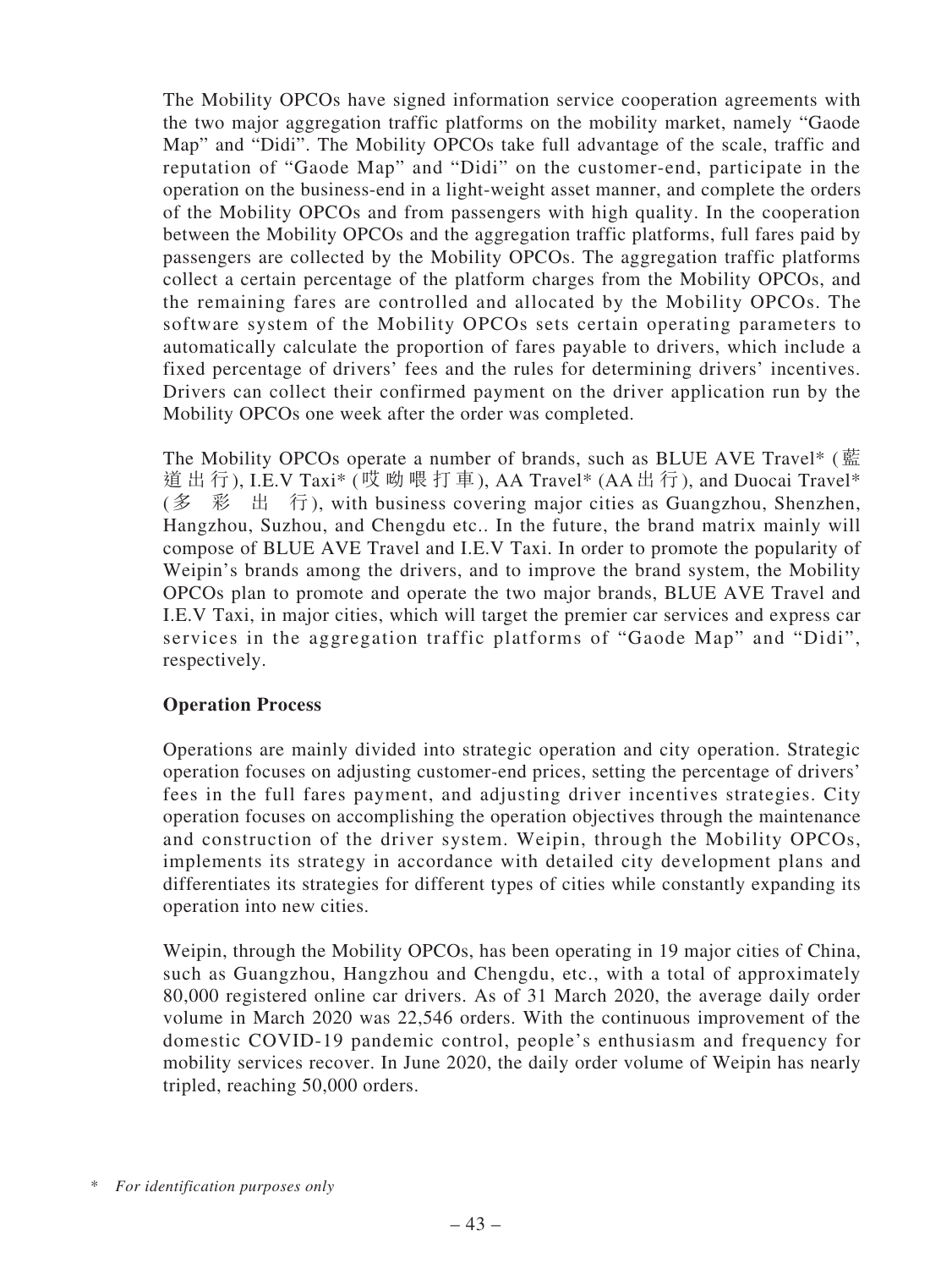The Mobility OPCOs have signed information service cooperation agreements with the two major aggregation traffic platforms on the mobility market, namely "Gaode Map" and "Didi". The Mobility OPCOs take full advantage of the scale, traffic and reputation of "Gaode Map" and "Didi" on the customer-end, participate in the operation on the business-end in a light-weight asset manner, and complete the orders of the Mobility OPCOs and from passengers with high quality. In the cooperation between the Mobility OPCOs and the aggregation traffic platforms, full fares paid by passengers are collected by the Mobility OPCOs. The aggregation traffic platforms collect a certain percentage of the platform charges from the Mobility OPCOs, and the remaining fares are controlled and allocated by the Mobility OPCOs. The software system of the Mobility OPCOs sets certain operating parameters to automatically calculate the proportion of fares payable to drivers, which include a fixed percentage of drivers' fees and the rules for determining drivers' incentives. Drivers can collect their confirmed payment on the driver application run by the Mobility OPCOs one week after the order was completed.

The Mobility OPCOs operate a number of brands, such as BLUE AVE Travel* (藍道出行), I.E.V Taxi* (哎呦喂打車), AA Travel* (AA出行), and Duocai Travel* (多彩出行), with business covering major cities as Guangzhou, Shenzhen, Hangzhou, Suzhou, and Chengdu etc.. In the future, the brand matrix mainly will compose of BLUE AVE Travel and I.E.V Taxi. In order to promote the popularity of Weipin's brands among the drivers, and to improve the brand system, the Mobility OPCOs plan to promote and operate the two major brands, BLUE AVE Travel and I.E.V Taxi, in major cities, which will target the premier car services and express car services in the aggregation traffic platforms of "Gaode Map" and "Didi", respectively.

**Operation Process**

Operations are mainly divided into strategic operation and city operation. Strategic operation focuses on adjusting customer-end prices, setting the percentage of drivers' fees in the full fares payment, and adjusting driver incentives strategies. City operation focuses on accomplishing the operation objectives through the maintenance and construction of the driver system. Weipin, through the Mobility OPCOs, implements its strategy in accordance with detailed city development plans and differentiates its strategies for different types of cities while constantly expanding its operation into new cities.

Weipin, through the Mobility OPCOs, has been operating in 19 major cities of China, such as Guangzhou, Hangzhou and Chengdu, etc., with a total of approximately 80,000 registered online car drivers. As of 31 March 2020, the average daily order volume in March 2020 was 22,546 orders. With the continuous improvement of the domestic COVID-19 pandemic control, people's enthusiasm and frequency for mobility services recover. In June 2020, the daily order volume of Weipin has nearly tripled, reaching 50,000 orders.

\* *For identification purposes only*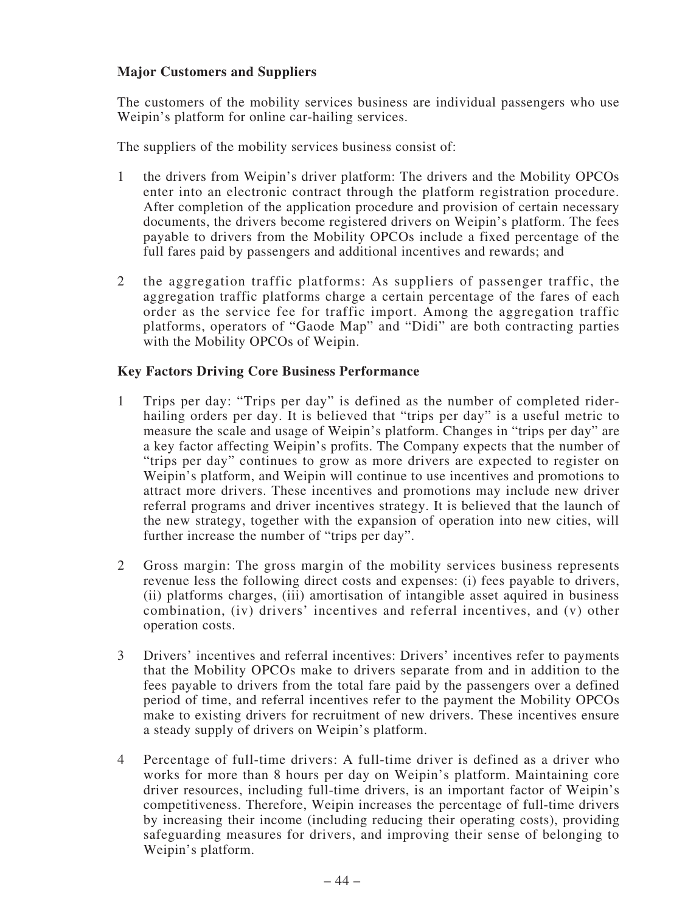**Major Customers and Suppliers**

The customers of the mobility services business are individual passengers who use Weipin's platform for online car-hailing services.

The suppliers of the mobility services business consist of:

1 the drivers from Weipin's driver platform: The drivers and the Mobility OPCOs enter into an electronic contract through the platform registration procedure. After completion of the application procedure and provision of certain necessary documents, the drivers become registered drivers on Weipin's platform. The fees payable to drivers from the Mobility OPCOs include a fixed percentage of the full fares paid by passengers and additional incentives and rewards; and

2 the aggregation traffic platforms: As suppliers of passenger traffic, the aggregation traffic platforms charge a certain percentage of the fares of each order as the service fee for traffic import. Among the aggregation traffic platforms, operators of "Gaode Map" and "Didi" are both contracting parties with the Mobility OPCOs of Weipin.

**Key Factors Driving Core Business Performance**

1 Trips per day: "Trips per day" is defined as the number of completed rider-hailing orders per day. It is believed that "trips per day" is a useful metric to measure the scale and usage of Weipin's platform. Changes in "trips per day" are a key factor affecting Weipin's profits. The Company expects that the number of "trips per day" continues to grow as more drivers are expected to register on Weipin's platform, and Weipin will continue to use incentives and promotions to attract more drivers. These incentives and promotions may include new driver referral programs and driver incentives strategy. It is believed that the launch of the new strategy, together with the expansion of operation into new cities, will further increase the number of "trips per day".

2 Gross margin: The gross margin of the mobility services business represents revenue less the following direct costs and expenses: (i) fees payable to drivers, (ii) platforms charges, (iii) amortisation of intangible asset aquired in business combination, (iv) drivers' incentives and referral incentives, and (v) other operation costs.

3 Drivers' incentives and referral incentives: Drivers' incentives refer to payments that the Mobility OPCOs make to drivers separate from and in addition to the fees payable to drivers from the total fare paid by the passengers over a defined period of time, and referral incentives refer to the payment the Mobility OPCOs make to existing drivers for recruitment of new drivers. These incentives ensure a steady supply of drivers on Weipin's platform.

4 Percentage of full-time drivers: A full-time driver is defined as a driver who works for more than 8 hours per day on Weipin's platform. Maintaining core driver resources, including full-time drivers, is an important factor of Weipin's competitiveness. Therefore, Weipin increases the percentage of full-time drivers by increasing their income (including reducing their operating costs), providing safeguarding measures for drivers, and improving their sense of belonging to Weipin's platform.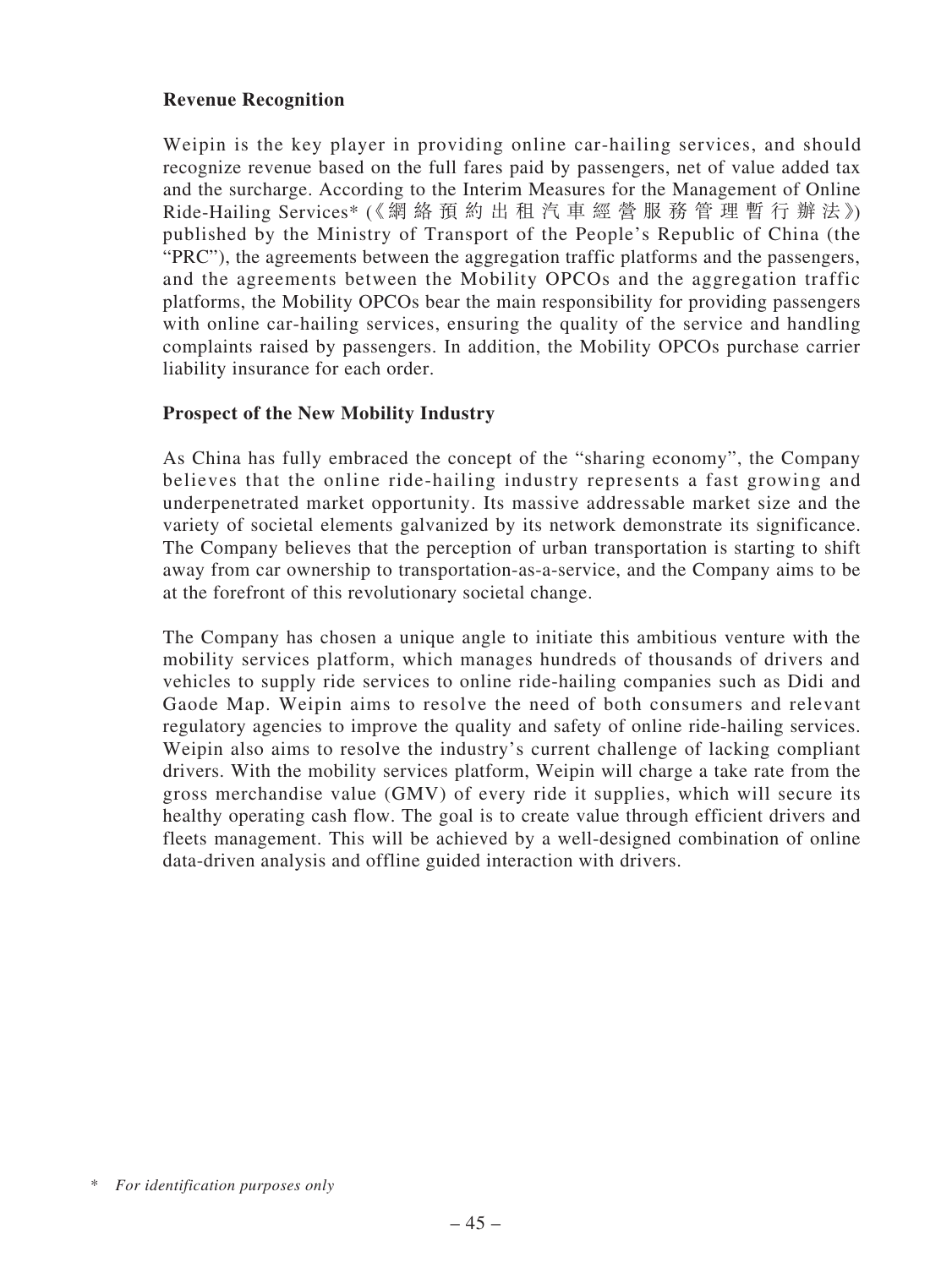**Revenue Recognition**

Weipin is the key player in providing online car-hailing services, and should recognize revenue based on the full fares paid by passengers, net of value added tax and the surcharge. According to the Interim Measures for the Management of Online Ride-Hailing Services* (《網絡預約出租汽車經營服務管理暫行辦法》) published by the Ministry of Transport of the People's Republic of China (the "PRC"), the agreements between the aggregation traffic platforms and the passengers, and the agreements between the Mobility OPCOs and the aggregation traffic platforms, the Mobility OPCOs bear the main responsibility for providing passengers with online car-hailing services, ensuring the quality of the service and handling complaints raised by passengers. In addition, the Mobility OPCOs purchase carrier liability insurance for each order.

**Prospect of the New Mobility Industry**

As China has fully embraced the concept of the "sharing economy", the Company believes that the online ride-hailing industry represents a fast growing and underpenetrated market opportunity. Its massive addressable market size and the variety of societal elements galvanized by its network demonstrate its significance. The Company believes that the perception of urban transportation is starting to shift away from car ownership to transportation-as-a-service, and the Company aims to be at the forefront of this revolutionary societal change.

The Company has chosen a unique angle to initiate this ambitious venture with the mobility services platform, which manages hundreds of thousands of drivers and vehicles to supply ride services to online ride-hailing companies such as Didi and Gaode Map. Weipin aims to resolve the need of both consumers and relevant regulatory agencies to improve the quality and safety of online ride-hailing services. Weipin also aims to resolve the industry's current challenge of lacking compliant drivers. With the mobility services platform, Weipin will charge a take rate from the gross merchandise value (GMV) of every ride it supplies, which will secure its healthy operating cash flow. The goal is to create value through efficient drivers and fleets management. This will be achieved by a well-designed combination of online data-driven analysis and offline guided interaction with drivers.

\* *For identification purposes only*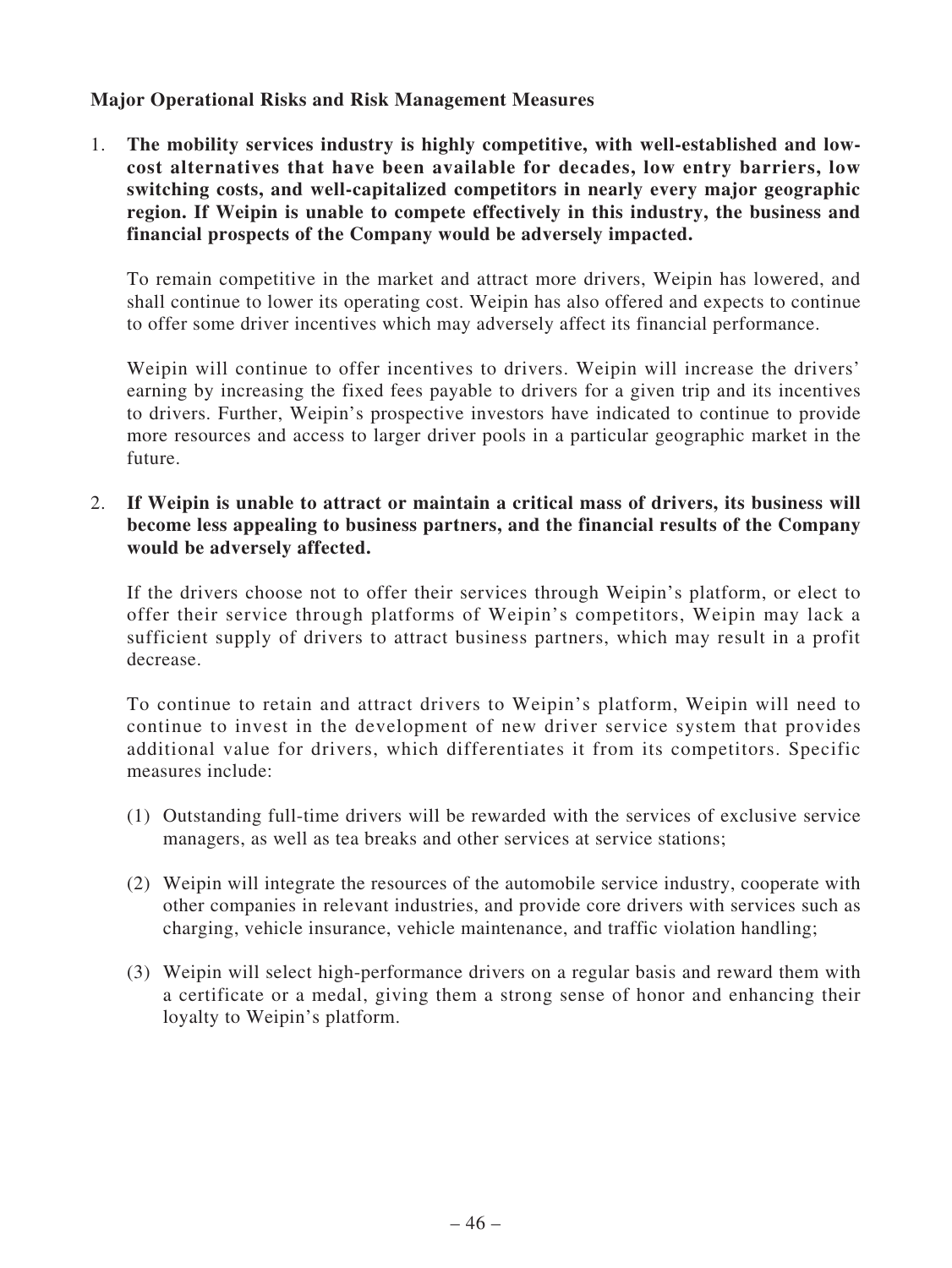**Major Operational Risks and Risk Management Measures**

1. **The mobility services industry is highly competitive, with well-established and low-cost alternatives that have been available for decades, low entry barriers, low switching costs, and well-capitalized competitors in nearly every major geographic region. If Weipin is unable to compete effectively in this industry, the business and financial prospects of the Company would be adversely impacted.**

   To remain competitive in the market and attract more drivers, Weipin has lowered, and shall continue to lower its operating cost. Weipin has also offered and expects to continue to offer some driver incentives which may adversely affect its financial performance.

   Weipin will continue to offer incentives to drivers. Weipin will increase the drivers' earning by increasing the fixed fees payable to drivers for a given trip and its incentives to drivers. Further, Weipin's prospective investors have indicated to continue to provide more resources and access to larger driver pools in a particular geographic market in the future.

2. **If Weipin is unable to attract or maintain a critical mass of drivers, its business will become less appealing to business partners, and the financial results of the Company would be adversely affected.**

   If the drivers choose not to offer their services through Weipin's platform, or elect to offer their service through platforms of Weipin's competitors, Weipin may lack a sufficient supply of drivers to attract business partners, which may result in a profit decrease.

   To continue to retain and attract drivers to Weipin's platform, Weipin will need to continue to invest in the development of new driver service system that provides additional value for drivers, which differentiates it from its competitors. Specific measures include:

   (1) Outstanding full-time drivers will be rewarded with the services of exclusive service managers, as well as tea breaks and other services at service stations;

   (2) Weipin will integrate the resources of the automobile service industry, cooperate with other companies in relevant industries, and provide core drivers with services such as charging, vehicle insurance, vehicle maintenance, and traffic violation handling;

   (3) Weipin will select high-performance drivers on a regular basis and reward them with a certificate or a medal, giving them a strong sense of honor and enhancing their loyalty to Weipin's platform.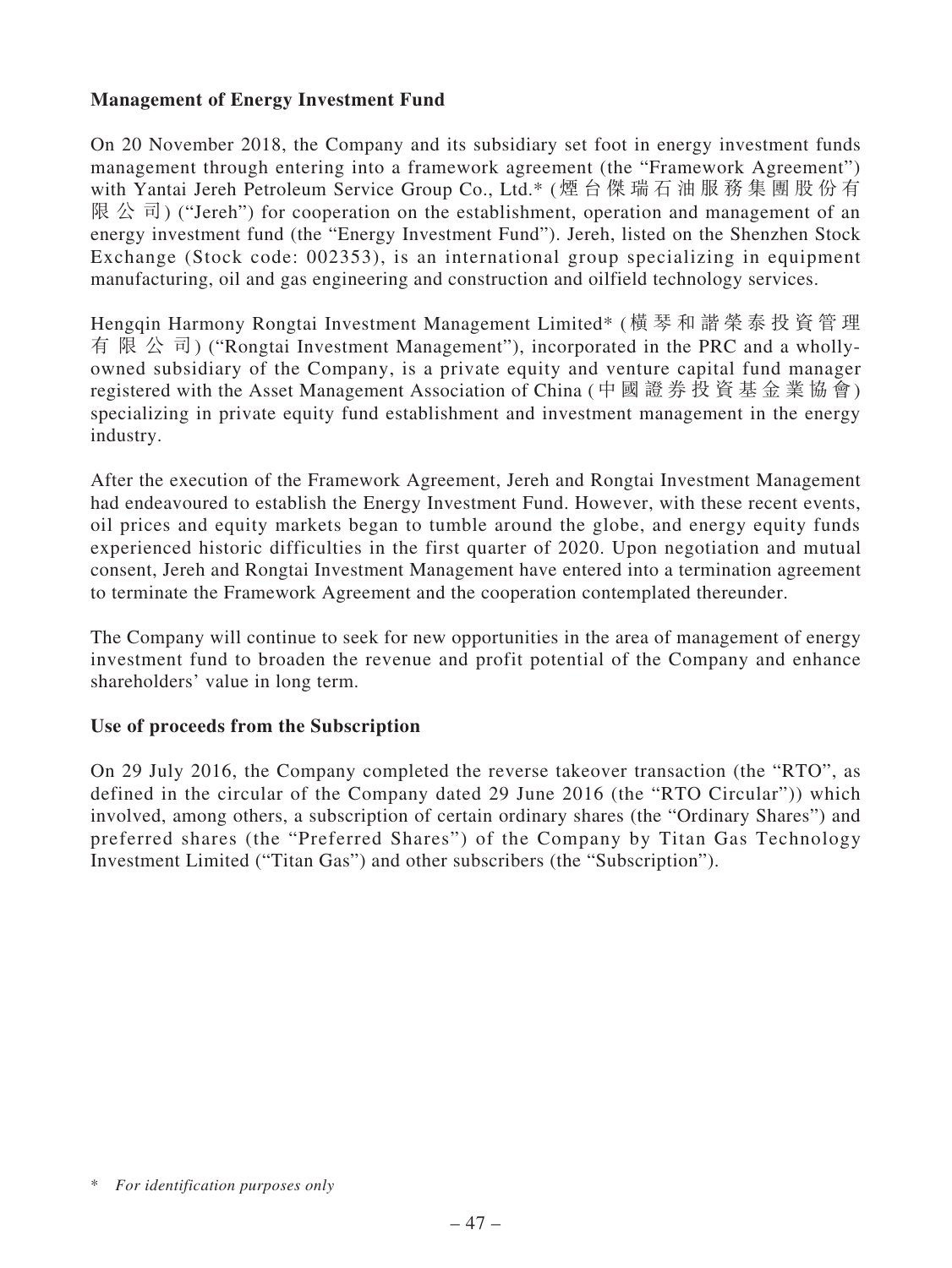**Management of Energy Investment Fund**

On 20 November 2018, the Company and its subsidiary set foot in energy investment funds management through entering into a framework agreement (the "Framework Agreement") with Yantai Jereh Petroleum Service Group Co., Ltd.* (煙台傑瑞石油服務集團股份有限公司) ("Jereh") for cooperation on the establishment, operation and management of an energy investment fund (the "Energy Investment Fund"). Jereh, listed on the Shenzhen Stock Exchange (Stock code: 002353), is an international group specializing in equipment manufacturing, oil and gas engineering and construction and oilfield technology services.

Hengqin Harmony Rongtai Investment Management Limited* (橫琴和諧榮泰投資管理有限公司) ("Rongtai Investment Management"), incorporated in the PRC and a wholly-owned subsidiary of the Company, is a private equity and venture capital fund manager registered with the Asset Management Association of China (中國證券投資基金業協會) specializing in private equity fund establishment and investment management in the energy industry.

After the execution of the Framework Agreement, Jereh and Rongtai Investment Management had endeavoured to establish the Energy Investment Fund. However, with these recent events, oil prices and equity markets began to tumble around the globe, and energy equity funds experienced historic difficulties in the first quarter of 2020. Upon negotiation and mutual consent, Jereh and Rongtai Investment Management have entered into a termination agreement to terminate the Framework Agreement and the cooperation contemplated thereunder.

The Company will continue to seek for new opportunities in the area of management of energy investment fund to broaden the revenue and profit potential of the Company and enhance shareholders' value in long term.

**Use of proceeds from the Subscription**

On 29 July 2016, the Company completed the reverse takeover transaction (the "RTO", as defined in the circular of the Company dated 29 June 2016 (the "RTO Circular")) which involved, among others, a subscription of certain ordinary shares (the "Ordinary Shares") and preferred shares (the "Preferred Shares") of the Company by Titan Gas Technology Investment Limited ("Titan Gas") and other subscribers (the "Subscription").

\* *For identification purposes only*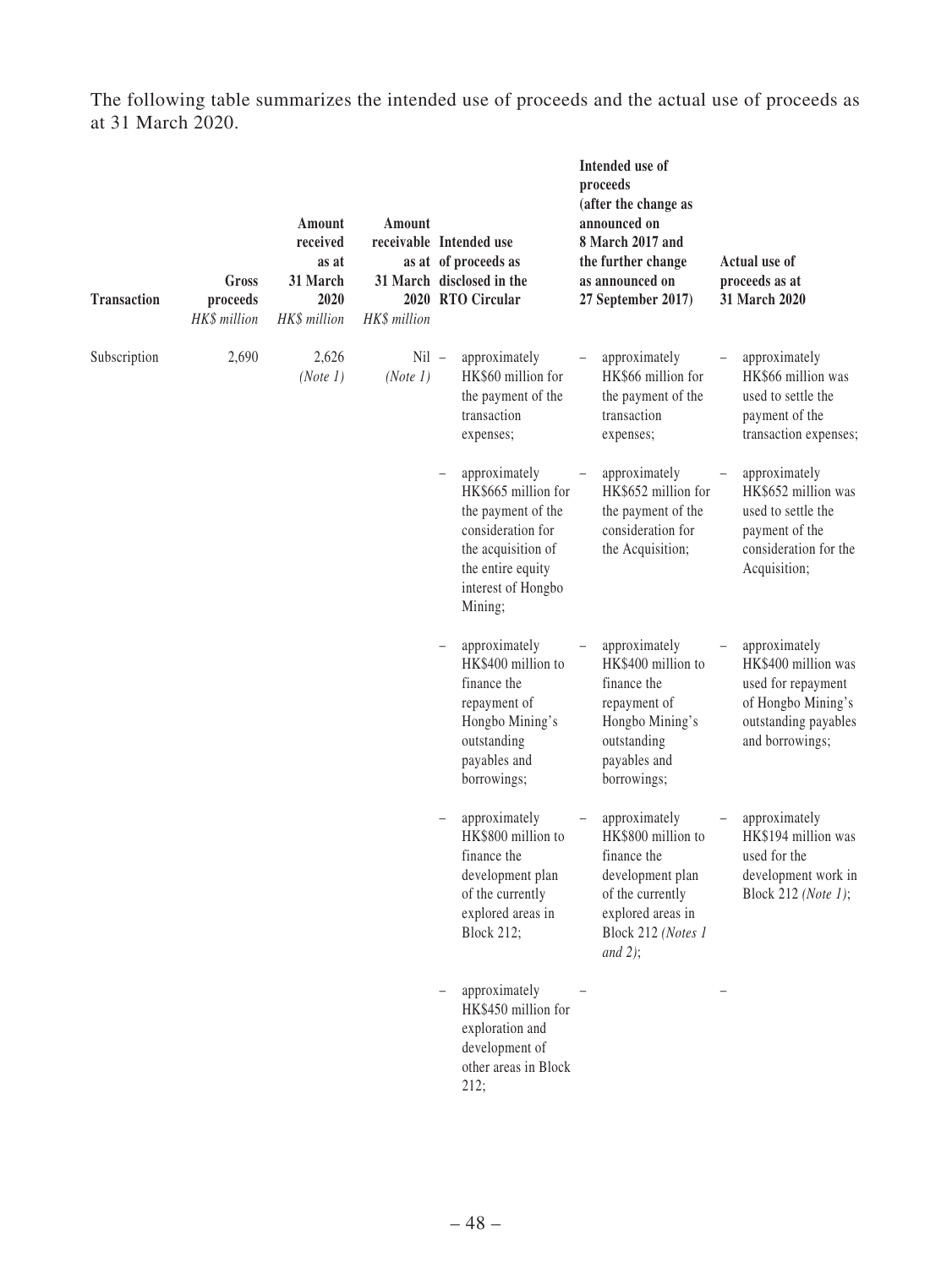The following table summarizes the intended use of proceeds and the actual use of proceeds as at 31 March 2020.

| Transaction | Gross proceeds | Amount received as at 31 March 2020 | Amount receivable as at 31 March 2020 | Intended use of proceeds as disclosed in the RTO Circular | Intended use of proceeds (after the change as announced on 8 March 2017 and the further change as announced on 27 September 2017) | Actual use of proceeds as at 31 March 2020 |
|---|---|---|---|---|---|---|
| | *HK$ million* | *HK$ million* | *HK$ million* | | | |
| Subscription | 2,690 | 2,626 *(Note 1)* | Nil *(Note 1)* | – approximately HK$60 million for the payment of the transaction expenses; | – approximately HK$66 million for the payment of the transaction expenses; | – approximately HK$66 million was used to settle the payment of the transaction expenses; |
| | | | | – approximately HK$665 million for the payment of the consideration for the acquisition of the entire equity interest of Hongbo Mining; | – approximately HK$652 million for the payment of the consideration for the Acquisition; | – approximately HK$652 million was used to settle the payment of the consideration for the Acquisition; |
| | | | | – approximately HK$400 million to finance the repayment of Hongbo Mining's outstanding payables and borrowings; | – approximately HK$400 million to finance the repayment of Hongbo Mining's outstanding payables and borrowings; | – approximately HK$400 million was used for repayment of Hongbo Mining's outstanding payables and borrowings; |
| | | | | – approximately HK$800 million to finance the development plan of the currently explored areas in Block 212; | – approximately HK$800 million to finance the development plan of the currently explored areas in Block 212 *(Notes 1 and 2)*; | – approximately HK$194 million was used for the development work in Block 212 *(Note 1)*; |
| | | | | – approximately HK$450 million for exploration and development of other areas in Block 212; | – | – |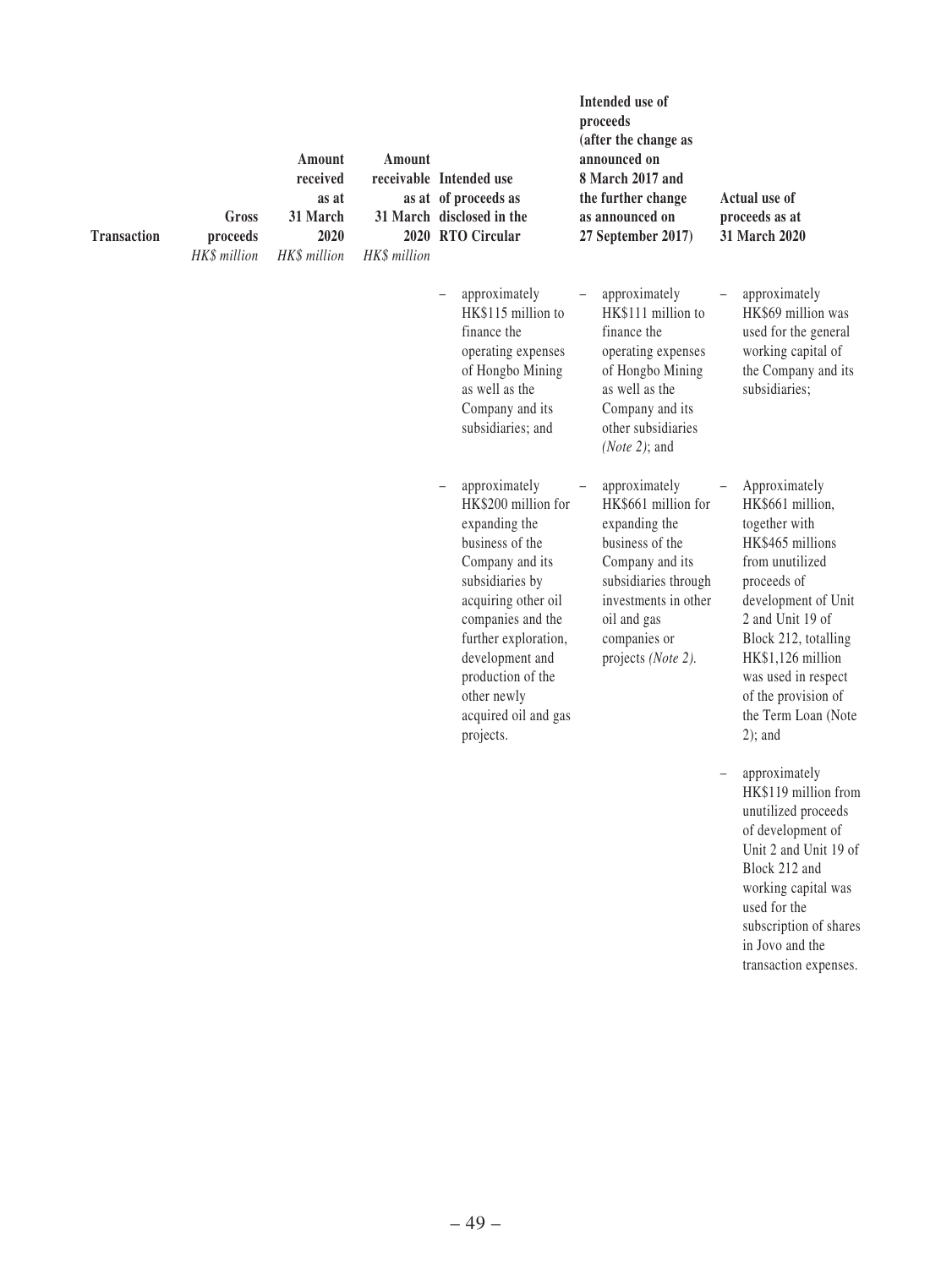| Transaction | Gross proceeds | Amount received as at 31 March 2020 | Amount receivable as at 31 March 2020 | Intended use of proceeds as disclosed in the RTO Circular | Intended use of proceeds (after the change as announced on 8 March 2017 and the further change as announced on 27 September 2017) | Actual use of proceeds as at 31 March 2020 |
|---|---|---|---|---|---|---|
| | *HK$ million* | *HK$ million* | *HK$ million* | | | |
| | | | | – approximately HK$115 million to finance the operating expenses of Hongbo Mining as well as the Company and its subsidiaries; and | – approximately HK$111 million to finance the operating expenses of Hongbo Mining as well as the Company and its other subsidiaries *(Note 2)*; and | – approximately HK$69 million was used for the general working capital of the Company and its subsidiaries; |
| | | | | – approximately HK$200 million for expanding the business of the Company and its subsidiaries by acquiring other oil companies and the further exploration, development and production of the other newly acquired oil and gas projects. | – approximately HK$661 million for expanding the business of the Company and its subsidiaries through investments in other oil and gas companies or projects *(Note 2)*. | – Approximately HK$661 million, together with HK$465 millions from unutilized proceeds of development of Unit 2 and Unit 19 of Block 212, totalling HK$1,126 million was used in respect of the provision of the Term Loan (Note 2); and |
| | | | | | | – approximately HK$119 million from unutilized proceeds of development of Unit 2 and Unit 19 of Block 212 and working capital was used for the subscription of shares in Jovo and the transaction expenses. |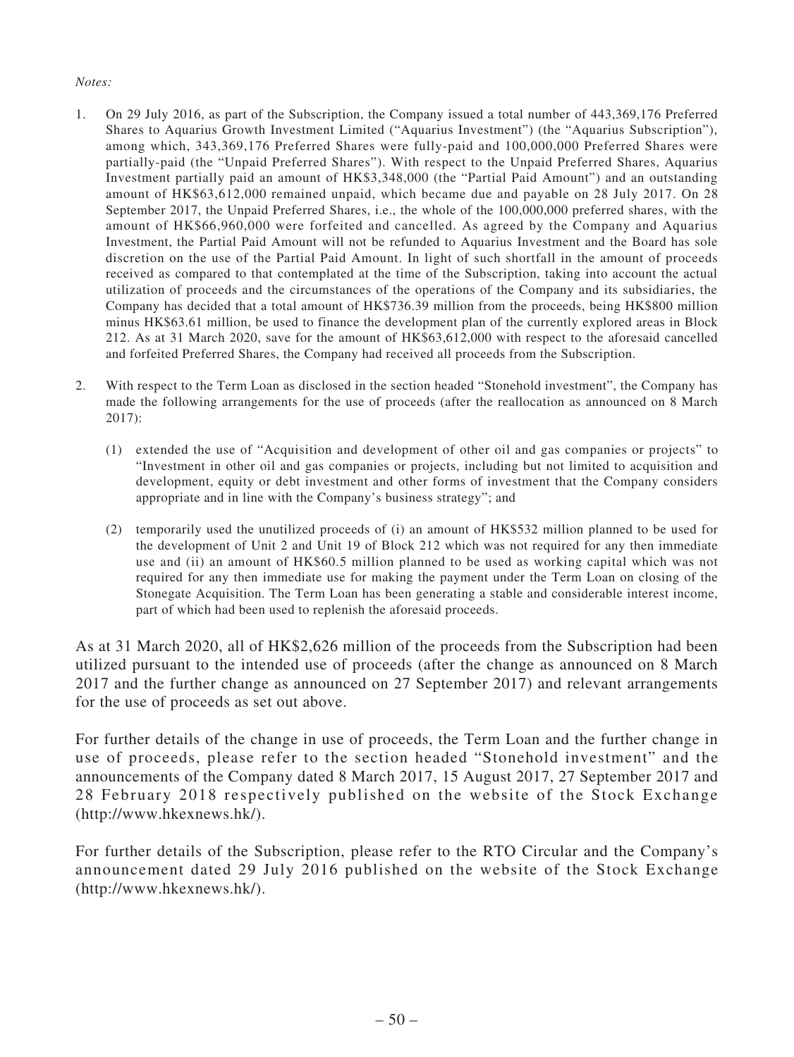*Notes:*

1. On 29 July 2016, as part of the Subscription, the Company issued a total number of 443,369,176 Preferred Shares to Aquarius Growth Investment Limited ("Aquarius Investment") (the "Aquarius Subscription"), among which, 343,369,176 Preferred Shares were fully-paid and 100,000,000 Preferred Shares were partially-paid (the "Unpaid Preferred Shares"). With respect to the Unpaid Preferred Shares, Aquarius Investment partially paid an amount of HK$3,348,000 (the "Partial Paid Amount") and an outstanding amount of HK$63,612,000 remained unpaid, which became due and payable on 28 July 2017. On 28 September 2017, the Unpaid Preferred Shares, i.e., the whole of the 100,000,000 preferred shares, with the amount of HK$66,960,000 were forfeited and cancelled. As agreed by the Company and Aquarius Investment, the Partial Paid Amount will not be refunded to Aquarius Investment and the Board has sole discretion on the use of the Partial Paid Amount. In light of such shortfall in the amount of proceeds received as compared to that contemplated at the time of the Subscription, taking into account the actual utilization of proceeds and the circumstances of the operations of the Company and its subsidiaries, the Company has decided that a total amount of HK$736.39 million from the proceeds, being HK$800 million minus HK$63.61 million, be used to finance the development plan of the currently explored areas in Block 212. As at 31 March 2020, save for the amount of HK$63,612,000 with respect to the aforesaid cancelled and forfeited Preferred Shares, the Company had received all proceeds from the Subscription.

2. With respect to the Term Loan as disclosed in the section headed "Stonehold investment", the Company has made the following arrangements for the use of proceeds (after the reallocation as announced on 8 March 2017):

   (1) extended the use of "Acquisition and development of other oil and gas companies or projects" to "Investment in other oil and gas companies or projects, including but not limited to acquisition and development, equity or debt investment and other forms of investment that the Company considers appropriate and in line with the Company's business strategy"; and

   (2) temporarily used the unutilized proceeds of (i) an amount of HK$532 million planned to be used for the development of Unit 2 and Unit 19 of Block 212 which was not required for any then immediate use and (ii) an amount of HK$60.5 million planned to be used as working capital which was not required for any then immediate use for making the payment under the Term Loan on closing of the Stonegate Acquisition. The Term Loan has been generating a stable and considerable interest income, part of which had been used to replenish the aforesaid proceeds.

As at 31 March 2020, all of HK$2,626 million of the proceeds from the Subscription had been utilized pursuant to the intended use of proceeds (after the change as announced on 8 March 2017 and the further change as announced on 27 September 2017) and relevant arrangements for the use of proceeds as set out above.

For further details of the change in use of proceeds, the Term Loan and the further change in use of proceeds, please refer to the section headed "Stonehold investment" and the announcements of the Company dated 8 March 2017, 15 August 2017, 27 September 2017 and 28 February 2018 respectively published on the website of the Stock Exchange (http://www.hkexnews.hk/).

For further details of the Subscription, please refer to the RTO Circular and the Company's announcement dated 29 July 2016 published on the website of the Stock Exchange (http://www.hkexnews.hk/).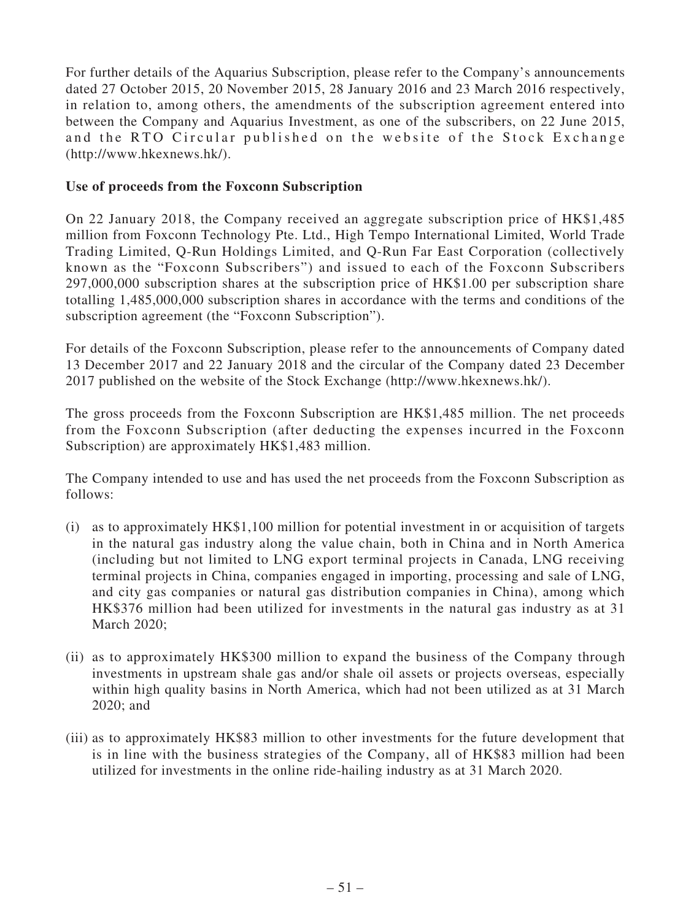For further details of the Aquarius Subscription, please refer to the Company's announcements dated 27 October 2015, 20 November 2015, 28 January 2016 and 23 March 2016 respectively, in relation to, among others, the amendments of the subscription agreement entered into between the Company and Aquarius Investment, as one of the subscribers, on 22 June 2015, and the RTO Circular published on the website of the Stock Exchange (http://www.hkexnews.hk/).

**Use of proceeds from the Foxconn Subscription**

On 22 January 2018, the Company received an aggregate subscription price of HK$1,485 million from Foxconn Technology Pte. Ltd., High Tempo International Limited, World Trade Trading Limited, Q-Run Holdings Limited, and Q-Run Far East Corporation (collectively known as the "Foxconn Subscribers") and issued to each of the Foxconn Subscribers 297,000,000 subscription shares at the subscription price of HK$1.00 per subscription share totalling 1,485,000,000 subscription shares in accordance with the terms and conditions of the subscription agreement (the "Foxconn Subscription").

For details of the Foxconn Subscription, please refer to the announcements of Company dated 13 December 2017 and 22 January 2018 and the circular of the Company dated 23 December 2017 published on the website of the Stock Exchange (http://www.hkexnews.hk/).

The gross proceeds from the Foxconn Subscription are HK$1,485 million. The net proceeds from the Foxconn Subscription (after deducting the expenses incurred in the Foxconn Subscription) are approximately HK$1,483 million.

The Company intended to use and has used the net proceeds from the Foxconn Subscription as follows:

(i) as to approximately HK$1,100 million for potential investment in or acquisition of targets in the natural gas industry along the value chain, both in China and in North America (including but not limited to LNG export terminal projects in Canada, LNG receiving terminal projects in China, companies engaged in importing, processing and sale of LNG, and city gas companies or natural gas distribution companies in China), among which HK$376 million had been utilized for investments in the natural gas industry as at 31 March 2020;

(ii) as to approximately HK$300 million to expand the business of the Company through investments in upstream shale gas and/or shale oil assets or projects overseas, especially within high quality basins in North America, which had not been utilized as at 31 March 2020; and

(iii) as to approximately HK$83 million to other investments for the future development that is in line with the business strategies of the Company, all of HK$83 million had been utilized for investments in the online ride-hailing industry as at 31 March 2020.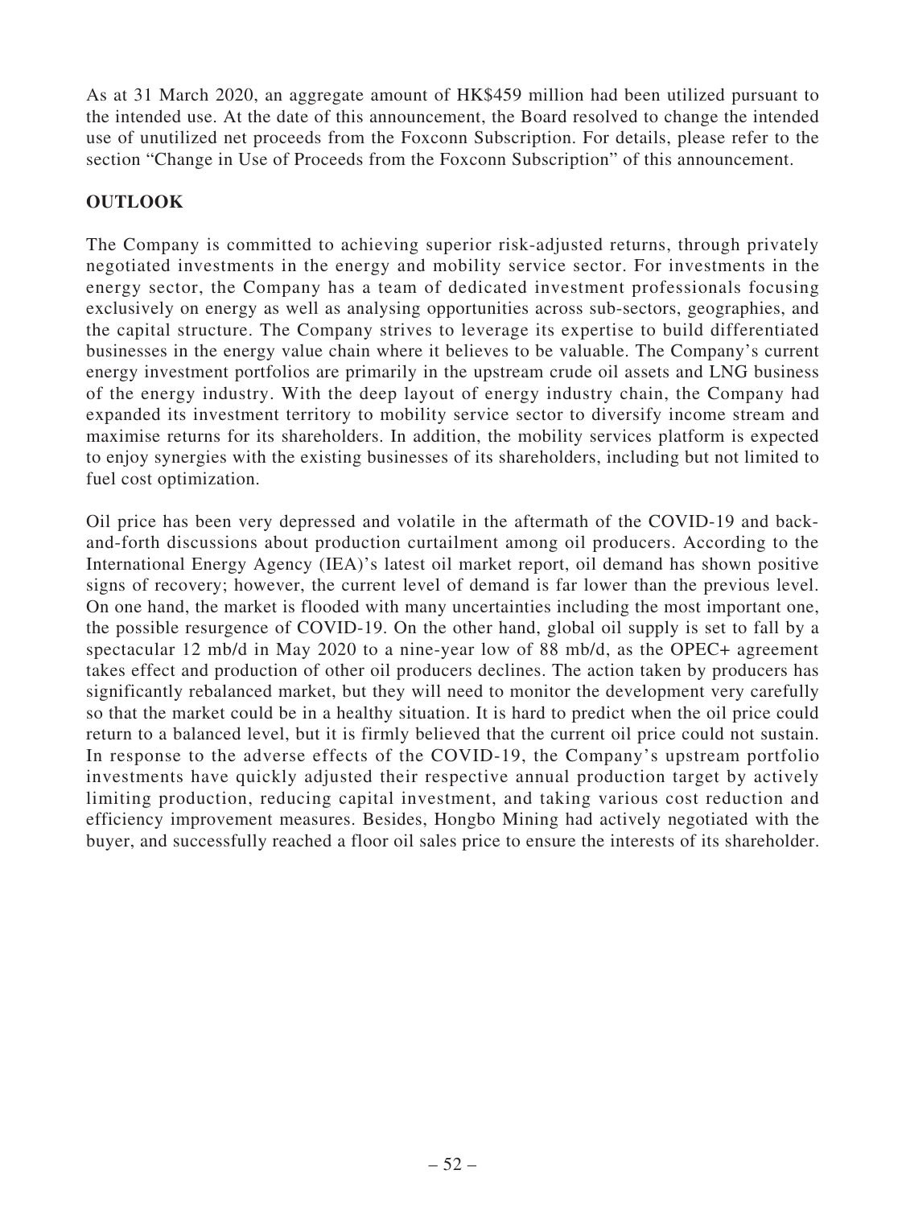As at 31 March 2020, an aggregate amount of HK$459 million had been utilized pursuant to the intended use. At the date of this announcement, the Board resolved to change the intended use of unutilized net proceeds from the Foxconn Subscription. For details, please refer to the section "Change in Use of Proceeds from the Foxconn Subscription" of this announcement.

## OUTLOOK

The Company is committed to achieving superior risk-adjusted returns, through privately negotiated investments in the energy and mobility service sector. For investments in the energy sector, the Company has a team of dedicated investment professionals focusing exclusively on energy as well as analysing opportunities across sub-sectors, geographies, and the capital structure. The Company strives to leverage its expertise to build differentiated businesses in the energy value chain where it believes to be valuable. The Company's current energy investment portfolios are primarily in the upstream crude oil assets and LNG business of the energy industry. With the deep layout of energy industry chain, the Company had expanded its investment territory to mobility service sector to diversify income stream and maximise returns for its shareholders. In addition, the mobility services platform is expected to enjoy synergies with the existing businesses of its shareholders, including but not limited to fuel cost optimization.

Oil price has been very depressed and volatile in the aftermath of the COVID-19 and back-and-forth discussions about production curtailment among oil producers. According to the International Energy Agency (IEA)'s latest oil market report, oil demand has shown positive signs of recovery; however, the current level of demand is far lower than the previous level. On one hand, the market is flooded with many uncertainties including the most important one, the possible resurgence of COVID-19. On the other hand, global oil supply is set to fall by a spectacular 12 mb/d in May 2020 to a nine-year low of 88 mb/d, as the OPEC+ agreement takes effect and production of other oil producers declines. The action taken by producers has significantly rebalanced market, but they will need to monitor the development very carefully so that the market could be in a healthy situation. It is hard to predict when the oil price could return to a balanced level, but it is firmly believed that the current oil price could not sustain. In response to the adverse effects of the COVID-19, the Company's upstream portfolio investments have quickly adjusted their respective annual production target by actively limiting production, reducing capital investment, and taking various cost reduction and efficiency improvement measures. Besides, Hongbo Mining had actively negotiated with the buyer, and successfully reached a floor oil sales price to ensure the interests of its shareholder.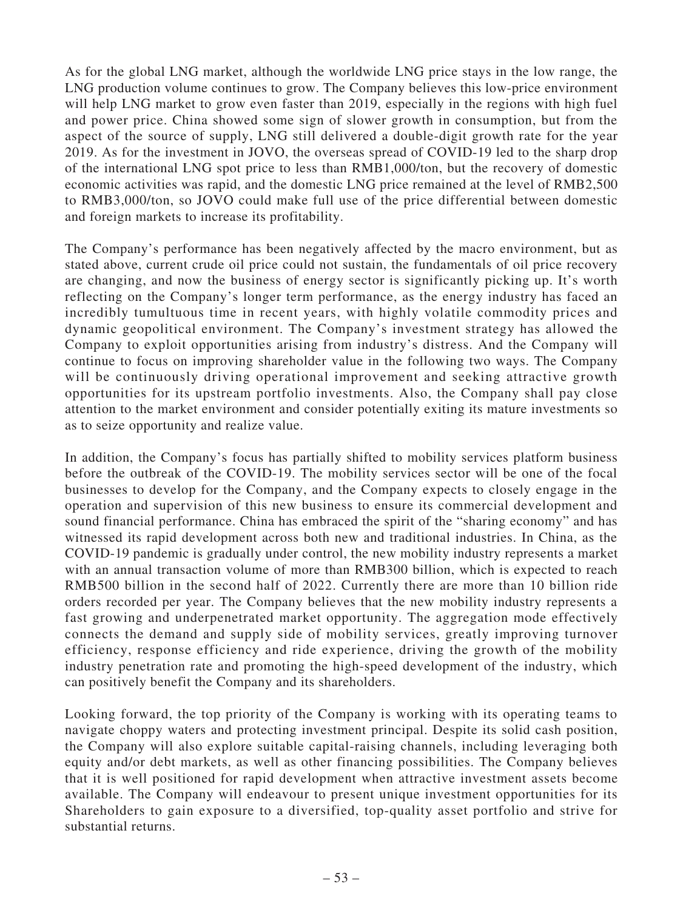As for the global LNG market, although the worldwide LNG price stays in the low range, the LNG production volume continues to grow. The Company believes this low-price environment will help LNG market to grow even faster than 2019, especially in the regions with high fuel and power price. China showed some sign of slower growth in consumption, but from the aspect of the source of supply, LNG still delivered a double-digit growth rate for the year 2019. As for the investment in JOVO, the overseas spread of COVID-19 led to the sharp drop of the international LNG spot price to less than RMB1,000/ton, but the recovery of domestic economic activities was rapid, and the domestic LNG price remained at the level of RMB2,500 to RMB3,000/ton, so JOVO could make full use of the price differential between domestic and foreign markets to increase its profitability.

The Company's performance has been negatively affected by the macro environment, but as stated above, current crude oil price could not sustain, the fundamentals of oil price recovery are changing, and now the business of energy sector is significantly picking up. It's worth reflecting on the Company's longer term performance, as the energy industry has faced an incredibly tumultuous time in recent years, with highly volatile commodity prices and dynamic geopolitical environment. The Company's investment strategy has allowed the Company to exploit opportunities arising from industry's distress. And the Company will continue to focus on improving shareholder value in the following two ways. The Company will be continuously driving operational improvement and seeking attractive growth opportunities for its upstream portfolio investments. Also, the Company shall pay close attention to the market environment and consider potentially exiting its mature investments so as to seize opportunity and realize value.

In addition, the Company's focus has partially shifted to mobility services platform business before the outbreak of the COVID-19. The mobility services sector will be one of the focal businesses to develop for the Company, and the Company expects to closely engage in the operation and supervision of this new business to ensure its commercial development and sound financial performance. China has embraced the spirit of the "sharing economy" and has witnessed its rapid development across both new and traditional industries. In China, as the COVID-19 pandemic is gradually under control, the new mobility industry represents a market with an annual transaction volume of more than RMB300 billion, which is expected to reach RMB500 billion in the second half of 2022. Currently there are more than 10 billion ride orders recorded per year. The Company believes that the new mobility industry represents a fast growing and underpenetrated market opportunity. The aggregation mode effectively connects the demand and supply side of mobility services, greatly improving turnover efficiency, response efficiency and ride experience, driving the growth of the mobility industry penetration rate and promoting the high-speed development of the industry, which can positively benefit the Company and its shareholders.

Looking forward, the top priority of the Company is working with its operating teams to navigate choppy waters and protecting investment principal. Despite its solid cash position, the Company will also explore suitable capital-raising channels, including leveraging both equity and/or debt markets, as well as other financing possibilities. The Company believes that it is well positioned for rapid development when attractive investment assets become available. The Company will endeavour to present unique investment opportunities for its Shareholders to gain exposure to a diversified, top-quality asset portfolio and strive for substantial returns.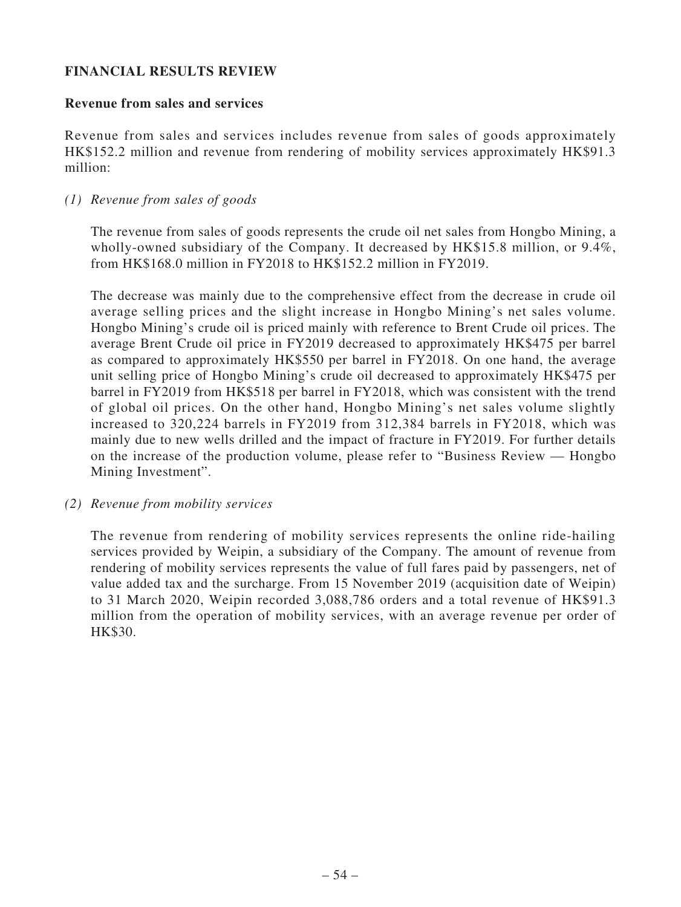## FINANCIAL RESULTS REVIEW

### Revenue from sales and services

Revenue from sales and services includes revenue from sales of goods approximately HK$152.2 million and revenue from rendering of mobility services approximately HK$91.3 million:

*(1) Revenue from sales of goods*

The revenue from sales of goods represents the crude oil net sales from Hongbo Mining, a wholly-owned subsidiary of the Company. It decreased by HK$15.8 million, or 9.4%, from HK$168.0 million in FY2018 to HK$152.2 million in FY2019.

The decrease was mainly due to the comprehensive effect from the decrease in crude oil average selling prices and the slight increase in Hongbo Mining's net sales volume. Hongbo Mining's crude oil is priced mainly with reference to Brent Crude oil prices. The average Brent Crude oil price in FY2019 decreased to approximately HK$475 per barrel as compared to approximately HK$550 per barrel in FY2018. On one hand, the average unit selling price of Hongbo Mining's crude oil decreased to approximately HK$475 per barrel in FY2019 from HK$518 per barrel in FY2018, which was consistent with the trend of global oil prices. On the other hand, Hongbo Mining's net sales volume slightly increased to 320,224 barrels in FY2019 from 312,384 barrels in FY2018, which was mainly due to new wells drilled and the impact of fracture in FY2019. For further details on the increase of the production volume, please refer to "Business Review — Hongbo Mining Investment".

*(2) Revenue from mobility services*

The revenue from rendering of mobility services represents the online ride-hailing services provided by Weipin, a subsidiary of the Company. The amount of revenue from rendering of mobility services represents the value of full fares paid by passengers, net of value added tax and the surcharge. From 15 November 2019 (acquisition date of Weipin) to 31 March 2020, Weipin recorded 3,088,786 orders and a total revenue of HK$91.3 million from the operation of mobility services, with an average revenue per order of HK$30.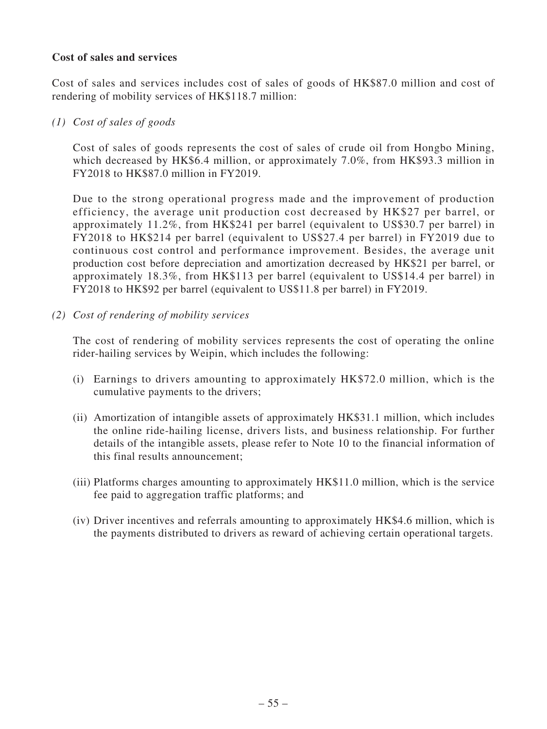**Cost of sales and services**

Cost of sales and services includes cost of sales of goods of HK$87.0 million and cost of rendering of mobility services of HK$118.7 million:

*(1) Cost of sales of goods*

Cost of sales of goods represents the cost of sales of crude oil from Hongbo Mining, which decreased by HK$6.4 million, or approximately 7.0%, from HK$93.3 million in FY2018 to HK$87.0 million in FY2019.

Due to the strong operational progress made and the improvement of production efficiency, the average unit production cost decreased by HK$27 per barrel, or approximately 11.2%, from HK$241 per barrel (equivalent to US$30.7 per barrel) in FY2018 to HK$214 per barrel (equivalent to US$27.4 per barrel) in FY2019 due to continuous cost control and performance improvement. Besides, the average unit production cost before depreciation and amortization decreased by HK$21 per barrel, or approximately 18.3%, from HK$113 per barrel (equivalent to US$14.4 per barrel) in FY2018 to HK$92 per barrel (equivalent to US$11.8 per barrel) in FY2019.

*(2) Cost of rendering of mobility services*

The cost of rendering of mobility services represents the cost of operating the online rider-hailing services by Weipin, which includes the following:

(i) Earnings to drivers amounting to approximately HK$72.0 million, which is the cumulative payments to the drivers;

(ii) Amortization of intangible assets of approximately HK$31.1 million, which includes the online ride-hailing license, drivers lists, and business relationship. For further details of the intangible assets, please refer to Note 10 to the financial information of this final results announcement;

(iii) Platforms charges amounting to approximately HK$11.0 million, which is the service fee paid to aggregation traffic platforms; and

(iv) Driver incentives and referrals amounting to approximately HK$4.6 million, which is the payments distributed to drivers as reward of achieving certain operational targets.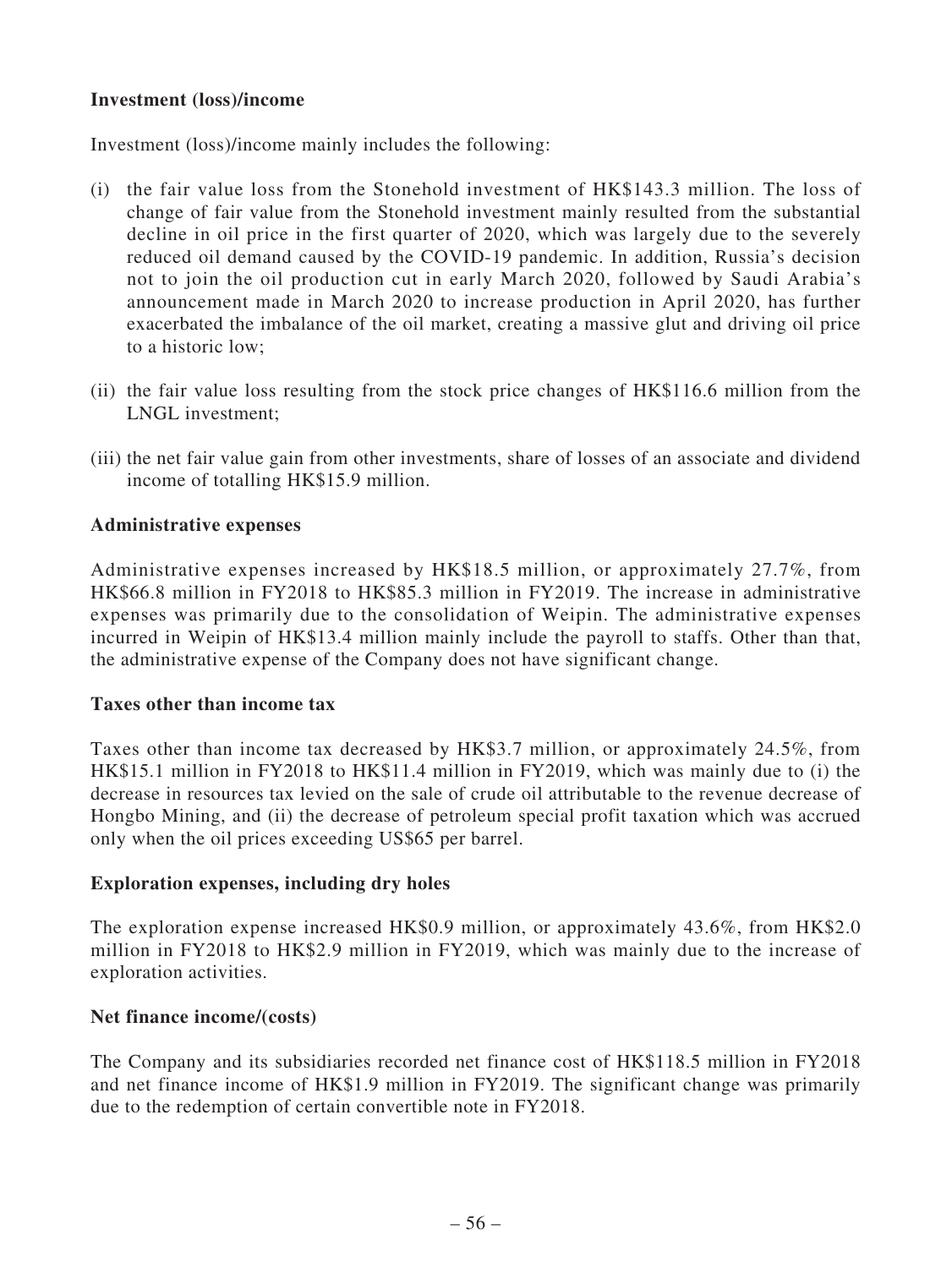**Investment (loss)/income**

Investment (loss)/income mainly includes the following:

(i) the fair value loss from the Stonehold investment of HK$143.3 million. The loss of change of fair value from the Stonehold investment mainly resulted from the substantial decline in oil price in the first quarter of 2020, which was largely due to the severely reduced oil demand caused by the COVID-19 pandemic. In addition, Russia's decision not to join the oil production cut in early March 2020, followed by Saudi Arabia's announcement made in March 2020 to increase production in April 2020, has further exacerbated the imbalance of the oil market, creating a massive glut and driving oil price to a historic low;

(ii) the fair value loss resulting from the stock price changes of HK$116.6 million from the LNGL investment;

(iii) the net fair value gain from other investments, share of losses of an associate and dividend income of totalling HK$15.9 million.

**Administrative expenses**

Administrative expenses increased by HK$18.5 million, or approximately 27.7%, from HK$66.8 million in FY2018 to HK$85.3 million in FY2019. The increase in administrative expenses was primarily due to the consolidation of Weipin. The administrative expenses incurred in Weipin of HK$13.4 million mainly include the payroll to staffs. Other than that, the administrative expense of the Company does not have significant change.

**Taxes other than income tax**

Taxes other than income tax decreased by HK$3.7 million, or approximately 24.5%, from HK$15.1 million in FY2018 to HK$11.4 million in FY2019, which was mainly due to (i) the decrease in resources tax levied on the sale of crude oil attributable to the revenue decrease of Hongbo Mining, and (ii) the decrease of petroleum special profit taxation which was accrued only when the oil prices exceeding US$65 per barrel.

**Exploration expenses, including dry holes**

The exploration expense increased HK$0.9 million, or approximately 43.6%, from HK$2.0 million in FY2018 to HK$2.9 million in FY2019, which was mainly due to the increase of exploration activities.

**Net finance income/(costs)**

The Company and its subsidiaries recorded net finance cost of HK$118.5 million in FY2018 and net finance income of HK$1.9 million in FY2019. The significant change was primarily due to the redemption of certain convertible note in FY2018.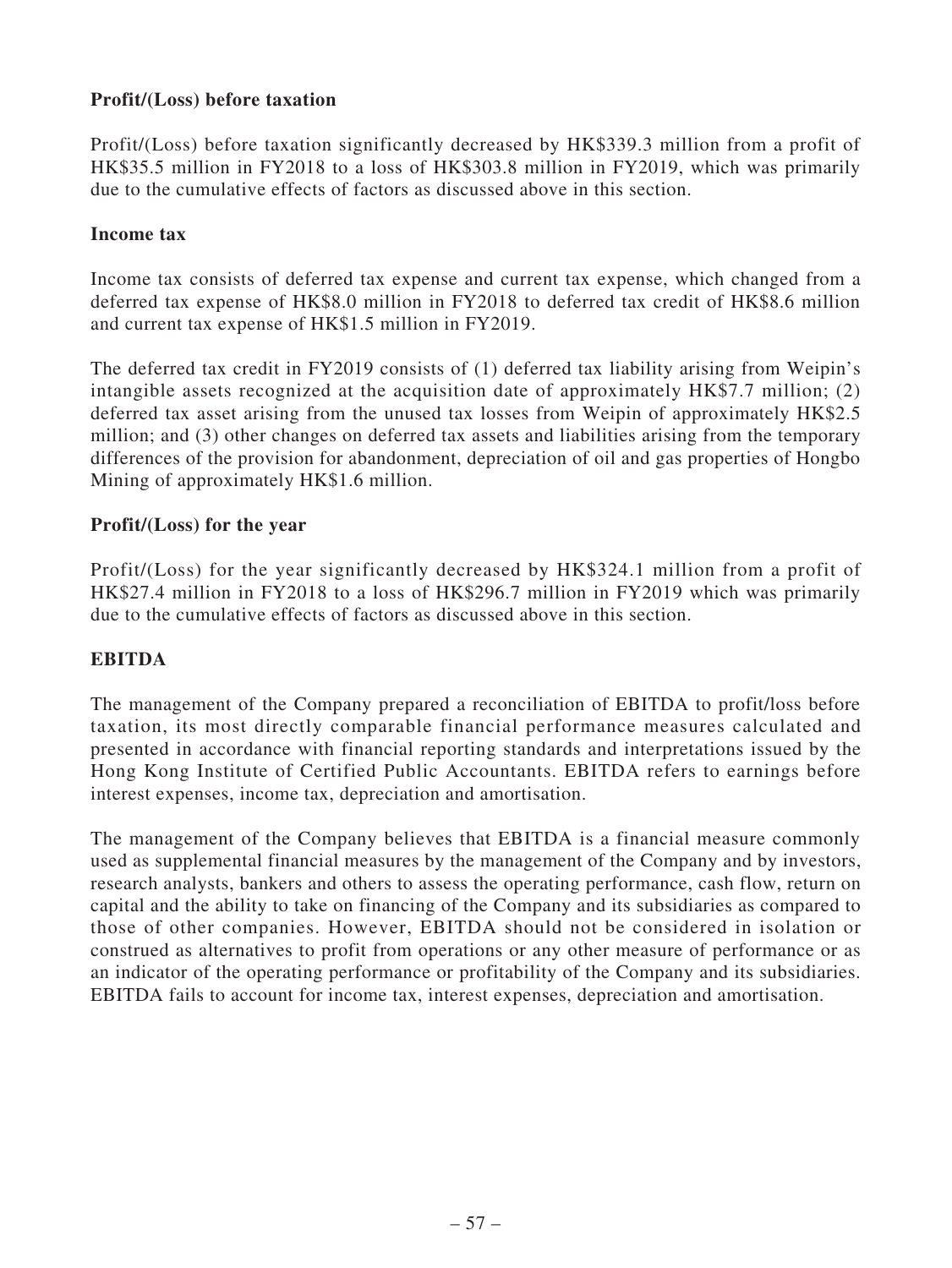**Profit/(Loss) before taxation**

Profit/(Loss) before taxation significantly decreased by HK$339.3 million from a profit of HK$35.5 million in FY2018 to a loss of HK$303.8 million in FY2019, which was primarily due to the cumulative effects of factors as discussed above in this section.

**Income tax**

Income tax consists of deferred tax expense and current tax expense, which changed from a deferred tax expense of HK$8.0 million in FY2018 to deferred tax credit of HK$8.6 million and current tax expense of HK$1.5 million in FY2019.

The deferred tax credit in FY2019 consists of (1) deferred tax liability arising from Weipin's intangible assets recognized at the acquisition date of approximately HK$7.7 million; (2) deferred tax asset arising from the unused tax losses from Weipin of approximately HK$2.5 million; and (3) other changes on deferred tax assets and liabilities arising from the temporary differences of the provision for abandonment, depreciation of oil and gas properties of Hongbo Mining of approximately HK$1.6 million.

**Profit/(Loss) for the year**

Profit/(Loss) for the year significantly decreased by HK$324.1 million from a profit of HK$27.4 million in FY2018 to a loss of HK$296.7 million in FY2019 which was primarily due to the cumulative effects of factors as discussed above in this section.

**EBITDA**

The management of the Company prepared a reconciliation of EBITDA to profit/loss before taxation, its most directly comparable financial performance measures calculated and presented in accordance with financial reporting standards and interpretations issued by the Hong Kong Institute of Certified Public Accountants. EBITDA refers to earnings before interest expenses, income tax, depreciation and amortisation.

The management of the Company believes that EBITDA is a financial measure commonly used as supplemental financial measures by the management of the Company and by investors, research analysts, bankers and others to assess the operating performance, cash flow, return on capital and the ability to take on financing of the Company and its subsidiaries as compared to those of other companies. However, EBITDA should not be considered in isolation or construed as alternatives to profit from operations or any other measure of performance or as an indicator of the operating performance or profitability of the Company and its subsidiaries. EBITDA fails to account for income tax, interest expenses, depreciation and amortisation.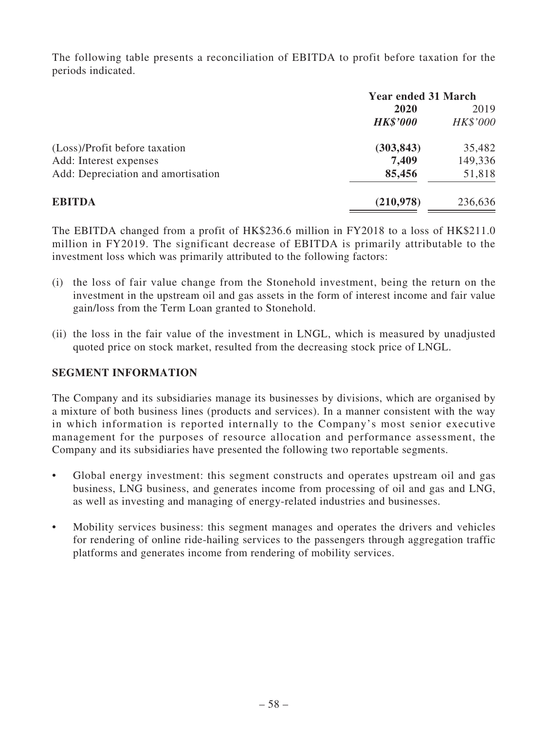The following table presents a reconciliation of EBITDA to profit before taxation for the periods indicated.

| | Year ended 31 March | |
|---|---|---|
| | **2020** | 2019 |
| | ***HK$'000*** | *HK$'000* |
| (Loss)/Profit before taxation | **(303,843)** | 35,482 |
| Add: Interest expenses | **7,409** | 149,336 |
| Add: Depreciation and amortisation | **85,456** | 51,818 |
| **EBITDA** | **(210,978)** | 236,636 |

The EBITDA changed from a profit of HK$236.6 million in FY2018 to a loss of HK$211.0 million in FY2019. The significant decrease of EBITDA is primarily attributable to the investment loss which was primarily attributed to the following factors:

(i) the loss of fair value change from the Stonehold investment, being the return on the investment in the upstream oil and gas assets in the form of interest income and fair value gain/loss from the Term Loan granted to Stonehold.

(ii) the loss in the fair value of the investment in LNGL, which is measured by unadjusted quoted price on stock market, resulted from the decreasing stock price of LNGL.

## SEGMENT INFORMATION

The Company and its subsidiaries manage its businesses by divisions, which are organised by a mixture of both business lines (products and services). In a manner consistent with the way in which information is reported internally to the Company's most senior executive management for the purposes of resource allocation and performance assessment, the Company and its subsidiaries have presented the following two reportable segments.

- Global energy investment: this segment constructs and operates upstream oil and gas business, LNG business, and generates income from processing of oil and gas and LNG, as well as investing and managing of energy-related industries and businesses.

- Mobility services business: this segment manages and operates the drivers and vehicles for rendering of online ride-hailing services to the passengers through aggregation traffic platforms and generates income from rendering of mobility services.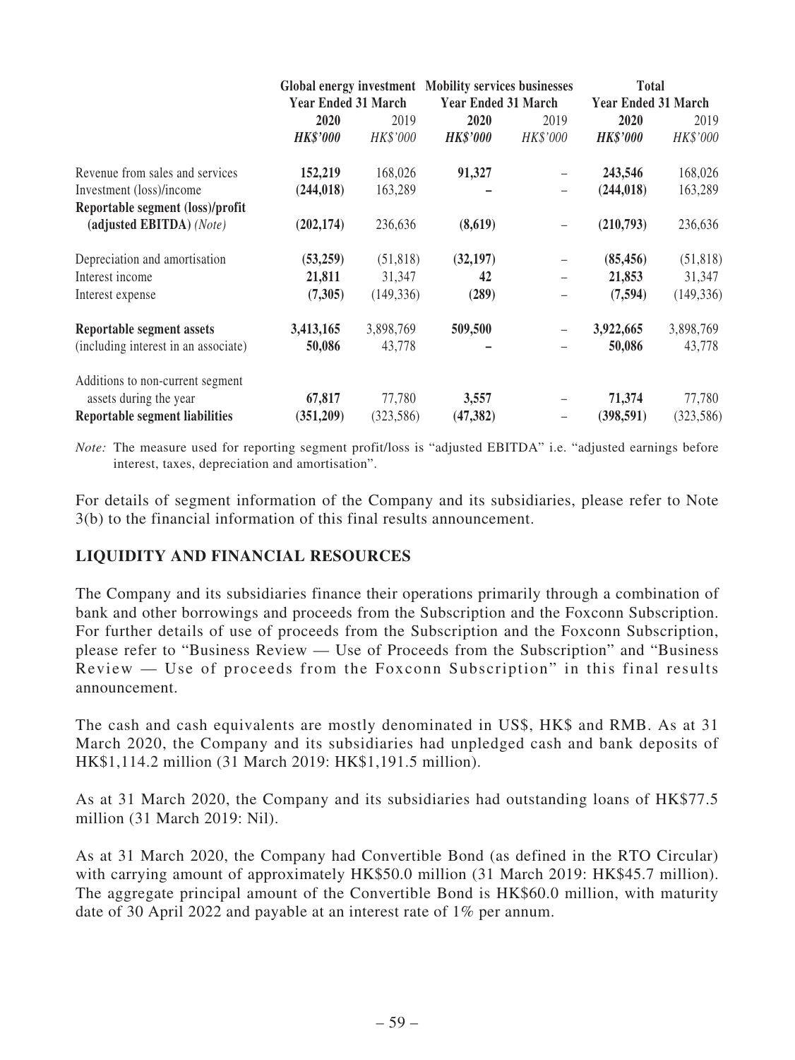| | Global energy investment | | Mobility services businesses | | Total | |
|---|---|---|---|---|---|---|
| | Year Ended 31 March | | Year Ended 31 March | | Year Ended 31 March | |
| | **2020** | 2019 | **2020** | 2019 | **2020** | 2019 |
| | ***HK$'000*** | *HK$'000* | ***HK$'000*** | *HK$'000* | ***HK$'000*** | *HK$'000* |
| Revenue from sales and services | **152,219** | 168,026 | **91,327** | – | **243,546** | 168,026 |
| Investment (loss)/income | **(244,018)** | 163,289 | **–** | – | **(244,018)** | 163,289 |
| **Reportable segment (loss)/profit (adjusted EBITDA)** *(Note)* | **(202,174)** | 236,636 | **(8,619)** | – | **(210,793)** | 236,636 |
| Depreciation and amortisation | **(53,259)** | (51,818) | **(32,197)** | – | **(85,456)** | (51,818) |
| Interest income | **21,811** | 31,347 | **42** | – | **21,853** | 31,347 |
| Interest expense | **(7,305)** | (149,336) | **(289)** | – | **(7,594)** | (149,336) |
| **Reportable segment assets** | **3,413,165** | 3,898,769 | **509,500** | – | **3,922,665** | 3,898,769 |
| (including interest in an associate) | **50,086** | 43,778 | **–** | – | **50,086** | 43,778 |
| Additions to non-current segment assets during the year | **67,817** | 77,780 | **3,557** | – | **71,374** | 77,780 |
| **Reportable segment liabilities** | **(351,209)** | (323,586) | **(47,382)** | – | **(398,591)** | (323,586) |

*Note:* The measure used for reporting segment profit/loss is "adjusted EBITDA" i.e. "adjusted earnings before interest, taxes, depreciation and amortisation".

For details of segment information of the Company and its subsidiaries, please refer to Note 3(b) to the financial information of this final results announcement.

## LIQUIDITY AND FINANCIAL RESOURCES

The Company and its subsidiaries finance their operations primarily through a combination of bank and other borrowings and proceeds from the Subscription and the Foxconn Subscription. For further details of use of proceeds from the Subscription and the Foxconn Subscription, please refer to "Business Review — Use of Proceeds from the Subscription" and "Business Review — Use of proceeds from the Foxconn Subscription" in this final results announcement.

The cash and cash equivalents are mostly denominated in US$, HK$ and RMB. As at 31 March 2020, the Company and its subsidiaries had unpledged cash and bank deposits of HK$1,114.2 million (31 March 2019: HK$1,191.5 million).

As at 31 March 2020, the Company and its subsidiaries had outstanding loans of HK$77.5 million (31 March 2019: Nil).

As at 31 March 2020, the Company had Convertible Bond (as defined in the RTO Circular) with carrying amount of approximately HK$50.0 million (31 March 2019: HK$45.7 million). The aggregate principal amount of the Convertible Bond is HK$60.0 million, with maturity date of 30 April 2022 and payable at an interest rate of 1% per annum.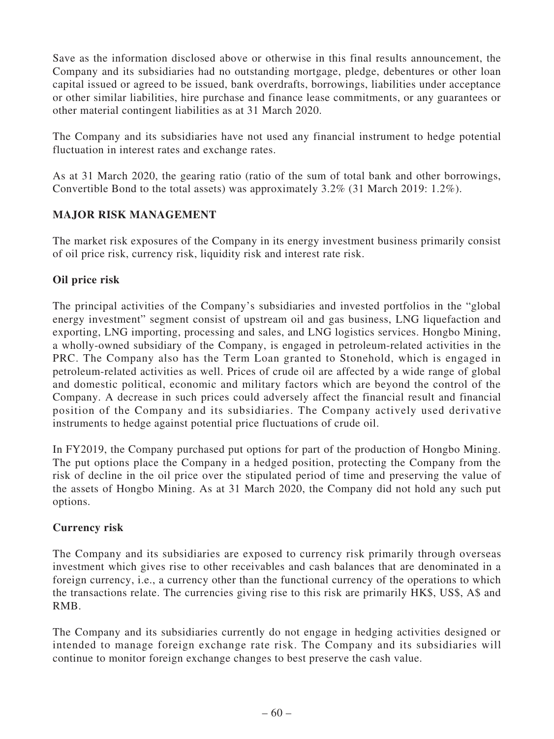Save as the information disclosed above or otherwise in this final results announcement, the Company and its subsidiaries had no outstanding mortgage, pledge, debentures or other loan capital issued or agreed to be issued, bank overdrafts, borrowings, liabilities under acceptance or other similar liabilities, hire purchase and finance lease commitments, or any guarantees or other material contingent liabilities as at 31 March 2020.

The Company and its subsidiaries have not used any financial instrument to hedge potential fluctuation in interest rates and exchange rates.

As at 31 March 2020, the gearing ratio (ratio of the sum of total bank and other borrowings, Convertible Bond to the total assets) was approximately 3.2% (31 March 2019: 1.2%).

## MAJOR RISK MANAGEMENT

The market risk exposures of the Company in its energy investment business primarily consist of oil price risk, currency risk, liquidity risk and interest rate risk.

### Oil price risk

The principal activities of the Company's subsidiaries and invested portfolios in the "global energy investment" segment consist of upstream oil and gas business, LNG liquefaction and exporting, LNG importing, processing and sales, and LNG logistics services. Hongbo Mining, a wholly-owned subsidiary of the Company, is engaged in petroleum-related activities in the PRC. The Company also has the Term Loan granted to Stonehold, which is engaged in petroleum-related activities as well. Prices of crude oil are affected by a wide range of global and domestic political, economic and military factors which are beyond the control of the Company. A decrease in such prices could adversely affect the financial result and financial position of the Company and its subsidiaries. The Company actively used derivative instruments to hedge against potential price fluctuations of crude oil.

In FY2019, the Company purchased put options for part of the production of Hongbo Mining. The put options place the Company in a hedged position, protecting the Company from the risk of decline in the oil price over the stipulated period of time and preserving the value of the assets of Hongbo Mining. As at 31 March 2020, the Company did not hold any such put options.

### Currency risk

The Company and its subsidiaries are exposed to currency risk primarily through overseas investment which gives rise to other receivables and cash balances that are denominated in a foreign currency, i.e., a currency other than the functional currency of the operations to which the transactions relate. The currencies giving rise to this risk are primarily HK$, US$, A$ and RMB.

The Company and its subsidiaries currently do not engage in hedging activities designed or intended to manage foreign exchange rate risk. The Company and its subsidiaries will continue to monitor foreign exchange changes to best preserve the cash value.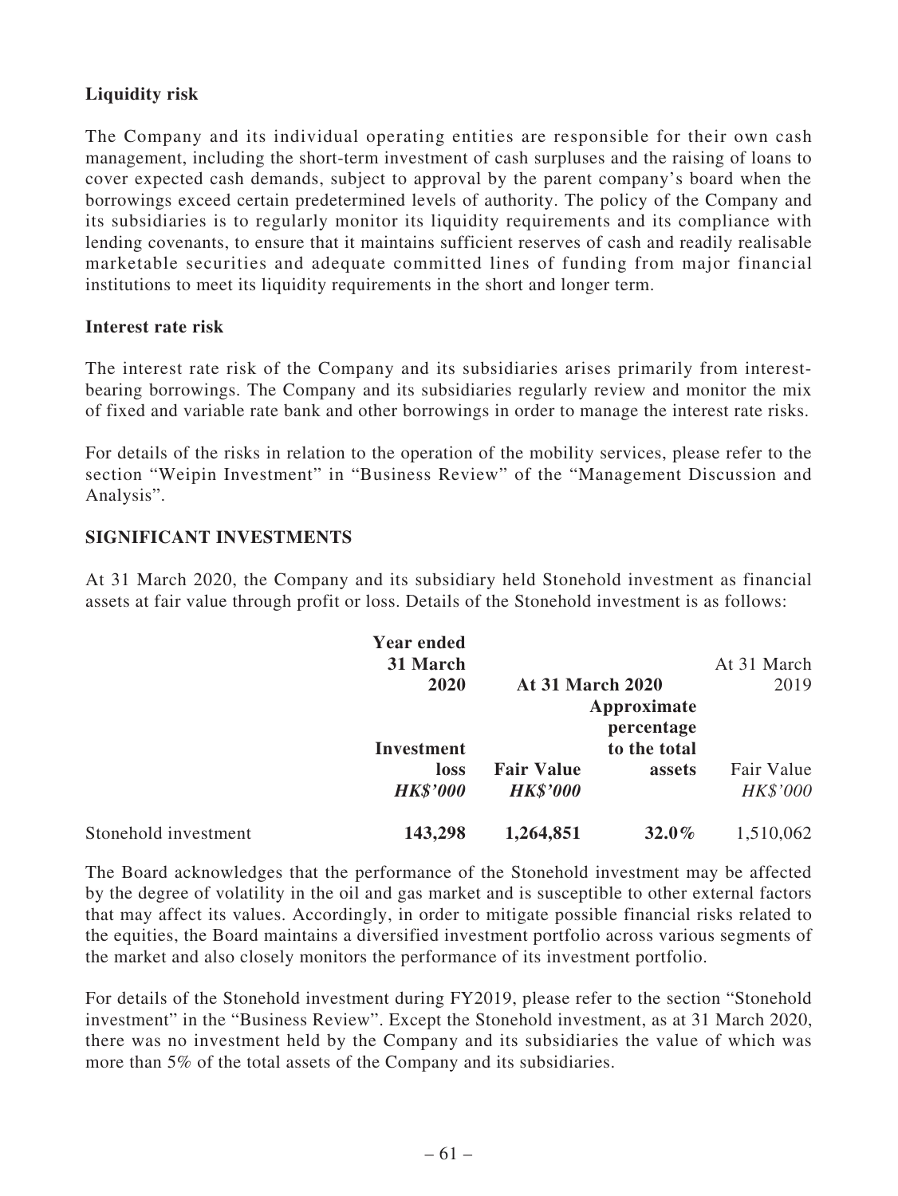**Liquidity risk**

The Company and its individual operating entities are responsible for their own cash management, including the short-term investment of cash surpluses and the raising of loans to cover expected cash demands, subject to approval by the parent company's board when the borrowings exceed certain predetermined levels of authority. The policy of the Company and its subsidiaries is to regularly monitor its liquidity requirements and its compliance with lending covenants, to ensure that it maintains sufficient reserves of cash and readily realisable marketable securities and adequate committed lines of funding from major financial institutions to meet its liquidity requirements in the short and longer term.

**Interest rate risk**

The interest rate risk of the Company and its subsidiaries arises primarily from interest-bearing borrowings. The Company and its subsidiaries regularly review and monitor the mix of fixed and variable rate bank and other borrowings in order to manage the interest rate risks.

For details of the risks in relation to the operation of the mobility services, please refer to the section "Weipin Investment" in "Business Review" of the "Management Discussion and Analysis".

**SIGNIFICANT INVESTMENTS**

At 31 March 2020, the Company and its subsidiary held Stonehold investment as financial assets at fair value through profit or loss. Details of the Stonehold investment is as follows:

| | **Year ended 31 March 2020** | **At 31 March 2020** | | At 31 March 2019 |
|---|---|---|---|---|
| | **Investment loss** | **Fair Value** | **Approximate percentage to the total assets** | Fair Value |
| | ***HK$'000*** | ***HK$'000*** | | *HK$'000* |
| Stonehold investment | **143,298** | **1,264,851** | **32.0%** | 1,510,062 |

The Board acknowledges that the performance of the Stonehold investment may be affected by the degree of volatility in the oil and gas market and is susceptible to other external factors that may affect its values. Accordingly, in order to mitigate possible financial risks related to the equities, the Board maintains a diversified investment portfolio across various segments of the market and also closely monitors the performance of its investment portfolio.

For details of the Stonehold investment during FY2019, please refer to the section "Stonehold investment" in the "Business Review". Except the Stonehold investment, as at 31 March 2020, there was no investment held by the Company and its subsidiaries the value of which was more than 5% of the total assets of the Company and its subsidiaries.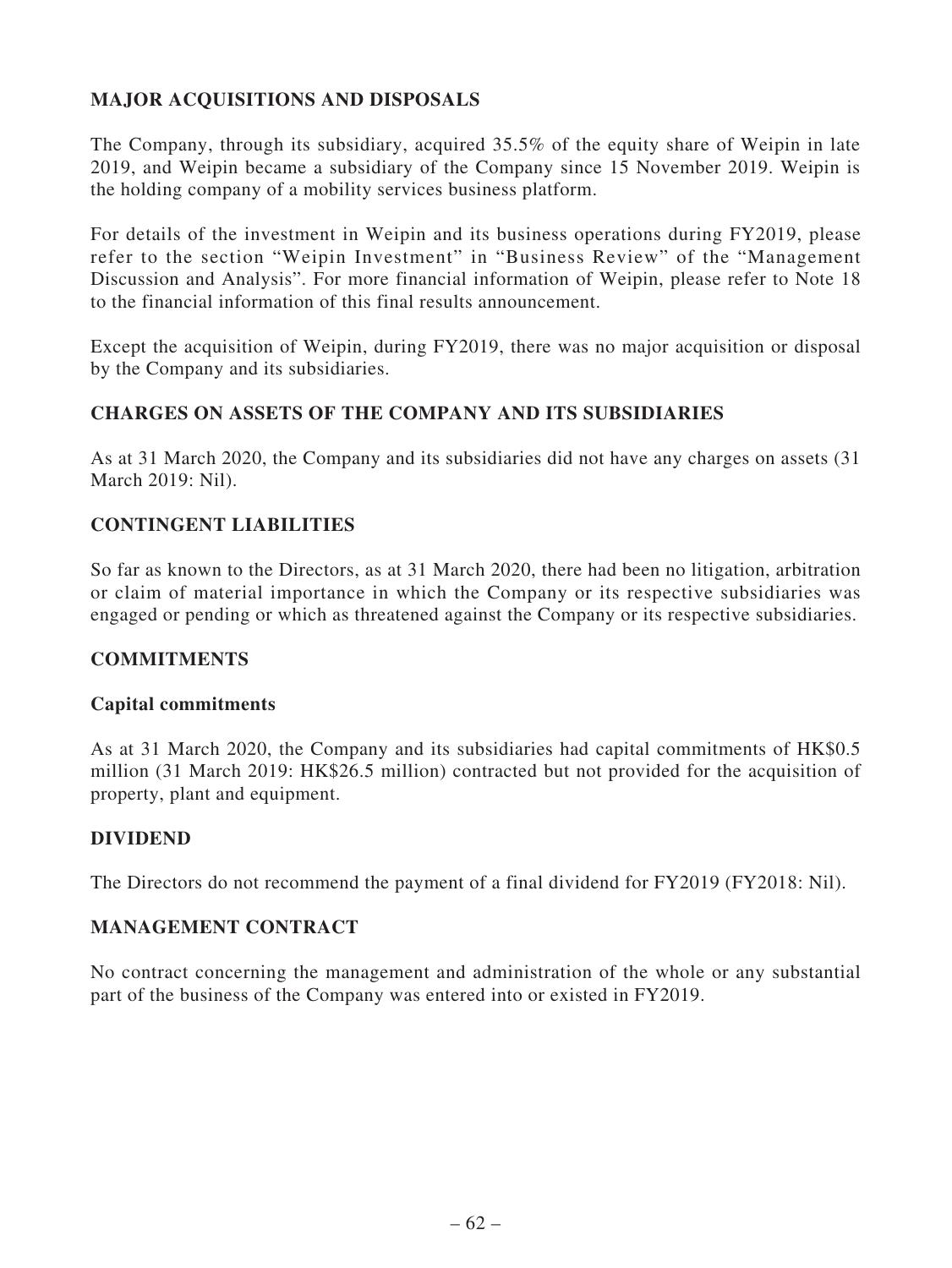## MAJOR ACQUISITIONS AND DISPOSALS

The Company, through its subsidiary, acquired 35.5% of the equity share of Weipin in late 2019, and Weipin became a subsidiary of the Company since 15 November 2019. Weipin is the holding company of a mobility services business platform.

For details of the investment in Weipin and its business operations during FY2019, please refer to the section "Weipin Investment" in "Business Review" of the "Management Discussion and Analysis". For more financial information of Weipin, please refer to Note 18 to the financial information of this final results announcement.

Except the acquisition of Weipin, during FY2019, there was no major acquisition or disposal by the Company and its subsidiaries.

## CHARGES ON ASSETS OF THE COMPANY AND ITS SUBSIDIARIES

As at 31 March 2020, the Company and its subsidiaries did not have any charges on assets (31 March 2019: Nil).

## CONTINGENT LIABILITIES

So far as known to the Directors, as at 31 March 2020, there had been no litigation, arbitration or claim of material importance in which the Company or its respective subsidiaries was engaged or pending or which as threatened against the Company or its respective subsidiaries.

## COMMITMENTS

### Capital commitments

As at 31 March 2020, the Company and its subsidiaries had capital commitments of HK$0.5 million (31 March 2019: HK$26.5 million) contracted but not provided for the acquisition of property, plant and equipment.

## DIVIDEND

The Directors do not recommend the payment of a final dividend for FY2019 (FY2018: Nil).

## MANAGEMENT CONTRACT

No contract concerning the management and administration of the whole or any substantial part of the business of the Company was entered into or existed in FY2019.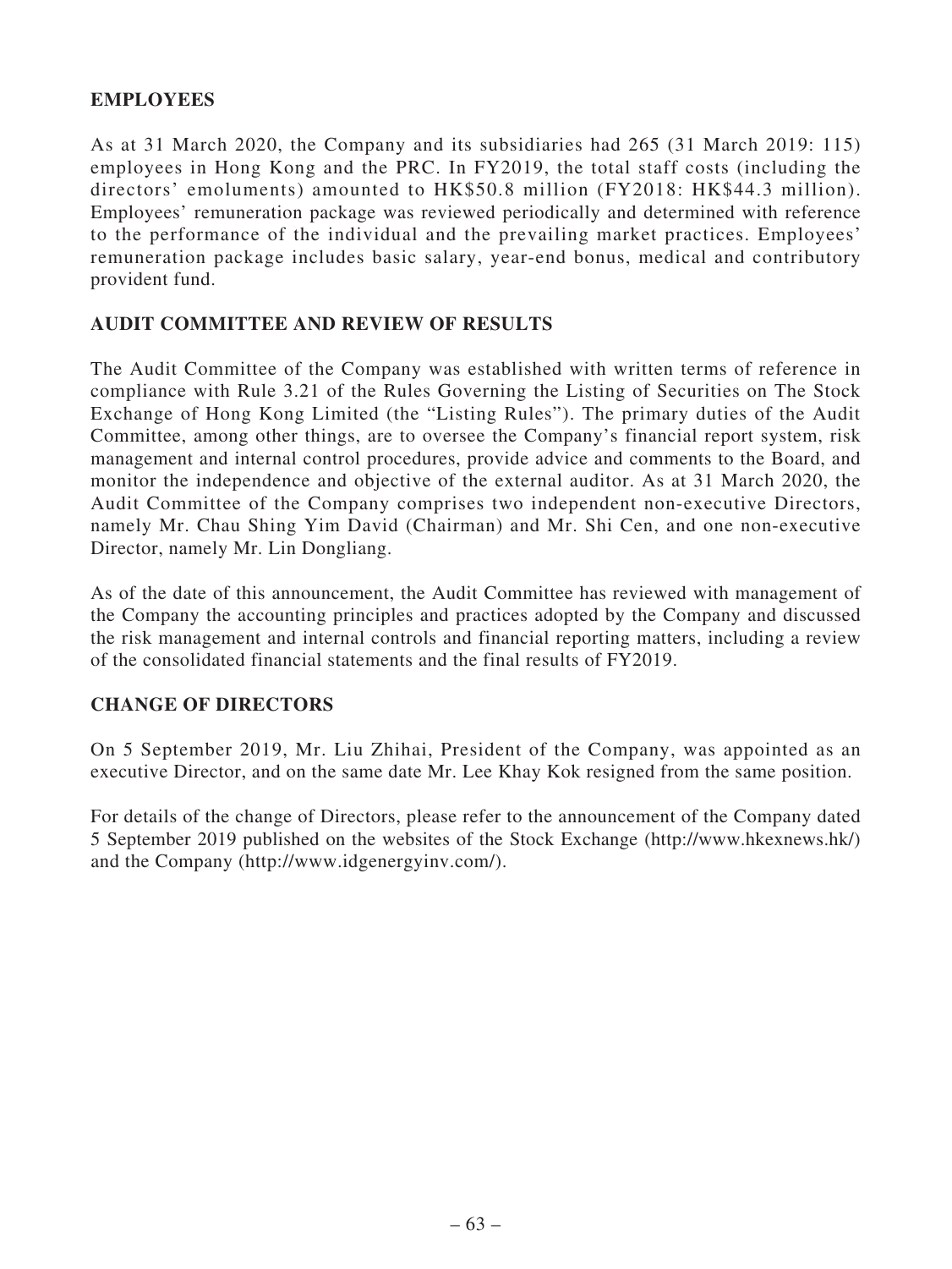## EMPLOYEES

As at 31 March 2020, the Company and its subsidiaries had 265 (31 March 2019: 115) employees in Hong Kong and the PRC. In FY2019, the total staff costs (including the directors' emoluments) amounted to HK$50.8 million (FY2018: HK$44.3 million). Employees' remuneration package was reviewed periodically and determined with reference to the performance of the individual and the prevailing market practices. Employees' remuneration package includes basic salary, year-end bonus, medical and contributory provident fund.

## AUDIT COMMITTEE AND REVIEW OF RESULTS

The Audit Committee of the Company was established with written terms of reference in compliance with Rule 3.21 of the Rules Governing the Listing of Securities on The Stock Exchange of Hong Kong Limited (the "Listing Rules"). The primary duties of the Audit Committee, among other things, are to oversee the Company's financial report system, risk management and internal control procedures, provide advice and comments to the Board, and monitor the independence and objective of the external auditor. As at 31 March 2020, the Audit Committee of the Company comprises two independent non-executive Directors, namely Mr. Chau Shing Yim David (Chairman) and Mr. Shi Cen, and one non-executive Director, namely Mr. Lin Dongliang.

As of the date of this announcement, the Audit Committee has reviewed with management of the Company the accounting principles and practices adopted by the Company and discussed the risk management and internal controls and financial reporting matters, including a review of the consolidated financial statements and the final results of FY2019.

## CHANGE OF DIRECTORS

On 5 September 2019, Mr. Liu Zhihai, President of the Company, was appointed as an executive Director, and on the same date Mr. Lee Khay Kok resigned from the same position.

For details of the change of Directors, please refer to the announcement of the Company dated 5 September 2019 published on the websites of the Stock Exchange (http://www.hkexnews.hk/) and the Company (http://www.idgenergyinv.com/).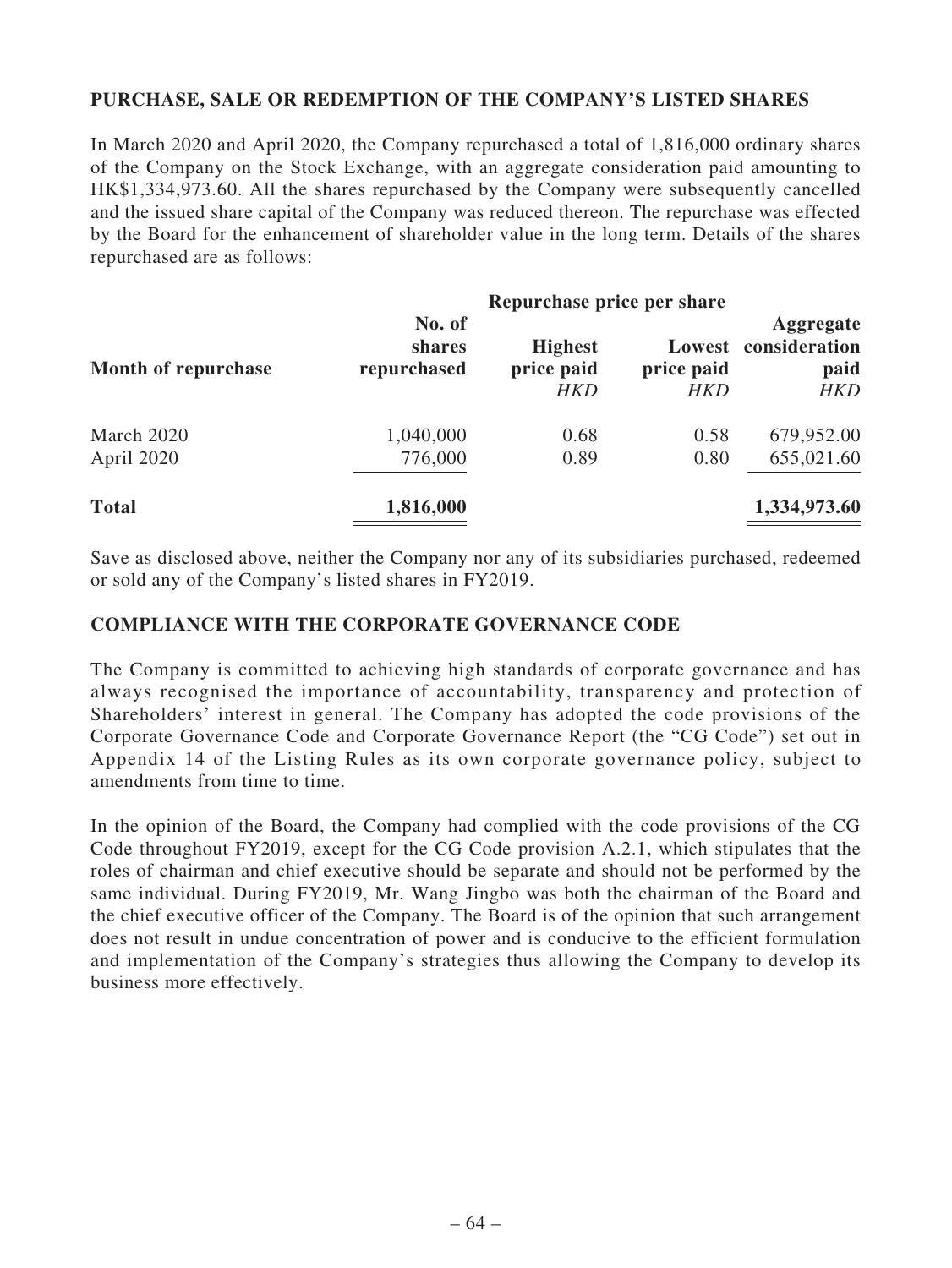## PURCHASE, SALE OR REDEMPTION OF THE COMPANY'S LISTED SHARES

In March 2020 and April 2020, the Company repurchased a total of 1,816,000 ordinary shares of the Company on the Stock Exchange, with an aggregate consideration paid amounting to HK$1,334,973.60. All the shares repurchased by the Company were subsequently cancelled and the issued share capital of the Company was reduced thereon. The repurchase was effected by the Board for the enhancement of shareholder value in the long term. Details of the shares repurchased are as follows:

| Month of repurchase | No. of shares repurchased | Repurchase price per share | | Aggregate consideration paid |
|---|---|---|---|---|
| | | Highest price paid | Lowest price paid | |
| | | *HKD* | *HKD* | *HKD* |
| March 2020 | 1,040,000 | 0.68 | 0.58 | 679,952.00 |
| April 2020 | 776,000 | 0.89 | 0.80 | 655,021.60 |
| **Total** | **1,816,000** | | | **1,334,973.60** |

Save as disclosed above, neither the Company nor any of its subsidiaries purchased, redeemed or sold any of the Company's listed shares in FY2019.

## COMPLIANCE WITH THE CORPORATE GOVERNANCE CODE

The Company is committed to achieving high standards of corporate governance and has always recognised the importance of accountability, transparency and protection of Shareholders' interest in general. The Company has adopted the code provisions of the Corporate Governance Code and Corporate Governance Report (the "CG Code") set out in Appendix 14 of the Listing Rules as its own corporate governance policy, subject to amendments from time to time.

In the opinion of the Board, the Company had complied with the code provisions of the CG Code throughout FY2019, except for the CG Code provision A.2.1, which stipulates that the roles of chairman and chief executive should be separate and should not be performed by the same individual. During FY2019, Mr. Wang Jingbo was both the chairman of the Board and the chief executive officer of the Company. The Board is of the opinion that such arrangement does not result in undue concentration of power and is conducive to the efficient formulation and implementation of the Company's strategies thus allowing the Company to develop its business more effectively.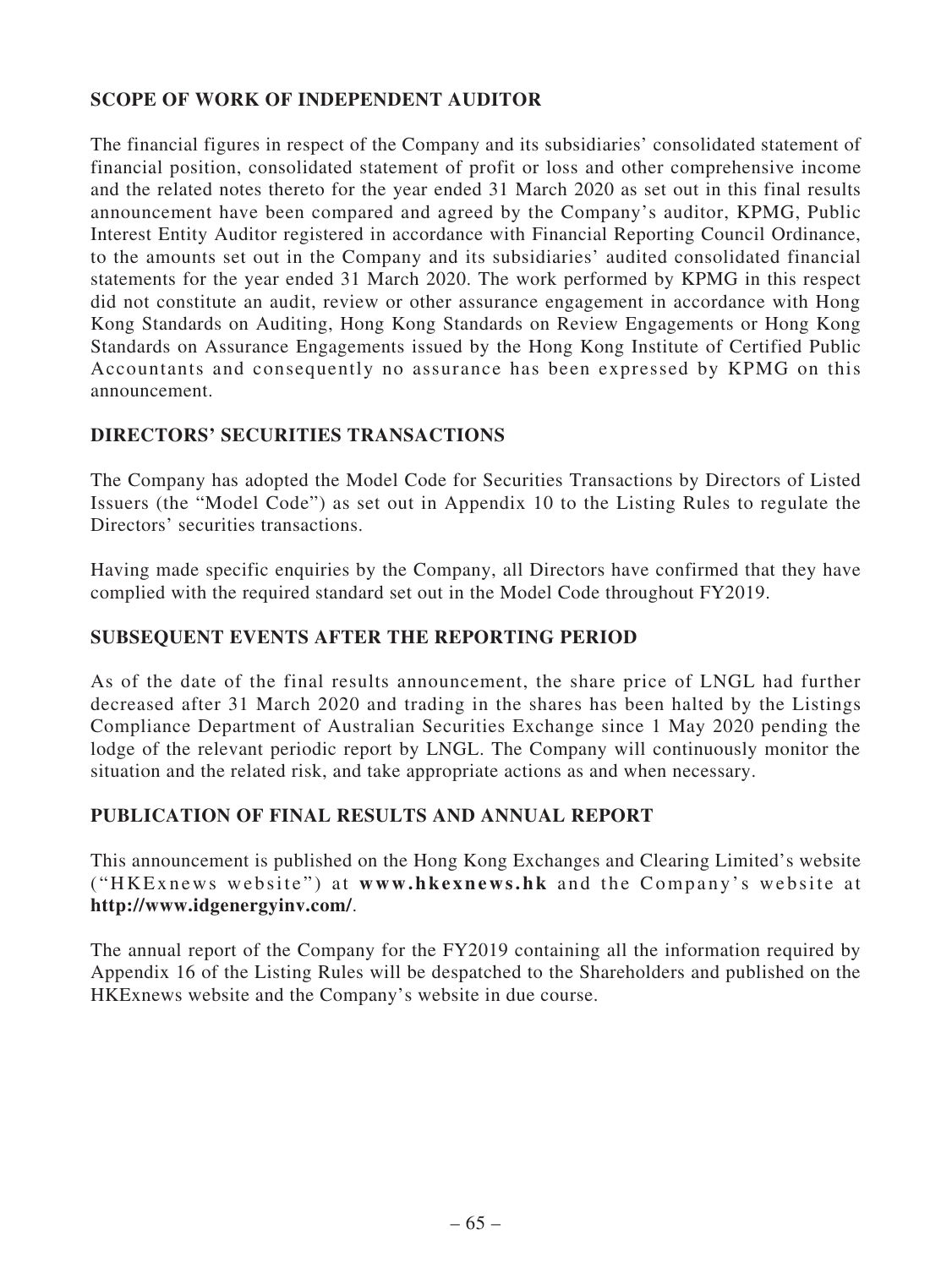## SCOPE OF WORK OF INDEPENDENT AUDITOR

The financial figures in respect of the Company and its subsidiaries' consolidated statement of financial position, consolidated statement of profit or loss and other comprehensive income and the related notes thereto for the year ended 31 March 2020 as set out in this final results announcement have been compared and agreed by the Company's auditor, KPMG, Public Interest Entity Auditor registered in accordance with Financial Reporting Council Ordinance, to the amounts set out in the Company and its subsidiaries' audited consolidated financial statements for the year ended 31 March 2020. The work performed by KPMG in this respect did not constitute an audit, review or other assurance engagement in accordance with Hong Kong Standards on Auditing, Hong Kong Standards on Review Engagements or Hong Kong Standards on Assurance Engagements issued by the Hong Kong Institute of Certified Public Accountants and consequently no assurance has been expressed by KPMG on this announcement.

## DIRECTORS' SECURITIES TRANSACTIONS

The Company has adopted the Model Code for Securities Transactions by Directors of Listed Issuers (the "Model Code") as set out in Appendix 10 to the Listing Rules to regulate the Directors' securities transactions.

Having made specific enquiries by the Company, all Directors have confirmed that they have complied with the required standard set out in the Model Code throughout FY2019.

## SUBSEQUENT EVENTS AFTER THE REPORTING PERIOD

As of the date of the final results announcement, the share price of LNGL had further decreased after 31 March 2020 and trading in the shares has been halted by the Listings Compliance Department of Australian Securities Exchange since 1 May 2020 pending the lodge of the relevant periodic report by LNGL. The Company will continuously monitor the situation and the related risk, and take appropriate actions as and when necessary.

## PUBLICATION OF FINAL RESULTS AND ANNUAL REPORT

This announcement is published on the Hong Kong Exchanges and Clearing Limited's website ("HKExnews website") at **www.hkexnews.hk** and the Company's website at **http://www.idgenergyinv.com/**.

The annual report of the Company for the FY2019 containing all the information required by Appendix 16 of the Listing Rules will be despatched to the Shareholders and published on the HKExnews website and the Company's website in due course.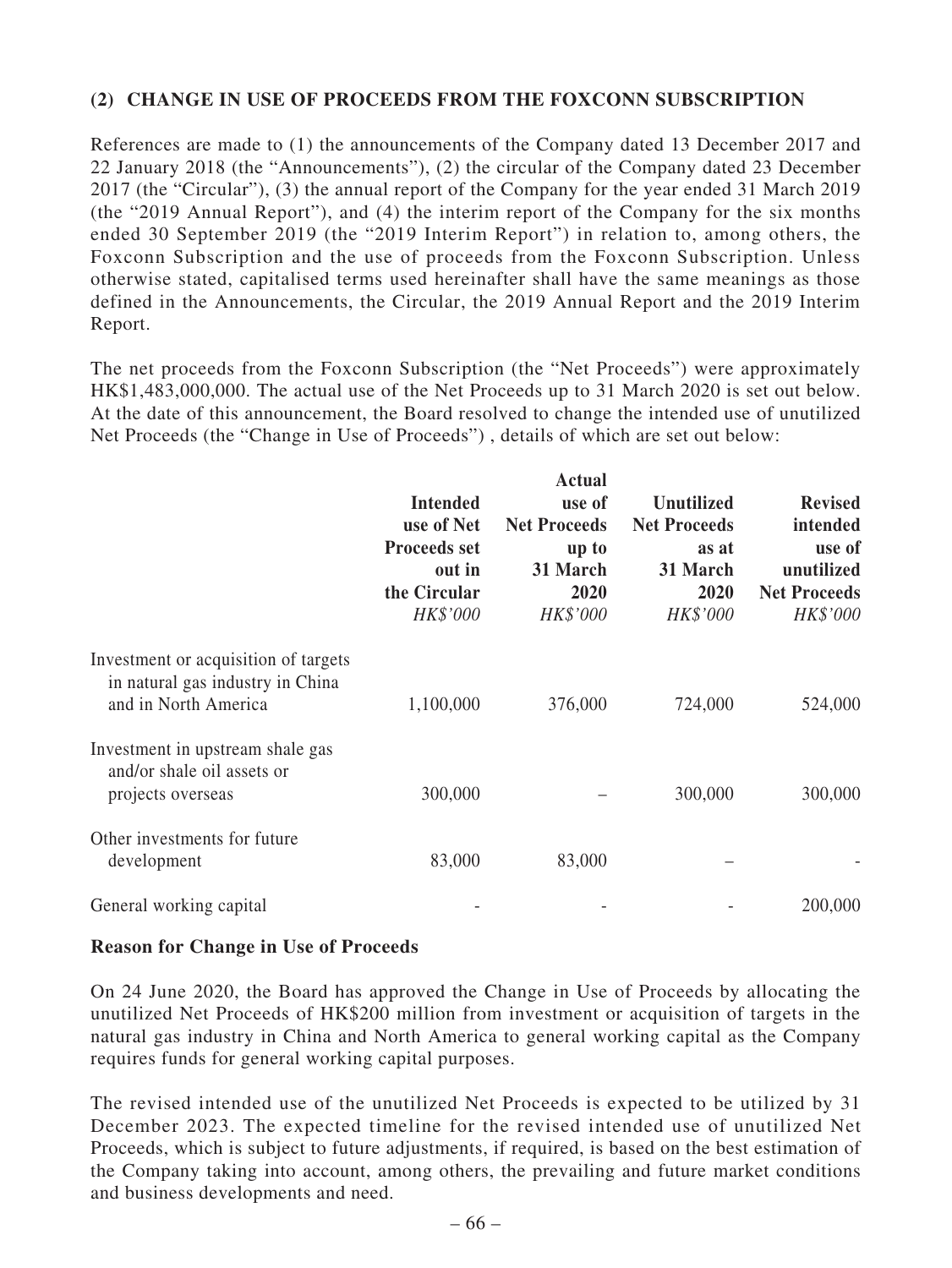## (2) CHANGE IN USE OF PROCEEDS FROM THE FOXCONN SUBSCRIPTION

References are made to (1) the announcements of the Company dated 13 December 2017 and 22 January 2018 (the "Announcements"), (2) the circular of the Company dated 23 December 2017 (the "Circular"), (3) the annual report of the Company for the year ended 31 March 2019 (the "2019 Annual Report"), and (4) the interim report of the Company for the six months ended 30 September 2019 (the "2019 Interim Report") in relation to, among others, the Foxconn Subscription and the use of proceeds from the Foxconn Subscription. Unless otherwise stated, capitalised terms used hereinafter shall have the same meanings as those defined in the Announcements, the Circular, the 2019 Annual Report and the 2019 Interim Report.

The net proceeds from the Foxconn Subscription (the "Net Proceeds") were approximately HK$1,483,000,000. The actual use of the Net Proceeds up to 31 March 2020 is set out below. At the date of this announcement, the Board resolved to change the intended use of unutilized Net Proceeds (the "Change in Use of Proceeds") , details of which are set out below:

| | **Intended use of Net Proceeds set out in the Circular** *HK$'000* | **Actual use of Net Proceeds up to 31 March 2020** *HK$'000* | **Unutilized Net Proceeds as at 31 March 2020** *HK$'000* | **Revised intended use of unutilized Net Proceeds** *HK$'000* |
|---|---|---|---|---|
| Investment or acquisition of targets in natural gas industry in China and in North America | 1,100,000 | 376,000 | 724,000 | 524,000 |
| Investment in upstream shale gas and/or shale oil assets or projects overseas | 300,000 | – | 300,000 | 300,000 |
| Other investments for future development | 83,000 | 83,000 | – | - |
| General working capital | - | - | - | 200,000 |

### Reason for Change in Use of Proceeds

On 24 June 2020, the Board has approved the Change in Use of Proceeds by allocating the unutilized Net Proceeds of HK$200 million from investment or acquisition of targets in the natural gas industry in China and North America to general working capital as the Company requires funds for general working capital purposes.

The revised intended use of the unutilized Net Proceeds is expected to be utilized by 31 December 2023. The expected timeline for the revised intended use of unutilized Net Proceeds, which is subject to future adjustments, if required, is based on the best estimation of the Company taking into account, among others, the prevailing and future market conditions and business developments and need.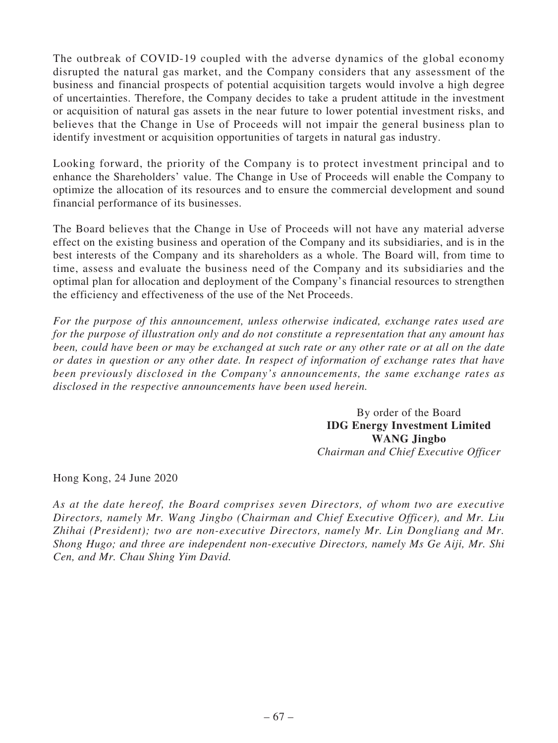The outbreak of COVID-19 coupled with the adverse dynamics of the global economy disrupted the natural gas market, and the Company considers that any assessment of the business and financial prospects of potential acquisition targets would involve a high degree of uncertainties. Therefore, the Company decides to take a prudent attitude in the investment or acquisition of natural gas assets in the near future to lower potential investment risks, and believes that the Change in Use of Proceeds will not impair the general business plan to identify investment or acquisition opportunities of targets in natural gas industry.

Looking forward, the priority of the Company is to protect investment principal and to enhance the Shareholders' value. The Change in Use of Proceeds will enable the Company to optimize the allocation of its resources and to ensure the commercial development and sound financial performance of its businesses.

The Board believes that the Change in Use of Proceeds will not have any material adverse effect on the existing business and operation of the Company and its subsidiaries, and is in the best interests of the Company and its shareholders as a whole. The Board will, from time to time, assess and evaluate the business need of the Company and its subsidiaries and the optimal plan for allocation and deployment of the Company's financial resources to strengthen the efficiency and effectiveness of the use of the Net Proceeds.

*For the purpose of this announcement, unless otherwise indicated, exchange rates used are for the purpose of illustration only and do not constitute a representation that any amount has been, could have been or may be exchanged at such rate or any other rate or at all on the date or dates in question or any other date. In respect of information of exchange rates that have been previously disclosed in the Company's announcements, the same exchange rates as disclosed in the respective announcements have been used herein.*

By order of the Board
**IDG Energy Investment Limited**
**WANG Jingbo**
*Chairman and Chief Executive Officer*

Hong Kong, 24 June 2020

*As at the date hereof, the Board comprises seven Directors, of whom two are executive Directors, namely Mr. Wang Jingbo (Chairman and Chief Executive Officer), and Mr. Liu Zhihai (President); two are non-executive Directors, namely Mr. Lin Dongliang and Mr. Shong Hugo; and three are independent non-executive Directors, namely Ms Ge Aiji, Mr. Shi Cen, and Mr. Chau Shing Yim David.*